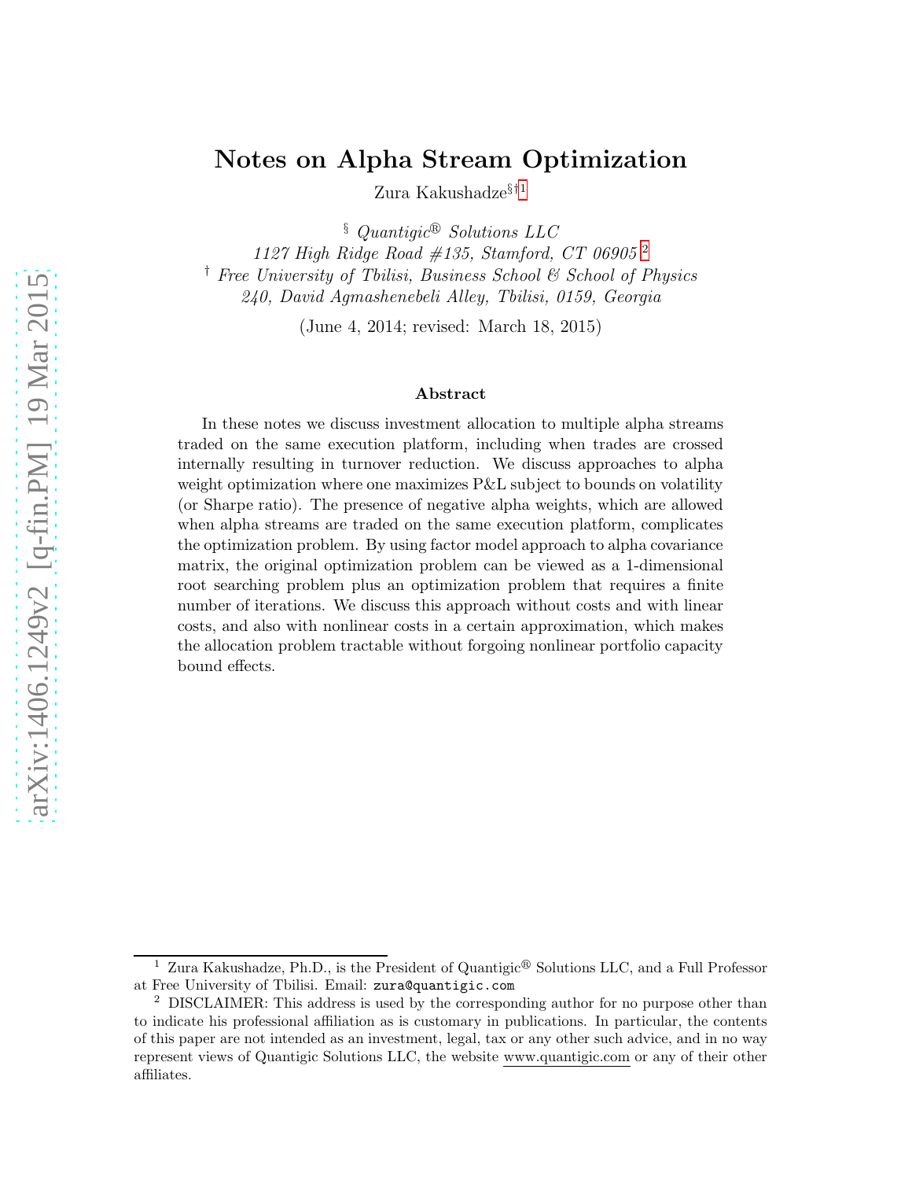# Notes on Alpha Stream Optimization

Zura Kakushadze[§][†][1]

[§] *Quantigic® Solutions LLC*
*1127 High Ridge Road #135, Stamford, CT 06905* [2]

[†] *Free University of Tbilisi, Business School & School of Physics*
*240, David Agmashenebeli Alley, Tbilisi, 0159, Georgia*

(June 4, 2014; revised: March 18, 2015)

### Abstract

In these notes we discuss investment allocation to multiple alpha streams traded on the same execution platform, including when trades are crossed internally resulting in turnover reduction. We discuss approaches to alpha weight optimization where one maximizes P&L subject to bounds on volatility (or Sharpe ratio). The presence of negative alpha weights, which are allowed when alpha streams are traded on the same execution platform, complicates the optimization problem. By using factor model approach to alpha covariance matrix, the original optimization problem can be viewed as a 1-dimensional root searching problem plus an optimization problem that requires a finite number of iterations. We discuss this approach without costs and with linear costs, and also with nonlinear costs in a certain approximation, which makes the allocation problem tractable without forgoing nonlinear portfolio capacity bound effects.

---

[1] Zura Kakushadze, Ph.D., is the President of Quantigic® Solutions LLC, and a Full Professor at Free University of Tbilisi. Email: zura@quantigic.com

[2] DISCLAIMER: This address is used by the corresponding author for no purpose other than to indicate his professional affiliation as is customary in publications. In particular, the contents of this paper are not intended as an investment, legal, tax or any other such advice, and in no way represent views of Quantigic Solutions LLC, the website www.quantigic.com or any of their other affiliates.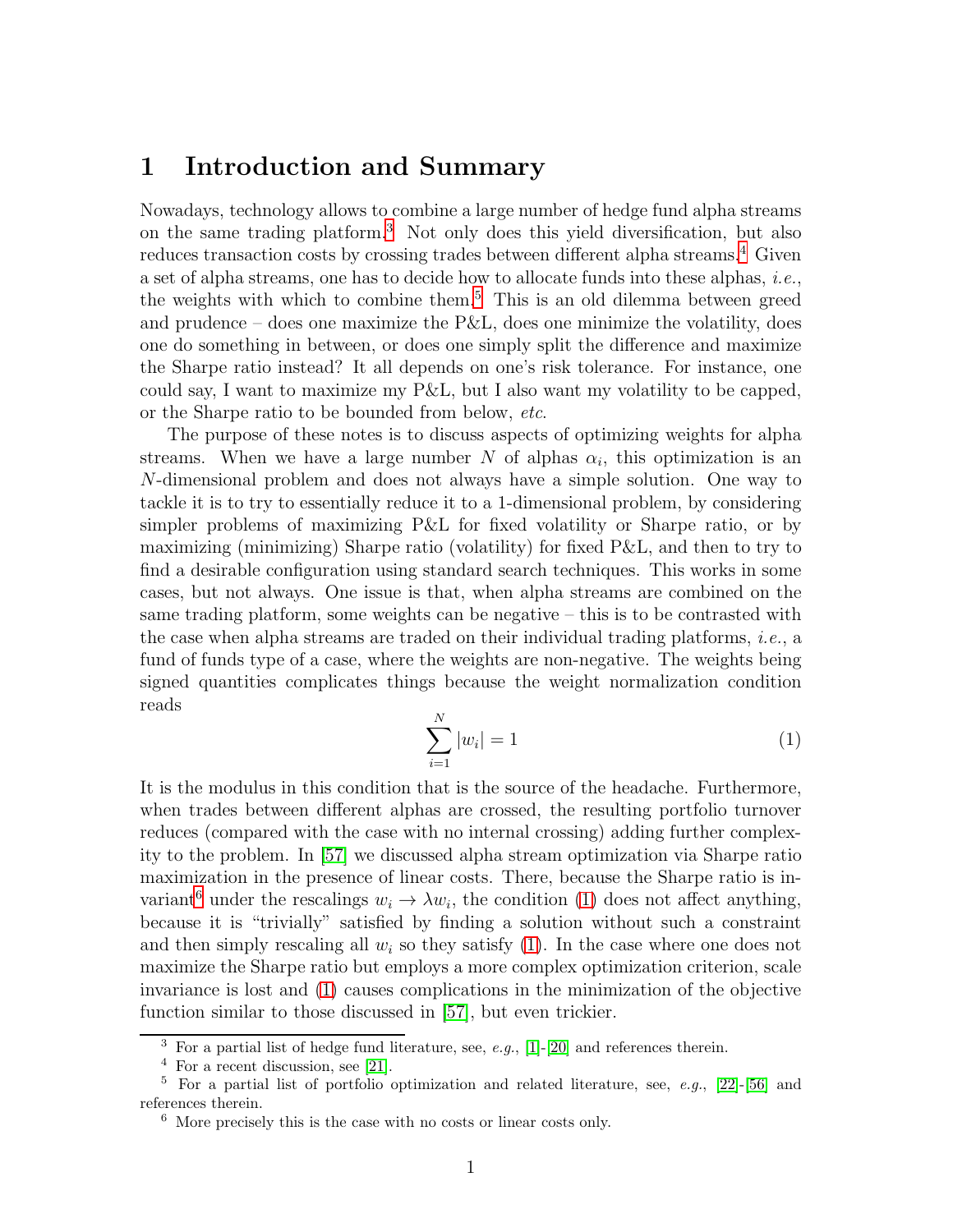# 1 Introduction and Summary

Nowadays, technology allows to combine a large number of hedge fund alpha streams on the same trading platform.[3] Not only does this yield diversification, but also reduces transaction costs by crossing trades between different alpha streams.[4] Given a set of alpha streams, one has to decide how to allocate funds into these alphas, *i.e.*, the weights with which to combine them.[5] This is an old dilemma between greed and prudence – does one maximize the P&L, does one minimize the volatility, does one do something in between, or does one simply split the difference and maximize the Sharpe ratio instead? It all depends on one's risk tolerance. For instance, one could say, I want to maximize my P&L, but I also want my volatility to be capped, or the Sharpe ratio to be bounded from below, *etc*.

The purpose of these notes is to discuss aspects of optimizing weights for alpha streams. When we have a large number $N$ of alphas $\alpha_i$, this optimization is an $N$-dimensional problem and does not always have a simple solution. One way to tackle it is to try to essentially reduce it to a 1-dimensional problem, by considering simpler problems of maximizing P&L for fixed volatility or Sharpe ratio, or by maximizing (minimizing) Sharpe ratio (volatility) for fixed P&L, and then to try to find a desirable configuration using standard search techniques. This works in some cases, but not always. One issue is that, when alpha streams are combined on the same trading platform, some weights can be negative – this is to be contrasted with the case when alpha streams are traded on their individual trading platforms, *i.e.*, a fund of funds type of a case, where the weights are non-negative. The weights being signed quantities complicates things because the weight normalization condition reads

$$\sum_{i=1}^{N} |w_i| = 1 \tag{1}$$

It is the modulus in this condition that is the source of the headache. Furthermore, when trades between different alphas are crossed, the resulting portfolio turnover reduces (compared with the case with no internal crossing) adding further complexity to the problem. In [57] we discussed alpha stream optimization via Sharpe ratio maximization in the presence of linear costs. There, because the Sharpe ratio is invariant[6] under the rescalings $w_i \to \lambda w_i$, the condition (1) does not affect anything, because it is "trivially" satisfied by finding a solution without such a constraint and then simply rescaling all $w_i$ so they satisfy (1). In the case where one does not maximize the Sharpe ratio but employs a more complex optimization criterion, scale invariance is lost and (1) causes complications in the minimization of the objective function similar to those discussed in [57], but even trickier.

[3] For a partial list of hedge fund literature, see, *e.g.*, [1]-[20] and references therein.

[4] For a recent discussion, see [21].

[5] For a partial list of portfolio optimization and related literature, see, *e.g.*, [22]-[56] and references therein.

[6] More precisely this is the case with no costs or linear costs only.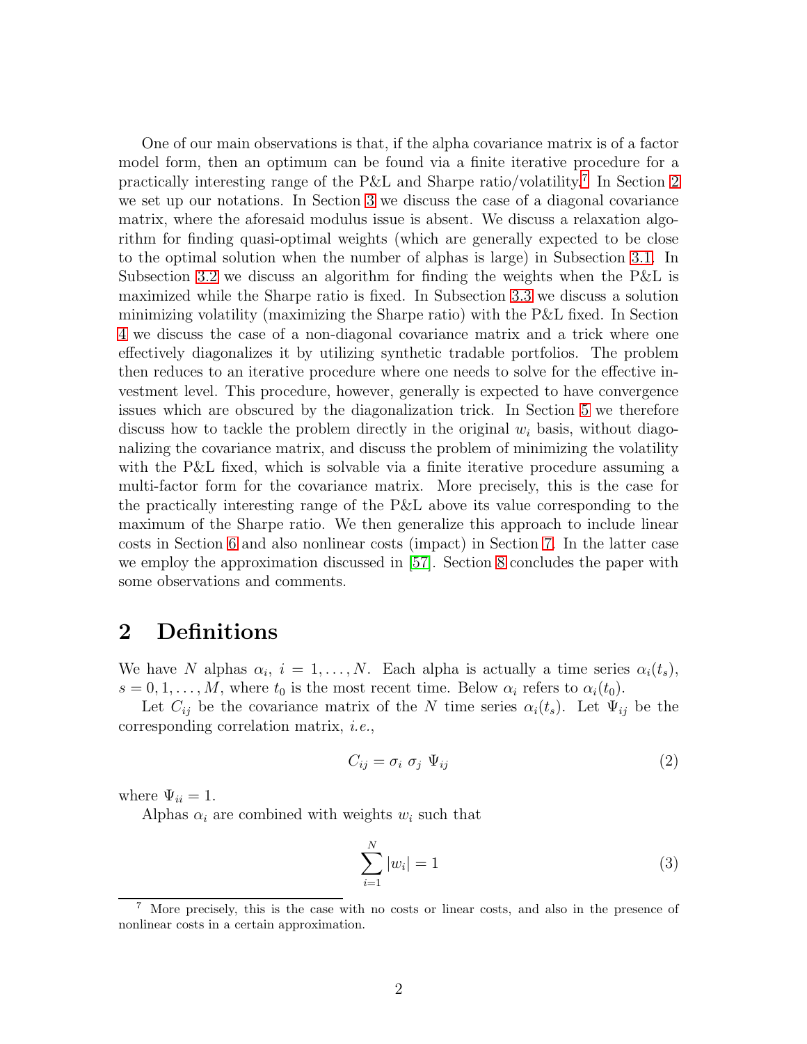One of our main observations is that, if the alpha covariance matrix is of a factor model form, then an optimum can be found via a finite iterative procedure for a practically interesting range of the P&L and Sharpe ratio/volatility.[7] In Section 2 we set up our notations. In Section 3 we discuss the case of a diagonal covariance matrix, where the aforesaid modulus issue is absent. We discuss a relaxation algorithm for finding quasi-optimal weights (which are generally expected to be close to the optimal solution when the number of alphas is large) in Subsection 3.1. In Subsection 3.2 we discuss an algorithm for finding the weights when the P&L is maximized while the Sharpe ratio is fixed. In Subsection 3.3 we discuss a solution minimizing volatility (maximizing the Sharpe ratio) with the P&L fixed. In Section 4 we discuss the case of a non-diagonal covariance matrix and a trick where one effectively diagonalizes it by utilizing synthetic tradable portfolios. The problem then reduces to an iterative procedure where one needs to solve for the effective investment level. This procedure, however, generally is expected to have convergence issues which are obscured by the diagonalization trick. In Section 5 we therefore discuss how to tackle the problem directly in the original $w_i$ basis, without diagonalizing the covariance matrix, and discuss the problem of minimizing the volatility with the P&L fixed, which is solvable via a finite iterative procedure assuming a multi-factor form for the covariance matrix. More precisely, this is the case for the practically interesting range of the P&L above its value corresponding to the maximum of the Sharpe ratio. We then generalize this approach to include linear costs in Section 6 and also nonlinear costs (impact) in Section 7. In the latter case we employ the approximation discussed in [57]. Section 8 concludes the paper with some observations and comments.

## 2 Definitions

We have $N$ alphas $\alpha_i$, $i = 1, \dots, N$. Each alpha is actually a time series $\alpha_i(t_s)$, $s = 0, 1, \dots, M$, where $t_0$ is the most recent time. Below $\alpha_i$ refers to $\alpha_i(t_0)$.

Let $C_{ij}$ be the covariance matrix of the $N$ time series $\alpha_i(t_s)$. Let $\Psi_{ij}$ be the corresponding correlation matrix, *i.e.*,

$$C_{ij} = \sigma_i \; \sigma_j \; \Psi_{ij} \tag{2}$$

where $\Psi_{ii} = 1$.

Alphas $\alpha_i$ are combined with weights $w_i$ such that

$$\sum_{i=1}^{N} |w_i| = 1 \tag{3}$$

[7] More precisely, this is the case with no costs or linear costs, and also in the presence of nonlinear costs in a certain approximation.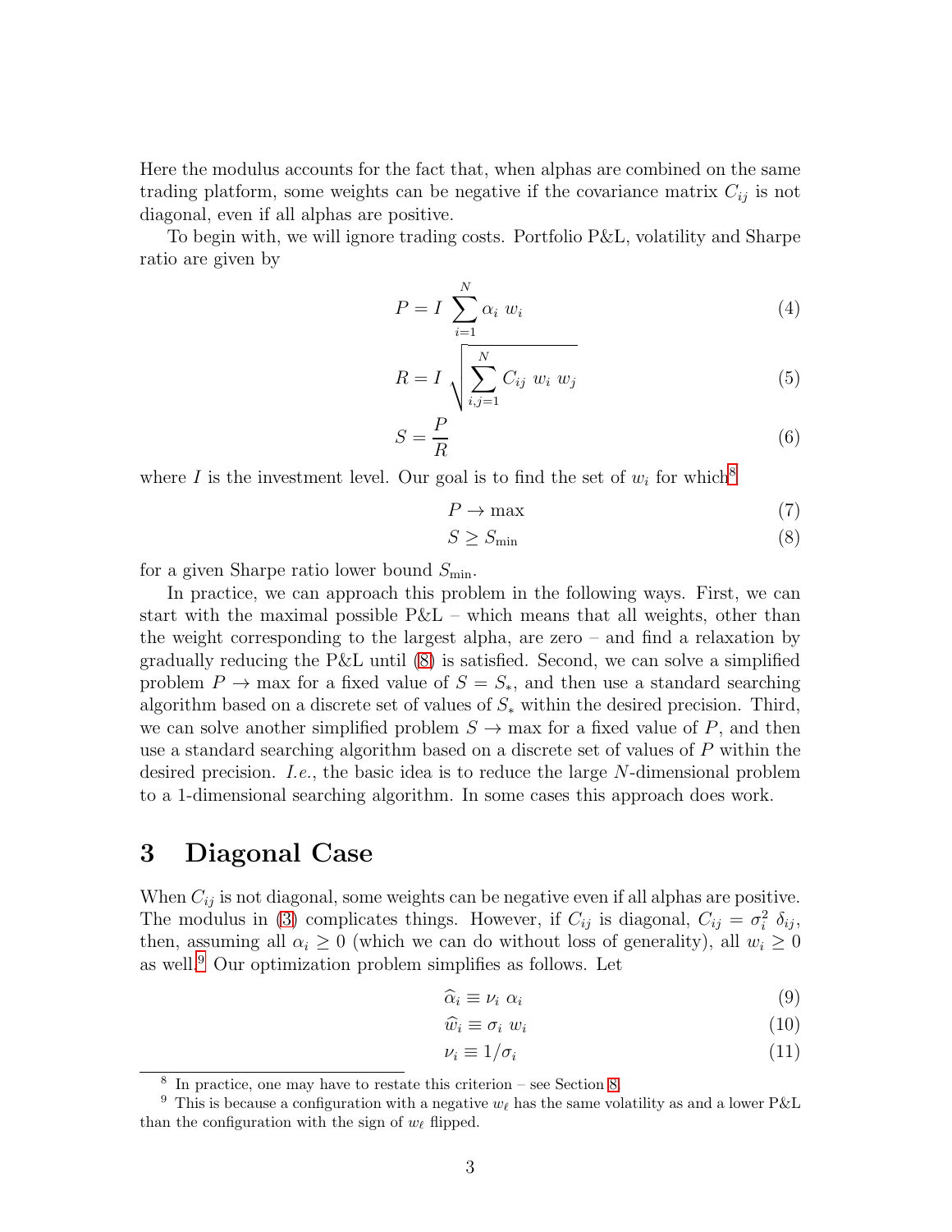Here the modulus accounts for the fact that, when alphas are combined on the same trading platform, some weights can be negative if the covariance matrix $C_{ij}$ is not diagonal, even if all alphas are positive.

To begin with, we will ignore trading costs. Portfolio P&L, volatility and Sharpe ratio are given by

$$P = I \sum_{i=1}^{N} \alpha_i \; w_i \tag{4}$$

$$R = I \sqrt{\sum_{i,j=1}^{N} C_{ij} \; w_i \; w_j} \tag{5}$$

$$S = \frac{P}{R} \tag{6}$$

where $I$ is the investment level. Our goal is to find the set of $w_i$ for which[8]

$$P \to \max \tag{7}$$

$$S \geq S_{\min} \tag{8}$$

for a given Sharpe ratio lower bound $S_{\min}$.

In practice, we can approach this problem in the following ways. First, we can start with the maximal possible P&L – which means that all weights, other than the weight corresponding to the largest alpha, are zero – and find a relaxation by gradually reducing the P&L until (8) is satisfied. Second, we can solve a simplified problem $P \to \max$ for a fixed value of $S = S_*$, and then use a standard searching algorithm based on a discrete set of values of $S_*$ within the desired precision. Third, we can solve another simplified problem $S \to \max$ for a fixed value of $P$, and then use a standard searching algorithm based on a discrete set of values of $P$ within the desired precision. *I.e.*, the basic idea is to reduce the large $N$-dimensional problem to a 1-dimensional searching algorithm. In some cases this approach does work.

## 3 Diagonal Case

When $C_{ij}$ is not diagonal, some weights can be negative even if all alphas are positive. The modulus in (3) complicates things. However, if $C_{ij}$ is diagonal, $C_{ij} = \sigma_i^2 \; \delta_{ij}$, then, assuming all $\alpha_i \geq 0$ (which we can do without loss of generality), all $w_i \geq 0$ as well.[9] Our optimization problem simplifies as follows. Let

$$\widehat{\alpha}_i \equiv \nu_i \; \alpha_i \tag{9}$$

$$\widehat{w}_i \equiv \sigma_i \; w_i \tag{10}$$

$$\nu_i \equiv 1/\sigma_i \tag{11}$$

[8] In practice, one may have to restate this criterion – see Section 8.

[9] This is because a configuration with a negative $w_\ell$ has the same volatility as and a lower P&L than the configuration with the sign of $w_\ell$ flipped.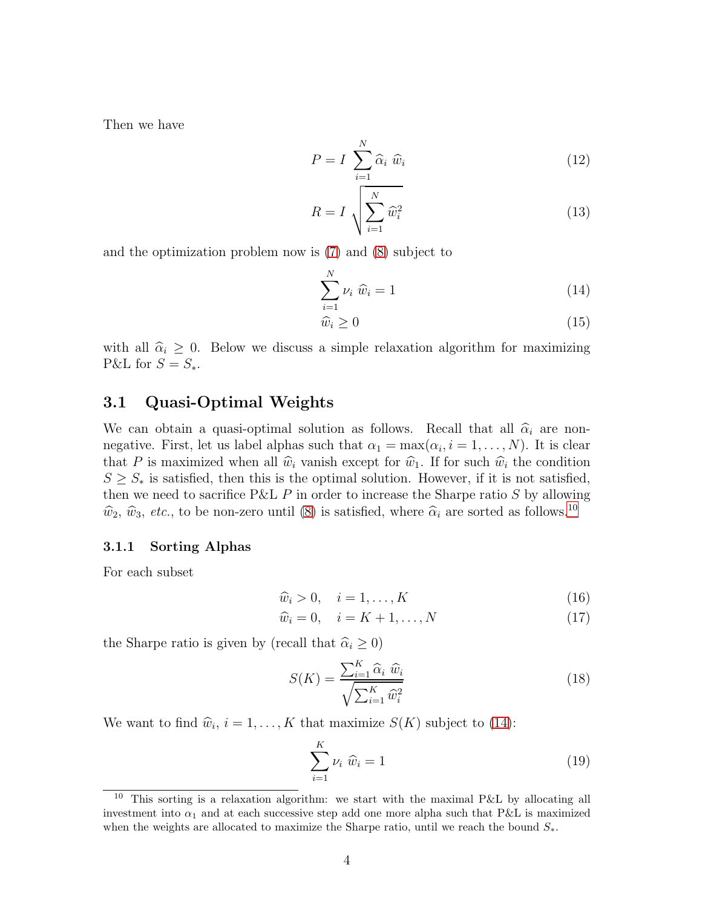Then we have

$$P = I \sum_{i=1}^{N} \widehat{\alpha}_i \ \widehat{w}_i \tag{12}$$

$$R = I \sqrt{\sum_{i=1}^{N} \widehat{w}_i^2} \tag{13}$$

and the optimization problem now is (7) and (8) subject to

$$\sum_{i=1}^{N} \nu_i \ \widehat{w}_i = 1 \tag{14}$$

$$\widehat{w}_i \geq 0 \tag{15}$$

with all $\widehat{\alpha}_i \geq 0$. Below we discuss a simple relaxation algorithm for maximizing P&L for $S = S_*$.

## 3.1 Quasi-Optimal Weights

We can obtain a quasi-optimal solution as follows. Recall that all $\widehat{\alpha}_i$ are non-negative. First, let us label alphas such that $\alpha_1 = \max(\alpha_i, i = 1, \dots, N)$. It is clear that $P$ is maximized when all $\widehat{w}_i$ vanish except for $\widehat{w}_1$. If for such $\widehat{w}_i$ the condition $S \geq S_*$ is satisfied, then this is the optimal solution. However, if it is not satisfied, then we need to sacrifice P&L $P$ in order to increase the Sharpe ratio $S$ by allowing $\widehat{w}_2$, $\widehat{w}_3$, *etc.*, to be non-zero until (8) is satisfied, where $\widehat{\alpha}_i$ are sorted as follows.[10]

### 3.1.1 Sorting Alphas

For each subset

$$\widehat{w}_i > 0, \quad i = 1, \dots, K \tag{16}$$

$$\widehat{w}_i = 0, \quad i = K+1, \dots, N \tag{17}$$

the Sharpe ratio is given by (recall that $\widehat{\alpha}_i \geq 0$)

$$S(K) = \frac{\sum_{i=1}^{K} \widehat{\alpha}_i \ \widehat{w}_i}{\sqrt{\sum_{i=1}^{K} \widehat{w}_i^2}} \tag{18}$$

We want to find $\widehat{w}_i$, $i = 1, \dots, K$ that maximize $S(K)$ subject to (14):

$$\sum_{i=1}^{K} \nu_i \ \widehat{w}_i = 1 \tag{19}$$

[10] This sorting is a relaxation algorithm: we start with the maximal P&L by allocating all investment into $\alpha_1$ and at each successive step add one more alpha such that P&L is maximized when the weights are allocated to maximize the Sharpe ratio, until we reach the bound $S_*$.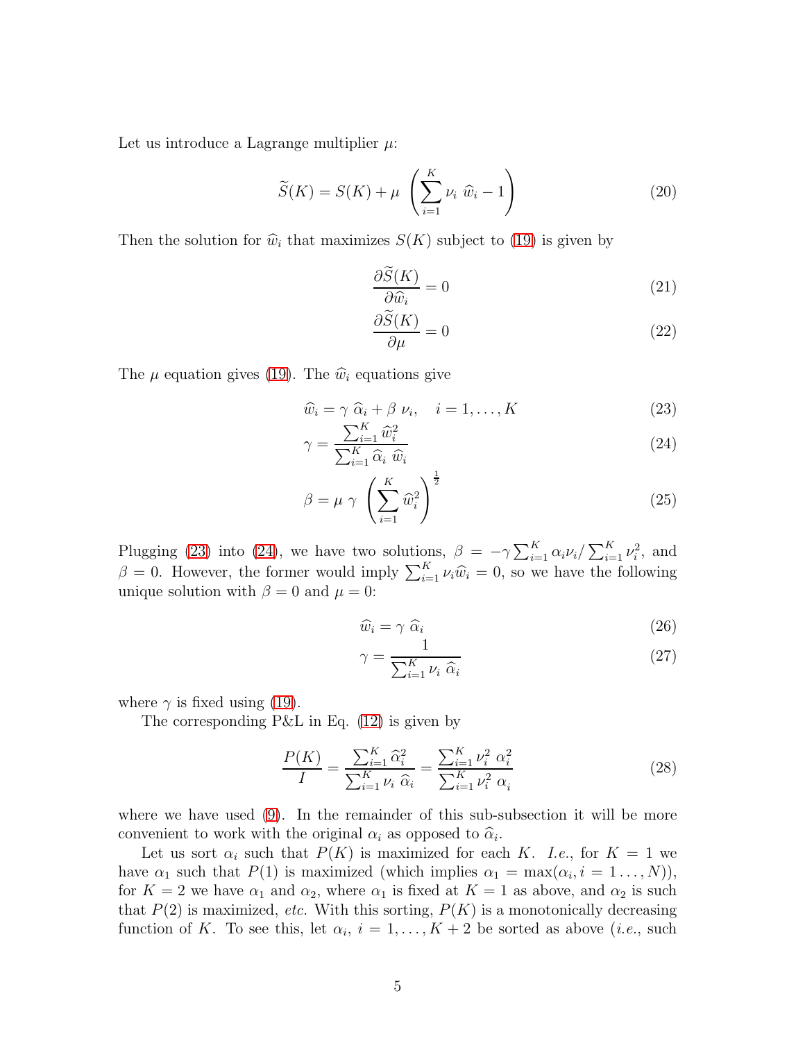Let us introduce a Lagrange multiplier $\mu$:

$$\widetilde{S}(K) = S(K) + \mu \left( \sum_{i=1}^{K} \nu_i \; \widehat{w}_i - 1 \right) \tag{20}$$

Then the solution for $\widehat{w}_i$ that maximizes $S(K)$ subject to (19) is given by

$$\frac{\partial \widetilde{S}(K)}{\partial \widehat{w}_i} = 0 \tag{21}$$

$$\frac{\partial \widetilde{S}(K)}{\partial \mu} = 0 \tag{22}$$

The $\mu$ equation gives (19). The $\widehat{w}_i$ equations give

$$\widehat{w}_i = \gamma \; \widehat{\alpha}_i + \beta \; \nu_i, \quad i = 1, \dots, K \tag{23}$$

$$\gamma = \frac{\sum_{i=1}^{K} \widehat{w}_i^2}{\sum_{i=1}^{K} \widehat{\alpha}_i \; \widehat{w}_i} \tag{24}$$

$$\beta = \mu \; \gamma \; \left( \sum_{i=1}^{K} \widehat{w}_i^2 \right)^{\frac{1}{2}} \tag{25}$$

Plugging (23) into (24), we have two solutions, $\beta = -\gamma \sum_{i=1}^{K} \alpha_i \nu_i / \sum_{i=1}^{K} \nu_i^2$, and $\beta = 0$. However, the former would imply $\sum_{i=1}^{K} \nu_i \widehat{w}_i = 0$, so we have the following unique solution with $\beta = 0$ and $\mu = 0$:

$$\widehat{w}_i = \gamma \; \widehat{\alpha}_i \tag{26}$$

$$\gamma = \frac{1}{\sum_{i=1}^{K} \nu_i \; \widehat{\alpha}_i} \tag{27}$$

where $\gamma$ is fixed using (19).

The corresponding P&L in Eq. (12) is given by

$$\frac{P(K)}{I} = \frac{\sum_{i=1}^{K} \widehat{\alpha}_i^2}{\sum_{i=1}^{K} \nu_i \; \widehat{\alpha}_i} = \frac{\sum_{i=1}^{K} \nu_i^2 \; \alpha_i^2}{\sum_{i=1}^{K} \nu_i^2 \; \alpha_i} \tag{28}$$

where we have used (9). In the remainder of this sub-subsection it will be more convenient to work with the original $\alpha_i$ as opposed to $\widehat{\alpha}_i$.

Let us sort $\alpha_i$ such that $P(K)$ is maximized for each $K$. *I.e.*, for $K = 1$ we have $\alpha_1$ such that $P(1)$ is maximized (which implies $\alpha_1 = \max(\alpha_i, i = 1 \dots, N)$), for $K = 2$ we have $\alpha_1$ and $\alpha_2$, where $\alpha_1$ is fixed at $K = 1$ as above, and $\alpha_2$ is such that $P(2)$ is maximized, *etc.* With this sorting, $P(K)$ is a monotonically decreasing function of $K$. To see this, let $\alpha_i$, $i = 1, \dots, K+2$ be sorted as above (*i.e.*, such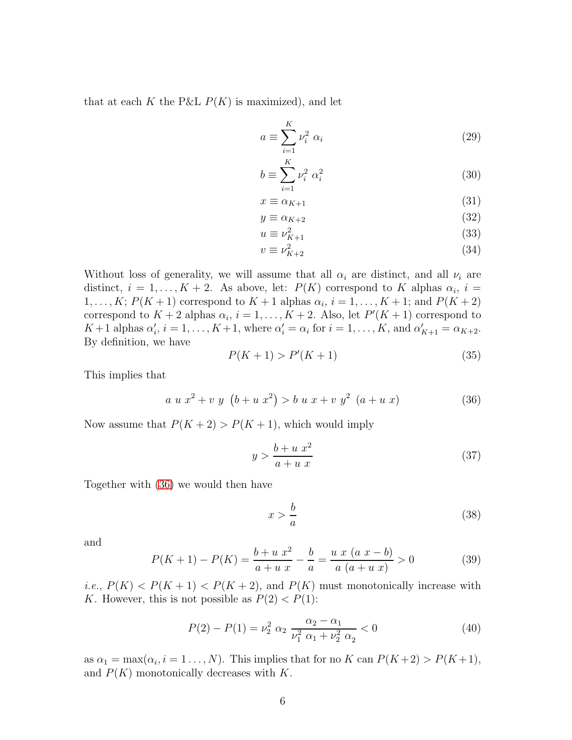that at each $K$ the P&L $P(K)$ is maximized), and let

$$a \equiv \sum_{i=1}^{K} \nu_i^2 \ \alpha_i \tag{29}$$

$$b \equiv \sum_{i=1}^{K} \nu_i^2 \ \alpha_i^2 \tag{30}$$

$$x \equiv \alpha_{K+1} \tag{31}$$

$$y \equiv \alpha_{K+2} \tag{32}$$

$$u \equiv \nu_{K+1}^2 \tag{33}$$

$$v \equiv \nu_{K+2}^2 \tag{34}$$

Without loss of generality, we will assume that all $\alpha_i$ are distinct, and all $\nu_i$ are distinct, $i = 1, \dots, K+2$. As above, let: $P(K)$ correspond to $K$ alphas $\alpha_i$, $i = 1, \dots, K$; $P(K+1)$ correspond to $K+1$ alphas $\alpha_i$, $i = 1, \dots, K+1$; and $P(K+2)$ correspond to $K+2$ alphas $\alpha_i$, $i = 1, \dots, K+2$. Also, let $P'(K+1)$ correspond to $K+1$ alphas $\alpha'_i$, $i = 1, \dots, K+1$, where $\alpha'_i = \alpha_i$ for $i = 1, \dots, K$, and $\alpha'_{K+1} = \alpha_{K+2}$. By definition, we have

$$P(K+1) > P'(K+1) \tag{35}$$

This implies that

$$a \ u \ x^2 + v \ y \ \left(b + u \ x^2\right) > b \ u \ x + v \ y^2 \ (a + u \ x) \tag{36}$$

Now assume that $P(K+2) > P(K+1)$, which would imply

$$y > \frac{b + u \ x^2}{a + u \ x} \tag{37}$$

Together with (36) we would then have

$$x > \frac{b}{a} \tag{38}$$

and

$$P(K+1) - P(K) = \frac{b + u \ x^2}{a + u \ x} - \frac{b}{a} = \frac{u \ x \ (a \ x - b)}{a \ (a + u \ x)} > 0 \tag{39}$$

*i.e.*, $P(K) < P(K+1) < P(K+2)$, and $P(K)$ must monotonically increase with $K$. However, this is not possible as $P(2) < P(1)$:

$$P(2) - P(1) = \nu_2^2 \ \alpha_2 \ \frac{\alpha_2 - \alpha_1}{\nu_1^2 \ \alpha_1 + \nu_2^2 \ \alpha_2} < 0 \tag{40}$$

as $\alpha_1 = \max(\alpha_i, i = 1 \dots, N)$. This implies that for no $K$ can $P(K+2) > P(K+1)$, and $P(K)$ monotonically decreases with $K$.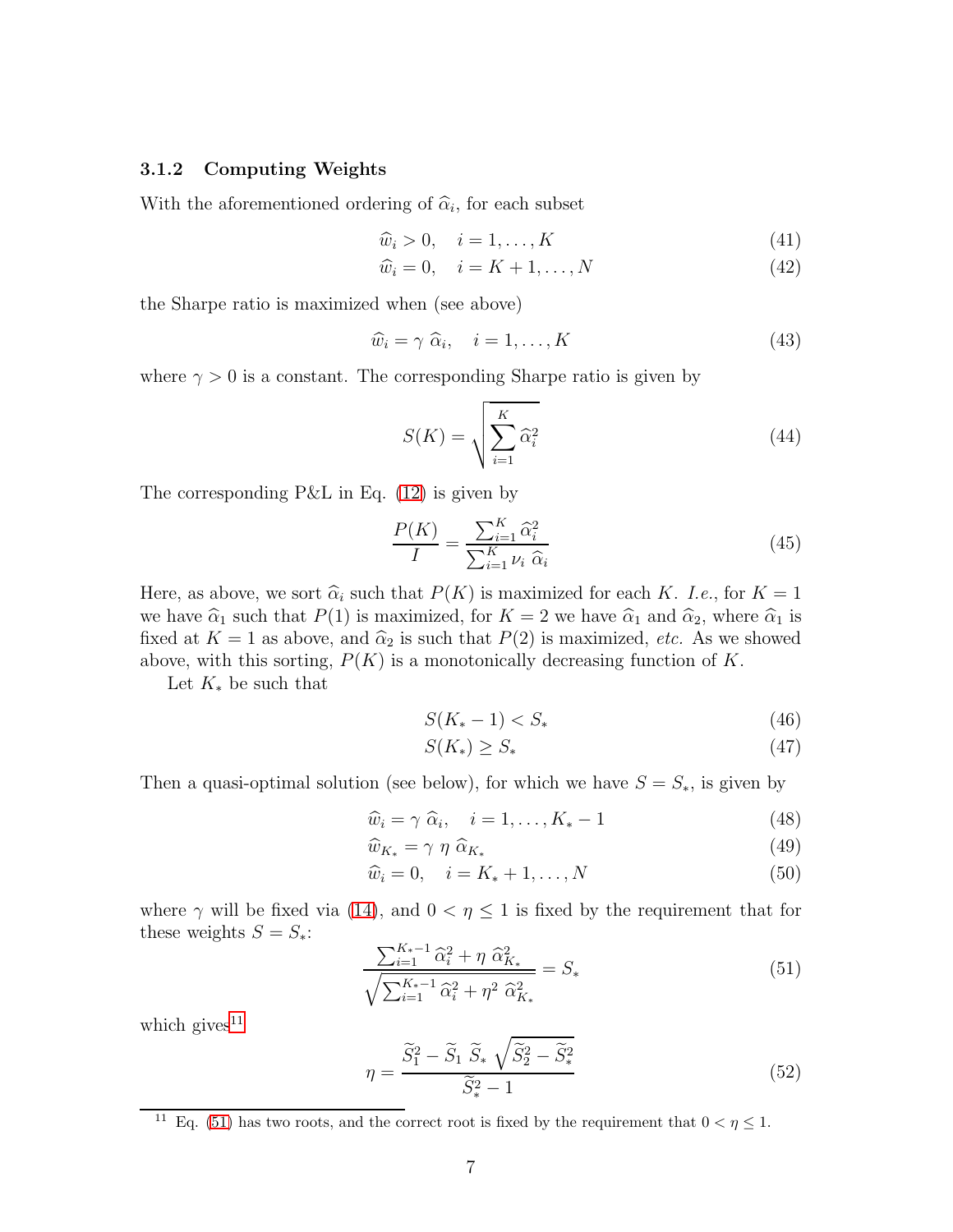### 3.1.2 Computing Weights

With the aforementioned ordering of $\widehat{\alpha}_i$, for each subset

$$\widehat{w}_i > 0, \quad i = 1, \dots, K \tag{41}$$

$$\widehat{w}_i = 0, \quad i = K+1, \dots, N \tag{42}$$

the Sharpe ratio is maximized when (see above)

$$\widehat{w}_i = \gamma\ \widehat{\alpha}_i, \quad i = 1, \dots, K \tag{43}$$

where $\gamma > 0$ is a constant. The corresponding Sharpe ratio is given by

$$S(K) = \sqrt{\sum_{i=1}^{K} \widehat{\alpha}_i^2} \tag{44}$$

The corresponding P&L in Eq. (12) is given by

$$\frac{P(K)}{I} = \frac{\sum_{i=1}^{K} \widehat{\alpha}_i^2}{\sum_{i=1}^{K} \nu_i\ \widehat{\alpha}_i} \tag{45}$$

Here, as above, we sort $\widehat{\alpha}_i$ such that $P(K)$ is maximized for each $K$. *I.e.*, for $K = 1$ we have $\widehat{\alpha}_1$ such that $P(1)$ is maximized, for $K = 2$ we have $\widehat{\alpha}_1$ and $\widehat{\alpha}_2$, where $\widehat{\alpha}_1$ is fixed at $K = 1$ as above, and $\widehat{\alpha}_2$ is such that $P(2)$ is maximized, *etc.* As we showed above, with this sorting, $P(K)$ is a monotonically decreasing function of $K$.

Let $K_*$ be such that

$$S(K_* - 1) < S_* \tag{46}$$

$$S(K_*) \geq S_* \tag{47}$$

Then a quasi-optimal solution (see below), for which we have $S = S_*$, is given by

$$\widehat{w}_i = \gamma\ \widehat{\alpha}_i, \quad i = 1, \dots, K_* - 1 \tag{48}$$

$$\widehat{w}_{K_*} = \gamma\ \eta\ \widehat{\alpha}_{K_*} \tag{49}$$

$$\widehat{w}_i = 0, \quad i = K_* + 1, \dots, N \tag{50}$$

where $\gamma$ will be fixed via (14), and $0 < \eta \leq 1$ is fixed by the requirement that for these weights $S = S_*$:

$$\frac{\sum_{i=1}^{K_*-1} \widehat{\alpha}_i^2 + \eta\ \widehat{\alpha}_{K_*}^2}{\sqrt{\sum_{i=1}^{K_*-1} \widehat{\alpha}_i^2 + \eta^2\ \widehat{\alpha}_{K_*}^2}} = S_* \tag{51}$$

which gives[11]

$$\eta = \frac{\widetilde{S}_1^2 - \widetilde{S}_1\ \widetilde{S}_*\ \sqrt{\widetilde{S}_2^2 - \widetilde{S}_*^2}}{\widetilde{S}_*^2 - 1} \tag{52}$$

[11] Eq. (51) has two roots, and the correct root is fixed by the requirement that $0 < \eta \leq 1$.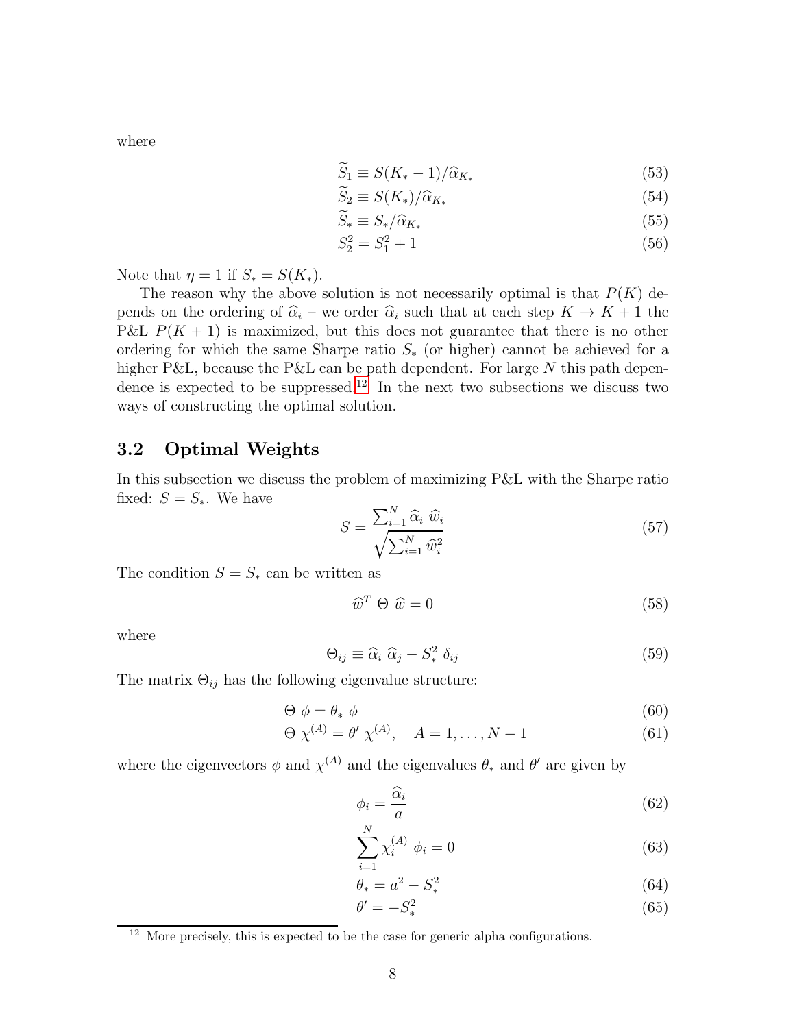where

$$\widetilde{S}_1 \equiv S(K_* - 1)/\widehat{\alpha}_{K_*} \tag{53}$$

$$\widetilde{S}_2 \equiv S(K_*)/\widehat{\alpha}_{K_*} \tag{54}$$

$$\widetilde{S}_* \equiv S_*/\widehat{\alpha}_{K_*} \tag{55}$$

$$S_2^2 = S_1^2 + 1 \tag{56}$$

Note that $\eta = 1$ if $S_* = S(K_*)$.

The reason why the above solution is not necessarily optimal is that $P(K)$ depends on the ordering of $\widehat{\alpha}_i$ – we order $\widehat{\alpha}_i$ such that at each step $K \to K+1$ the P&L $P(K+1)$ is maximized, but this does not guarantee that there is no other ordering for which the same Sharpe ratio $S_*$ (or higher) cannot be achieved for a higher P&L, because the P&L can be path dependent. For large $N$ this path dependence is expected to be suppressed.[12] In the next two subsections we discuss two ways of constructing the optimal solution.

## 3.2 Optimal Weights

In this subsection we discuss the problem of maximizing P&L with the Sharpe ratio fixed: $S = S_*$. We have

$$S = \frac{\sum_{i=1}^N \widehat{\alpha}_i \ \widehat{w}_i}{\sqrt{\sum_{i=1}^N \widehat{w}_i^2}} \tag{57}$$

The condition $S = S_*$ can be written as

$$\widehat{w}^T \ \Theta \ \widehat{w} = 0 \tag{58}$$

where

$$\Theta_{ij} \equiv \widehat{\alpha}_i \ \widehat{\alpha}_j - S_*^2 \ \delta_{ij} \tag{59}$$

The matrix $\Theta_{ij}$ has the following eigenvalue structure:

$$\Theta \ \phi = \theta_* \ \phi \tag{60}$$

$$\Theta \ \chi^{(A)} = \theta' \ \chi^{(A)}, \quad A = 1, \dots, N-1 \tag{61}$$

where the eigenvectors $\phi$ and $\chi^{(A)}$ and the eigenvalues $\theta_*$ and $\theta'$ are given by

$$\phi_i = \frac{\widehat{\alpha}_i}{a} \tag{62}$$

$$\sum_{i=1}^N \chi_i^{(A)} \ \phi_i = 0 \tag{63}$$

$$\theta_* = a^2 - S_*^2 \tag{64}$$

$$\theta' = -S_*^2 \tag{65}$$

[12] More precisely, this is expected to be the case for generic alpha configurations.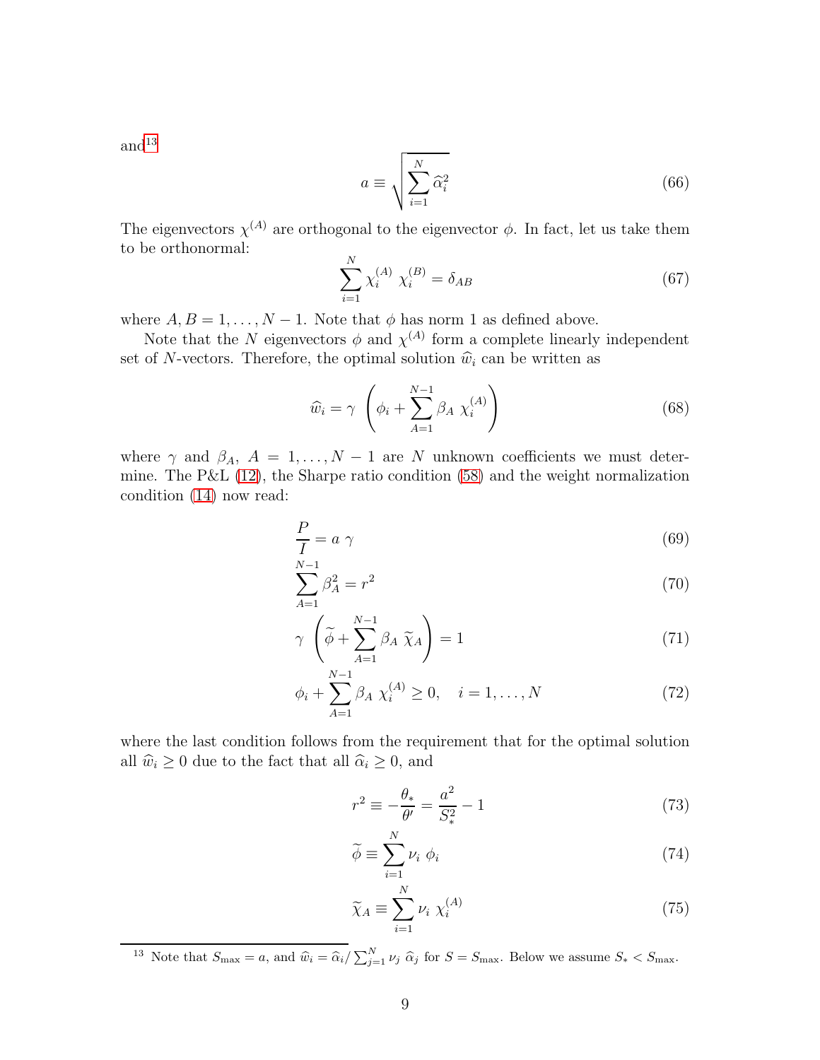and[13]

$$a \equiv \sqrt{\sum_{i=1}^{N} \widehat{\alpha}_i^2} \tag{66}$$

The eigenvectors $\chi^{(A)}$ are orthogonal to the eigenvector $\phi$. In fact, let us take them to be orthonormal:

$$\sum_{i=1}^{N} \chi_i^{(A)} \chi_i^{(B)} = \delta_{AB} \tag{67}$$

where $A, B = 1, \dots, N-1$. Note that $\phi$ has norm 1 as defined above.

Note that the $N$ eigenvectors $\phi$ and $\chi^{(A)}$ form a complete linearly independent set of $N$-vectors. Therefore, the optimal solution $\widehat{w}_i$ can be written as

$$\widehat{w}_i = \gamma \left( \phi_i + \sum_{A=1}^{N-1} \beta_A \chi_i^{(A)} \right) \tag{68}$$

where $\gamma$ and $\beta_A$, $A = 1, \dots, N-1$ are $N$ unknown coefficients we must determine. The P&L (12), the Sharpe ratio condition (58) and the weight normalization condition (14) now read:

$$\frac{P}{I} = a \gamma \tag{69}$$

$$\sum_{A=1}^{N-1} \beta_A^2 = r^2 \tag{70}$$

$$\gamma \left( \widetilde{\phi} + \sum_{A=1}^{N-1} \beta_A \widetilde{\chi}_A \right) = 1 \tag{71}$$

$$\phi_i + \sum_{A=1}^{N-1} \beta_A \chi_i^{(A)} \geq 0, \quad i = 1, \dots, N \tag{72}$$

where the last condition follows from the requirement that for the optimal solution all $\widehat{w}_i \geq 0$ due to the fact that all $\widehat{\alpha}_i \geq 0$, and

$$r^2 \equiv -\frac{\theta_*}{\theta'} = \frac{a^2}{S_*^2} - 1 \tag{73}$$

$$\widetilde{\phi} \equiv \sum_{i=1}^{N} \nu_i \phi_i \tag{74}$$

$$\widetilde{\chi}_A \equiv \sum_{i=1}^{N} \nu_i \chi_i^{(A)} \tag{75}$$

---

[13] Note that $S_{\max} = a$, and $\widehat{w}_i = \widehat{\alpha}_i / \sum_{j=1}^{N} \nu_j \widehat{\alpha}_j$ for $S = S_{\max}$. Below we assume $S_* < S_{\max}$.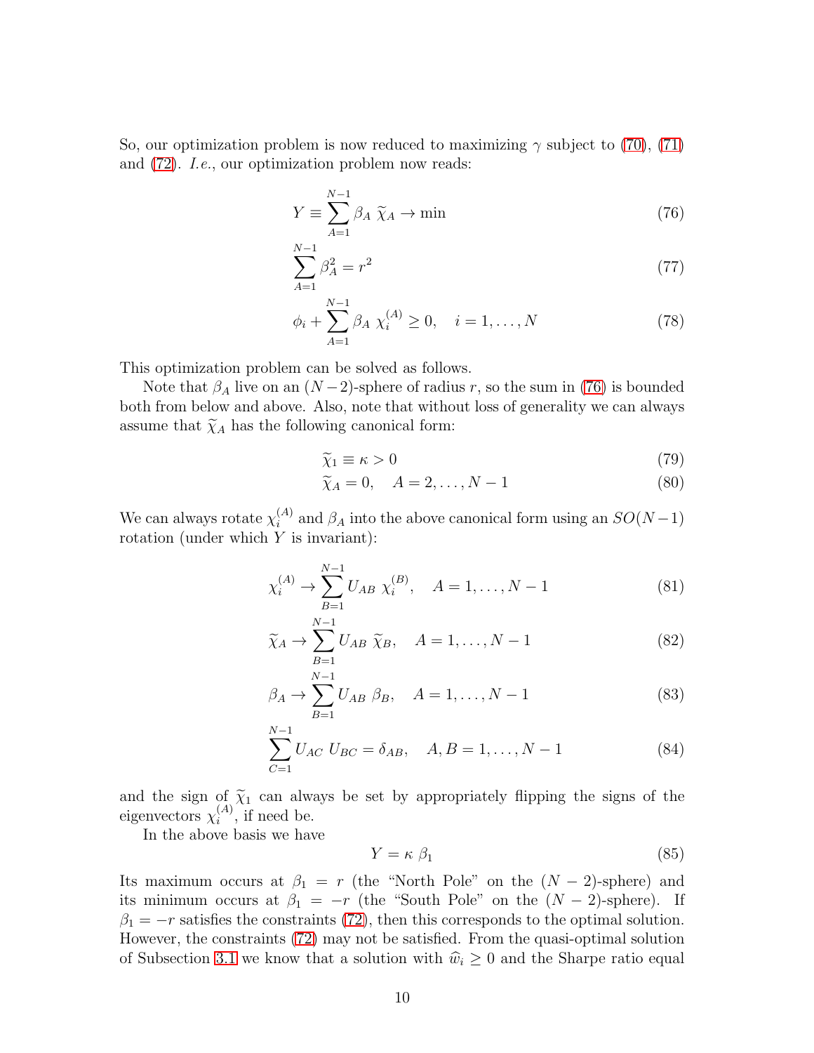So, our optimization problem is now reduced to maximizing $\gamma$ subject to (70), (71) and (72). *I.e.*, our optimization problem now reads:

$$Y \equiv \sum_{A=1}^{N-1} \beta_A \; \widetilde{\chi}_A \rightarrow \min \tag{76}$$

$$\sum_{A=1}^{N-1} \beta_A^2 = r^2 \tag{77}$$

$$\phi_i + \sum_{A=1}^{N-1} \beta_A \; \chi_i^{(A)} \geq 0, \quad i = 1, \dots, N \tag{78}$$

This optimization problem can be solved as follows.

Note that $\beta_A$ live on an $(N-2)$-sphere of radius $r$, so the sum in (76) is bounded both from below and above. Also, note that without loss of generality we can always assume that $\widetilde{\chi}_A$ has the following canonical form:

$$\widetilde{\chi}_1 \equiv \kappa > 0 \tag{79}$$

$$\widetilde{\chi}_A = 0, \quad A = 2, \dots, N-1 \tag{80}$$

We can always rotate $\chi_i^{(A)}$ and $\beta_A$ into the above canonical form using an $SO(N-1)$ rotation (under which $Y$ is invariant):

$$\chi_i^{(A)} \rightarrow \sum_{B=1}^{N-1} U_{AB} \; \chi_i^{(B)}, \quad A = 1, \dots, N-1 \tag{81}$$

$$\widetilde{\chi}_A \rightarrow \sum_{B=1}^{N-1} U_{AB} \; \widetilde{\chi}_B, \quad A = 1, \dots, N-1 \tag{82}$$

$$\beta_A \rightarrow \sum_{B=1}^{N-1} U_{AB} \; \beta_B, \quad A = 1, \dots, N-1 \tag{83}$$

$$\sum_{C=1}^{N-1} U_{AC} \; U_{BC} = \delta_{AB}, \quad A, B = 1, \dots, N-1 \tag{84}$$

and the sign of $\widetilde{\chi}_1$ can always be set by appropriately flipping the signs of the eigenvectors $\chi_i^{(A)}$, if need be.

In the above basis we have

$$Y = \kappa \; \beta_1 \tag{85}$$

Its maximum occurs at $\beta_1 = r$ (the "North Pole" on the $(N-2)$-sphere) and its minimum occurs at $\beta_1 = -r$ (the "South Pole" on the $(N-2)$-sphere). If $\beta_1 = -r$ satisfies the constraints (72), then this corresponds to the optimal solution. However, the constraints (72) may not be satisfied. From the quasi-optimal solution of Subsection 3.1 we know that a solution with $\widehat{w}_i \geq 0$ and the Sharpe ratio equal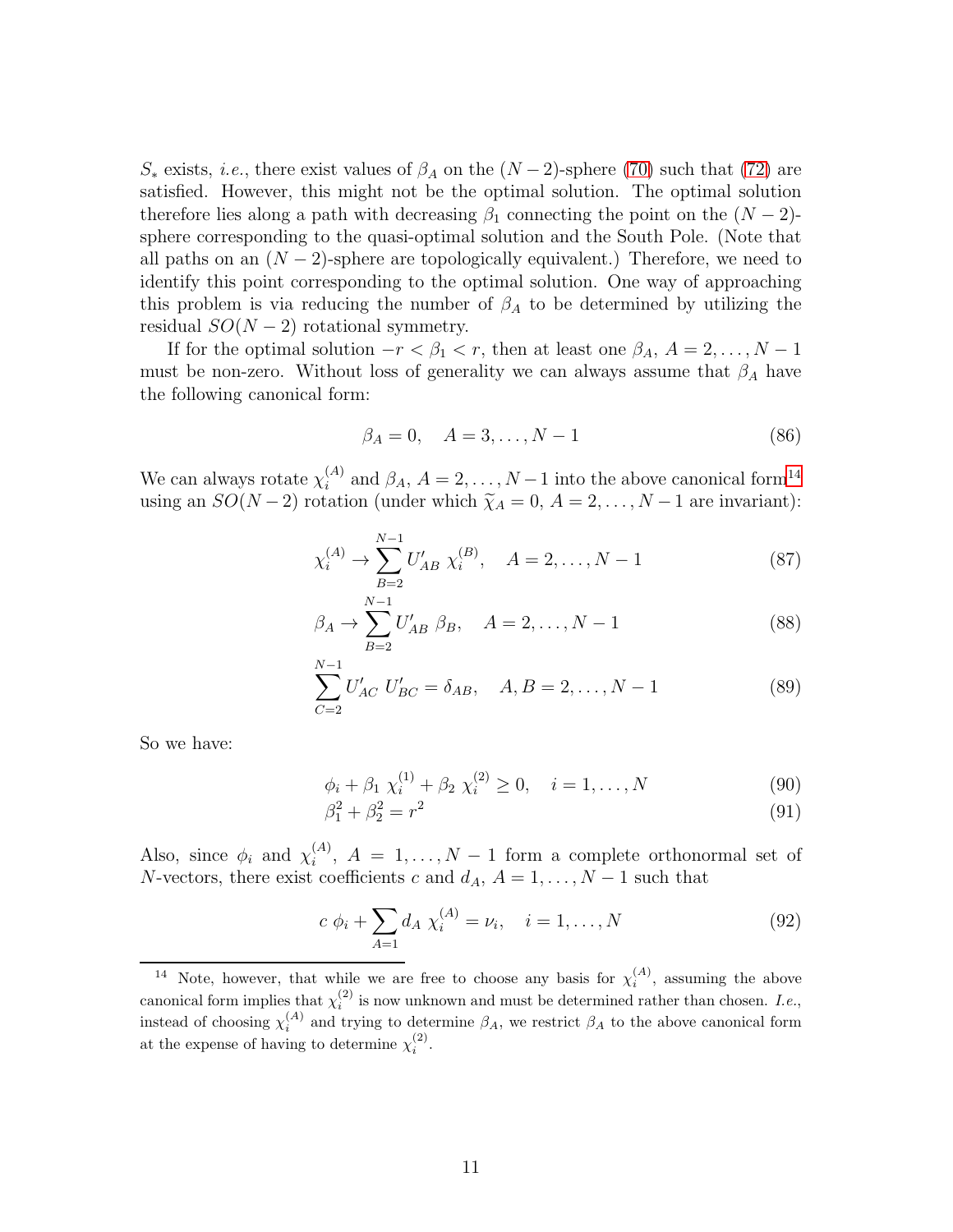$S_*$ exists, *i.e.*, there exist values of $\beta_A$ on the $(N-2)$-sphere (70) such that (72) are satisfied. However, this might not be the optimal solution. The optimal solution therefore lies along a path with decreasing $\beta_1$ connecting the point on the $(N-2)$-sphere corresponding to the quasi-optimal solution and the South Pole. (Note that all paths on an $(N-2)$-sphere are topologically equivalent.) Therefore, we need to identify this point corresponding to the optimal solution. One way of approaching this problem is via reducing the number of $\beta_A$ to be determined by utilizing the residual $SO(N-2)$ rotational symmetry.

If for the optimal solution $-r < \beta_1 < r$, then at least one $\beta_A$, $A = 2, \dots, N-1$ must be non-zero. Without loss of generality we can always assume that $\beta_A$ have the following canonical form:

$$\beta_A = 0, \quad A = 3, \dots, N-1 \tag{86}$$

We can always rotate $\chi_i^{(A)}$ and $\beta_A$, $A = 2, \dots, N-1$ into the above canonical form[14] using an $SO(N-2)$ rotation (under which $\widetilde{\chi}_A = 0$, $A = 2, \dots, N-1$ are invariant):

$$\chi_i^{(A)} \to \sum_{B=2}^{N-1} U'_{AB} \ \chi_i^{(B)}, \quad A = 2, \dots, N-1 \tag{87}$$

$$\beta_A \to \sum_{B=2}^{N-1} U'_{AB} \ \beta_B, \quad A = 2, \dots, N-1 \tag{88}$$

$$\sum_{C=2}^{N-1} U'_{AC} \ U'_{BC} = \delta_{AB}, \quad A, B = 2, \dots, N-1 \tag{89}$$

So we have:

$$\phi_i + \beta_1 \ \chi_i^{(1)} + \beta_2 \ \chi_i^{(2)} \geq 0, \quad i = 1, \dots, N \tag{90}$$

$$\beta_1^2 + \beta_2^2 = r^2 \tag{91}$$

Also, since $\phi_i$ and $\chi_i^{(A)}$, $A = 1, \dots, N-1$ form a complete orthonormal set of $N$-vectors, there exist coefficients $c$ and $d_A$, $A = 1, \dots, N-1$ such that

$$c \ \phi_i + \sum_{A=1} d_A \ \chi_i^{(A)} = \nu_i, \quad i = 1, \dots, N \tag{92}$$

[14] Note, however, that while we are free to choose any basis for $\chi_i^{(A)}$, assuming the above canonical form implies that $\chi_i^{(2)}$ is now unknown and must be determined rather than chosen. *I.e.*, instead of choosing $\chi_i^{(A)}$ and trying to determine $\beta_A$, we restrict $\beta_A$ to the above canonical form at the expense of having to determine $\chi_i^{(2)}$.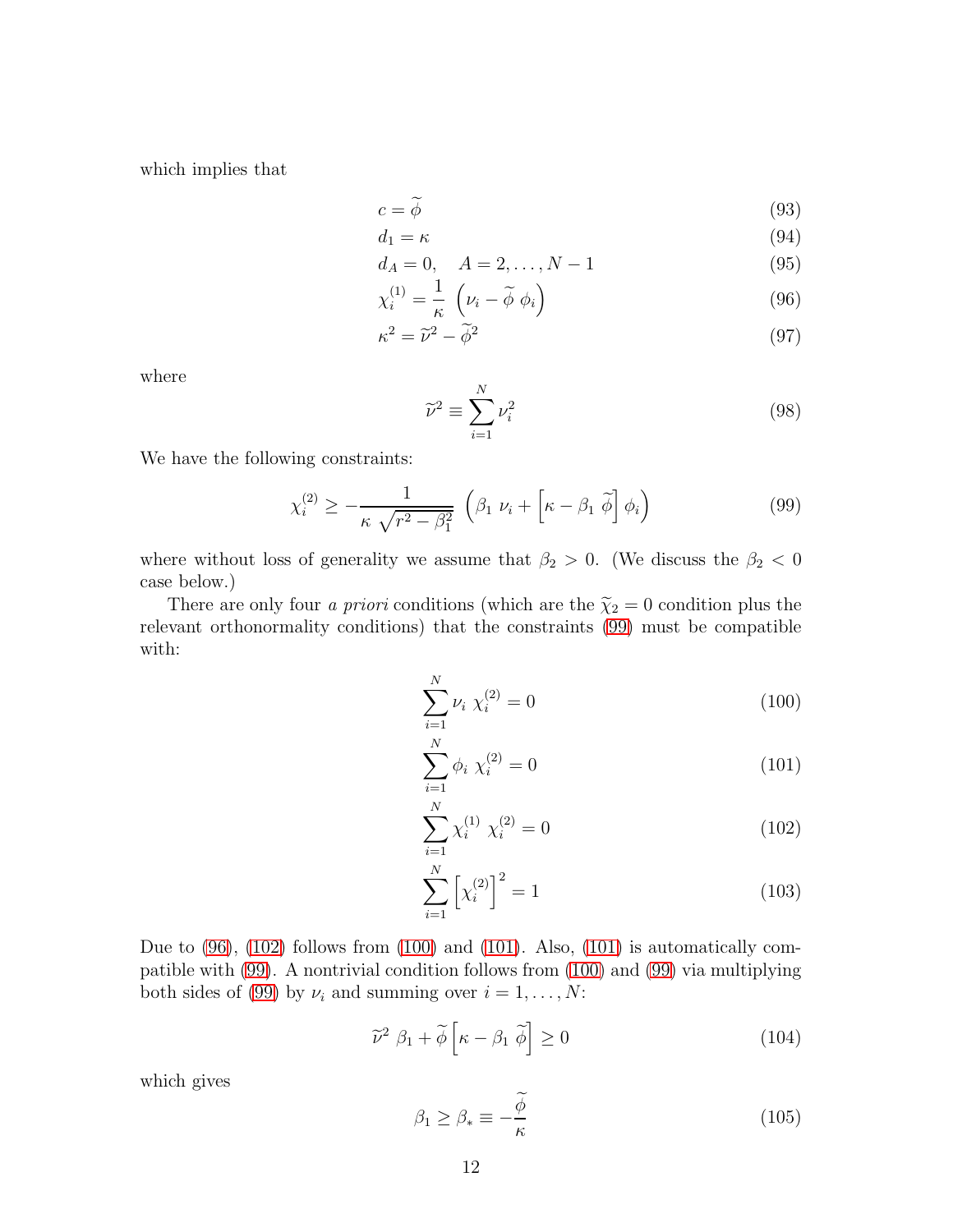which implies that

$$c = \widetilde{\phi} \tag{93}$$

$$d_1 = \kappa \tag{94}$$

$$d_A = 0, \quad A = 2, \dots, N-1 \tag{95}$$

$$\chi_i^{(1)} = \frac{1}{\kappa} \left(\nu_i - \widetilde{\phi}\ \phi_i\right) \tag{96}$$

$$\kappa^2 = \widetilde{\nu}^2 - \widetilde{\phi}^2 \tag{97}$$

where

$$\widetilde{\nu}^2 \equiv \sum_{i=1}^N \nu_i^2 \tag{98}$$

We have the following constraints:

$$\chi_i^{(2)} \geq -\frac{1}{\kappa\ \sqrt{r^2 - \beta_1^2}} \left(\beta_1\ \nu_i + \left[\kappa - \beta_1\ \widetilde{\phi}\right] \phi_i\right) \tag{99}$$

where without loss of generality we assume that $\beta_2 > 0$. (We discuss the $\beta_2 < 0$ case below.)

There are only four *a priori* conditions (which are the $\widetilde{\chi}_2 = 0$ condition plus the relevant orthonormality conditions) that the constraints (99) must be compatible with:

$$\sum_{i=1}^N \nu_i\ \chi_i^{(2)} = 0 \tag{100}$$

$$\sum_{i=1}^N \phi_i\ \chi_i^{(2)} = 0 \tag{101}$$

$$\sum_{i=1}^N \chi_i^{(1)}\ \chi_i^{(2)} = 0 \tag{102}$$

$$\sum_{i=1}^N \left[\chi_i^{(2)}\right]^2 = 1 \tag{103}$$

Due to (96), (102) follows from (100) and (101). Also, (101) is automatically compatible with (99). A nontrivial condition follows from (100) and (99) via multiplying both sides of (99) by $\nu_i$ and summing over $i = 1, \dots, N$:

$$\widetilde{\nu}^2\ \beta_1 + \widetilde{\phi}\left[\kappa - \beta_1\ \widetilde{\phi}\right] \geq 0 \tag{104}$$

which gives

$$\beta_1 \geq \beta_* \equiv -\frac{\widetilde{\phi}}{\kappa} \tag{105}$$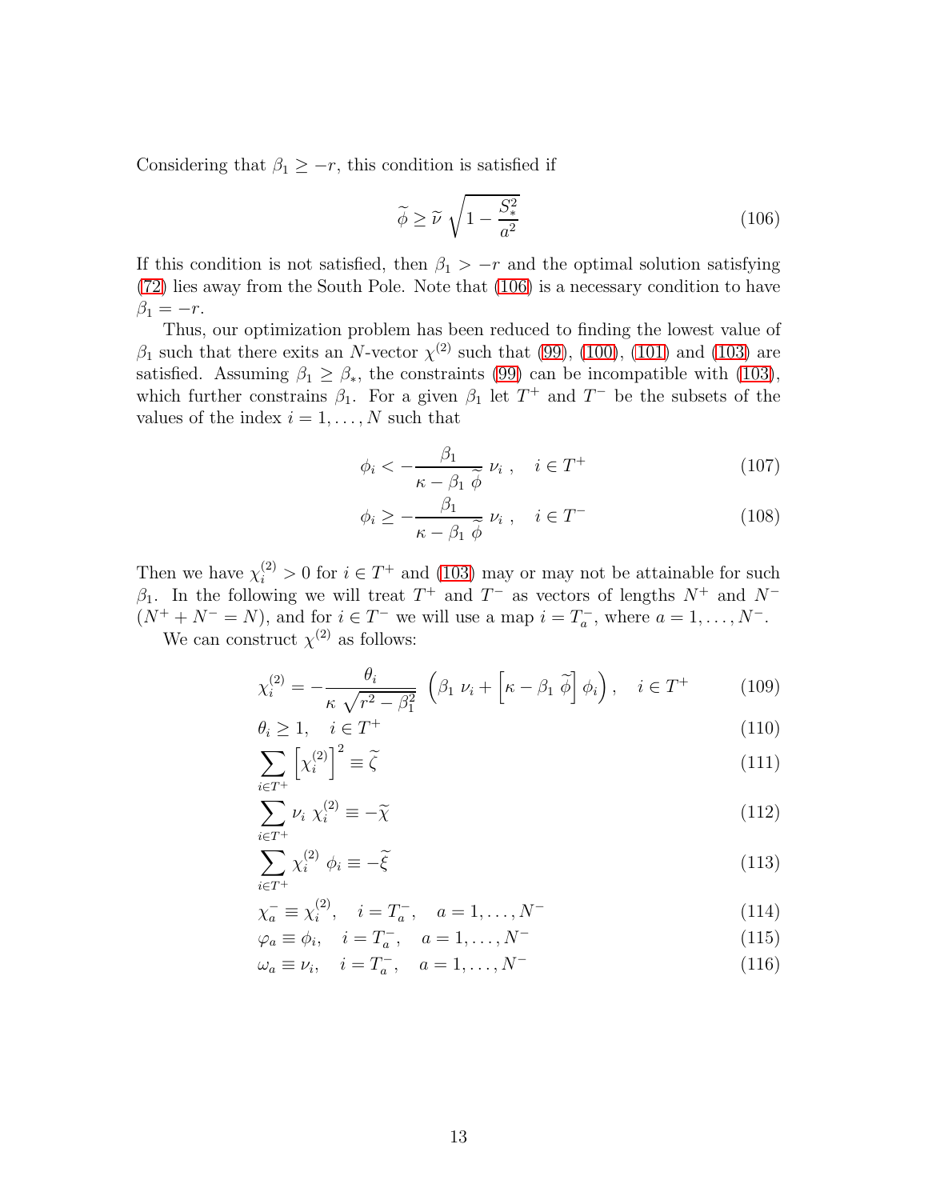Considering that $\beta_1 \geq -r$, this condition is satisfied if

$$\widetilde{\phi} \geq \widetilde{\nu}\,\sqrt{1 - \frac{S_*^2}{a^2}} \tag{106}$$

If this condition is not satisfied, then $\beta_1 > -r$ and the optimal solution satisfying (72) lies away from the South Pole. Note that (106) is a necessary condition to have $\beta_1 = -r$.

Thus, our optimization problem has been reduced to finding the lowest value of $\beta_1$ such that there exits an $N$-vector $\chi^{(2)}$ such that (99), (100), (101) and (103) are satisfied. Assuming $\beta_1 \geq \beta_*$, the constraints (99) can be incompatible with (103), which further constrains $\beta_1$. For a given $\beta_1$ let $T^+$ and $T^-$ be the subsets of the values of the index $i = 1, \dots, N$ such that

$$\phi_i < -\frac{\beta_1}{\kappa - \beta_1\,\widetilde{\phi}}\,\nu_i\,, \quad i \in T^+ \tag{107}$$

$$\phi_i \geq -\frac{\beta_1}{\kappa - \beta_1\,\widetilde{\phi}}\,\nu_i\,, \quad i \in T^- \tag{108}$$

Then we have $\chi_i^{(2)} > 0$ for $i \in T^+$ and (103) may or may not be attainable for such $\beta_1$. In the following we will treat $T^+$ and $T^-$ as vectors of lengths $N^+$ and $N^-$ ($N^+ + N^- = N$), and for $i \in T^-$ we will use a map $i = T_a^-$, where $a = 1, \dots, N^-$.

We can construct $\chi^{(2)}$ as follows:

$$\chi_i^{(2)} = -\frac{\theta_i}{\kappa\,\sqrt{r^2 - \beta_1^2}}\,\left(\beta_1\,\nu_i + \left[\kappa - \beta_1\,\widetilde{\phi}\right]\phi_i\right), \quad i \in T^+ \tag{109}$$

$$\theta_i \geq 1, \quad i \in T^+ \tag{110}$$

$$\sum_{i \in T^+} \left[\chi_i^{(2)}\right]^2 \equiv \widetilde{\zeta} \tag{111}$$

$$\sum_{i \in T^+} \nu_i\,\chi_i^{(2)} \equiv -\widetilde{\chi} \tag{112}$$

$$\sum_{i \in T^+} \chi_i^{(2)}\,\phi_i \equiv -\widetilde{\xi} \tag{113}$$

$$\chi_a^- \equiv \chi_i^{(2)}, \quad i = T_a^-, \quad a = 1, \dots, N^- \tag{114}$$

$$\varphi_a \equiv \phi_i, \quad i = T_a^-, \quad a = 1, \dots, N^- \tag{115}$$

$$\omega_a \equiv \nu_i, \quad i = T_a^-, \quad a = 1, \dots, N^- \tag{116}$$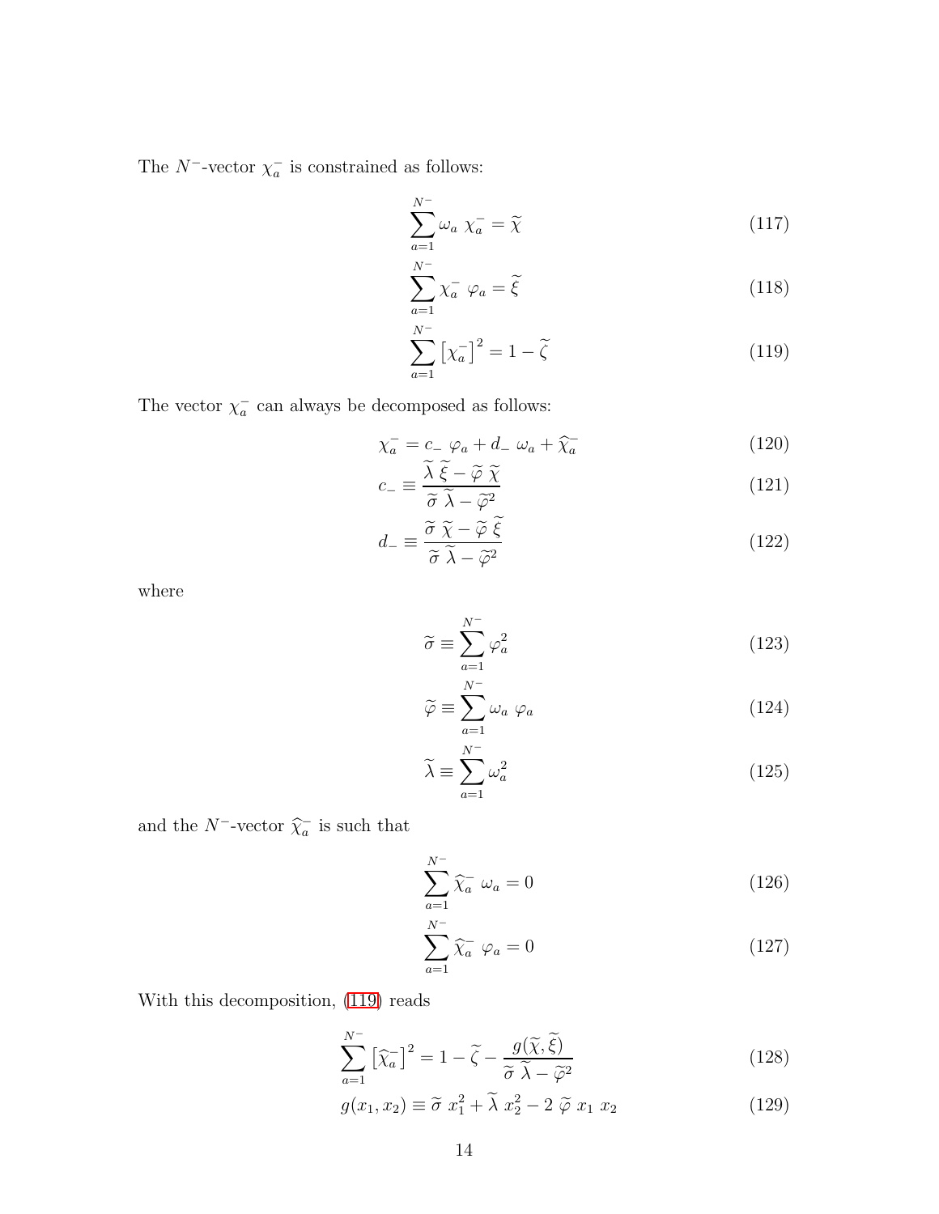The $N^{-}$-vector $\chi_a^-$ is constrained as follows:

$$\sum_{a=1}^{N^-} \omega_a \; \chi_a^- = \widetilde{\chi} \tag{117}$$

$$\sum_{a=1}^{N^-} \chi_a^- \; \varphi_a = \widetilde{\xi} \tag{118}$$

$$\sum_{a=1}^{N^-} \left[\chi_a^-\right]^2 = 1 - \widetilde{\zeta} \tag{119}$$

The vector $\chi_a^-$ can always be decomposed as follows:

$$\chi_a^- = c_- \; \varphi_a + d_- \; \omega_a + \widehat{\chi}_a^- \tag{120}$$

$$c_- \equiv \frac{\widetilde{\lambda} \; \widetilde{\xi} - \widetilde{\varphi} \; \widetilde{\chi}}{\widetilde{\sigma} \; \widetilde{\lambda} - \widetilde{\varphi}^2} \tag{121}$$

$$d_- \equiv \frac{\widetilde{\sigma} \; \widetilde{\chi} - \widetilde{\varphi} \; \widetilde{\xi}}{\widetilde{\sigma} \; \widetilde{\lambda} - \widetilde{\varphi}^2} \tag{122}$$

where

$$\widetilde{\sigma} \equiv \sum_{a=1}^{N^-} \varphi_a^2 \tag{123}$$

$$\widetilde{\varphi} \equiv \sum_{a=1}^{N^-} \omega_a \; \varphi_a \tag{124}$$

$$\widetilde{\lambda} \equiv \sum_{a=1}^{N^-} \omega_a^2 \tag{125}$$

and the $N^-$-vector $\widehat{\chi}_a^-$ is such that

$$\sum_{a=1}^{N^-} \widehat{\chi}_a^- \; \omega_a = 0 \tag{126}$$

$$\sum_{a=1}^{N^-} \widehat{\chi}_a^- \; \varphi_a = 0 \tag{127}$$

With this decomposition, (119) reads

$$\sum_{a=1}^{N^-} \left[\widehat{\chi}_a^-\right]^2 = 1 - \widetilde{\zeta} - \frac{g(\widetilde{\chi}, \widetilde{\xi})}{\widetilde{\sigma} \; \widetilde{\lambda} - \widetilde{\varphi}^2} \tag{128}$$

$$g(x_1, x_2) \equiv \widetilde{\sigma} \; x_1^2 + \widetilde{\lambda} \; x_2^2 - 2 \; \widetilde{\varphi} \; x_1 \; x_2 \tag{129}$$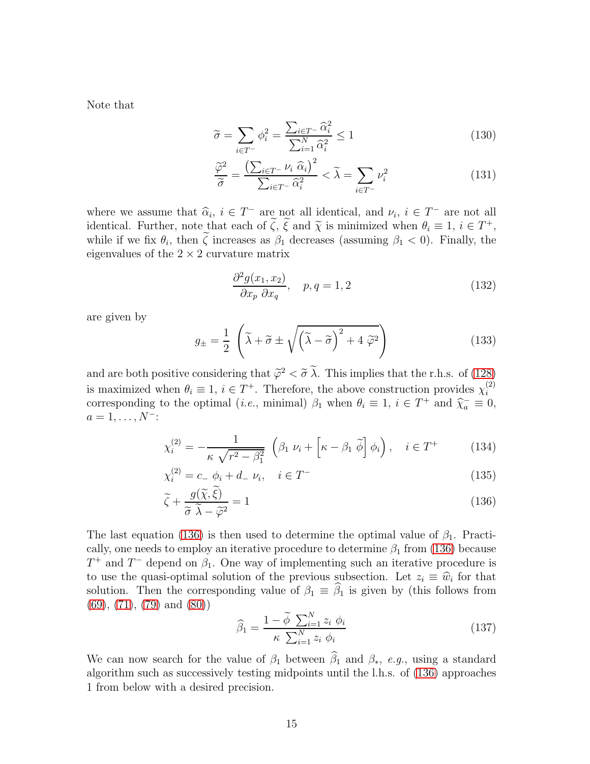Note that

$$\widetilde{\sigma} = \sum_{i \in T^-} \phi_i^2 = \frac{\sum_{i \in T^-} \widehat{\alpha}_i^2}{\sum_{i=1}^N \widehat{\alpha}_i^2} \leq 1 \tag{130}$$

$$\frac{\widetilde{\varphi}^2}{\widetilde{\sigma}} = \frac{\left(\sum_{i \in T^-} \nu_i \ \widehat{\alpha}_i\right)^2}{\sum_{i \in T^-} \widehat{\alpha}_i^2} < \widetilde{\lambda} = \sum_{i \in T^-} \nu_i^2 \tag{131}$$

where we assume that $\widehat{\alpha}_i$, $i \in T^-$ are not all identical, and $\nu_i$, $i \in T^-$ are not all identical. Further, note that each of $\widetilde{\zeta}$, $\widetilde{\xi}$ and $\widetilde{\chi}$ is minimized when $\theta_i \equiv 1$, $i \in T^+$, while if we fix $\theta_i$, then $\widetilde{\zeta}$ increases as $\beta_1$ decreases (assuming $\beta_1 < 0$). Finally, the eigenvalues of the $2 \times 2$ curvature matrix

$$\frac{\partial^2 g(x_1, x_2)}{\partial x_p \ \partial x_q}, \quad p, q = 1, 2 \tag{132}$$

are given by

$$g_\pm = \frac{1}{2} \left( \widetilde{\lambda} + \widetilde{\sigma} \pm \sqrt{\left(\widetilde{\lambda} - \widetilde{\sigma}\right)^2 + 4 \ \widetilde{\varphi}^2} \right) \tag{133}$$

and are both positive considering that $\widetilde{\varphi}^2 < \widetilde{\sigma} \ \widetilde{\lambda}$. This implies that the r.h.s. of (128) is maximized when $\theta_i \equiv 1$, $i \in T^+$. Therefore, the above construction provides $\chi_i^{(2)}$ corresponding to the optimal (*i.e.*, minimal) $\beta_1$ when $\theta_i \equiv 1$, $i \in T^+$ and $\widehat{\chi}_a^- \equiv 0$, $a = 1, \ldots, N^-$:

$$\chi_i^{(2)} = -\frac{1}{\kappa \ \sqrt{r^2 - \beta_1^2}} \ \left(\beta_1 \ \nu_i + \left[\kappa - \beta_1 \ \widetilde{\phi}\right] \phi_i\right), \quad i \in T^+ \tag{134}$$

$$\chi_i^{(2)} = c_- \ \phi_i + d_- \ \nu_i, \quad i \in T^- \tag{135}$$

$$\widetilde{\zeta} + \frac{g(\widetilde{\chi}, \widetilde{\xi})}{\widetilde{\sigma} \ \widetilde{\lambda} - \widetilde{\varphi}^2} = 1 \tag{136}$$

The last equation (136) is then used to determine the optimal value of $\beta_1$. Practically, one needs to employ an iterative procedure to determine $\beta_1$ from (136) because $T^+$ and $T^-$ depend on $\beta_1$. One way of implementing such an iterative procedure is to use the quasi-optimal solution of the previous subsection. Let $z_i \equiv \widehat{w}_i$ for that solution. Then the corresponding value of $\beta_1 \equiv \widehat{\beta}_1$ is given by (this follows from (69), (71), (79) and (80))

$$\widehat{\beta}_1 = \frac{1 - \widetilde{\phi} \ \sum_{i=1}^N z_i \ \phi_i}{\kappa \ \sum_{i=1}^N z_i \ \phi_i} \tag{137}$$

We can now search for the value of $\beta_1$ between $\widehat{\beta}_1$ and $\beta_*$, *e.g.*, using a standard algorithm such as successively testing midpoints until the l.h.s. of (136) approaches 1 from below with a desired precision.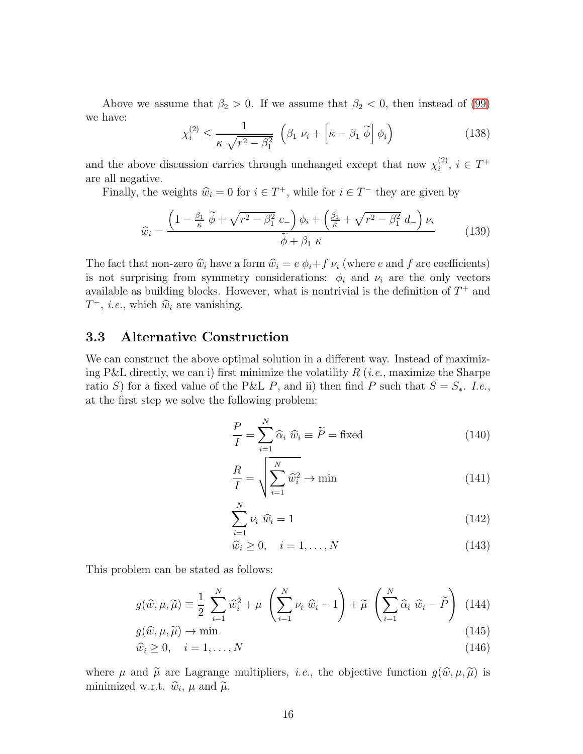Above we assume that $\beta_2 > 0$. If we assume that $\beta_2 < 0$, then instead of (99) we have:

$$\chi_i^{(2)} \leq \frac{1}{\kappa \sqrt{r^2 - \beta_1^2}} \left( \beta_1 \nu_i + \left[ \kappa - \beta_1 \widetilde{\phi} \right] \phi_i \right) \tag{138}$$

and the above discussion carries through unchanged except that now $\chi_i^{(2)}$, $i \in T^+$ are all negative.

Finally, the weights $\widehat{w}_i = 0$ for $i \in T^+$, while for $i \in T^-$ they are given by

$$\widehat{w}_i = \frac{\left(1 - \frac{\beta_1}{\kappa} \widetilde{\phi} + \sqrt{r^2 - \beta_1^2}\ c_-\right) \phi_i + \left(\frac{\beta_1}{\kappa} + \sqrt{r^2 - \beta_1^2}\ d_-\right) \nu_i}{\widetilde{\phi} + \beta_1 \kappa} \tag{139}$$

The fact that non-zero $\widehat{w}_i$ have a form $\widehat{w}_i = e\ \phi_i + f\ \nu_i$ (where $e$ and $f$ are coefficients) is not surprising from symmetry considerations: $\phi_i$ and $\nu_i$ are the only vectors available as building blocks. However, what is nontrivial is the definition of $T^+$ and $T^-$, *i.e.*, which $\widehat{w}_i$ are vanishing.

## 3.3 Alternative Construction

We can construct the above optimal solution in a different way. Instead of maximizing P&L directly, we can i) first minimize the volatility $R$ (*i.e.*, maximize the Sharpe ratio $S$) for a fixed value of the P&L $P$, and ii) then find $P$ such that $S = S_*$. *I.e.*, at the first step we solve the following problem:

$$\frac{P}{I} = \sum_{i=1}^{N} \widehat{\alpha}_i\ \widehat{w}_i \equiv \widetilde{P} = \text{fixed} \tag{140}$$

$$\frac{R}{I} = \sqrt{\sum_{i=1}^{N} \widehat{w}_i^2} \rightarrow \min \tag{141}$$

$$\sum_{i=1}^{N} \nu_i\ \widehat{w}_i = 1 \tag{142}$$

$$\widehat{w}_i \geq 0, \quad i = 1, \dots, N \tag{143}$$

This problem can be stated as follows:

$$g(\widehat{w}, \mu, \widetilde{\mu}) \equiv \frac{1}{2} \sum_{i=1}^{N} \widehat{w}_i^2 + \mu \left( \sum_{i=1}^{N} \nu_i\ \widehat{w}_i - 1 \right) + \widetilde{\mu} \left( \sum_{i=1}^{N} \widehat{\alpha}_i\ \widehat{w}_i - \widetilde{P} \right) \tag{144}$$

$$g(\widehat{w}, \mu, \widetilde{\mu}) \rightarrow \min \tag{145}$$

$$\widehat{w}_i \geq 0, \quad i = 1, \dots, N \tag{146}$$

where $\mu$ and $\widetilde{\mu}$ are Lagrange multipliers, *i.e.*, the objective function $g(\widehat{w}, \mu, \widetilde{\mu})$ is minimized w.r.t. $\widehat{w}_i$, $\mu$ and $\widetilde{\mu}$.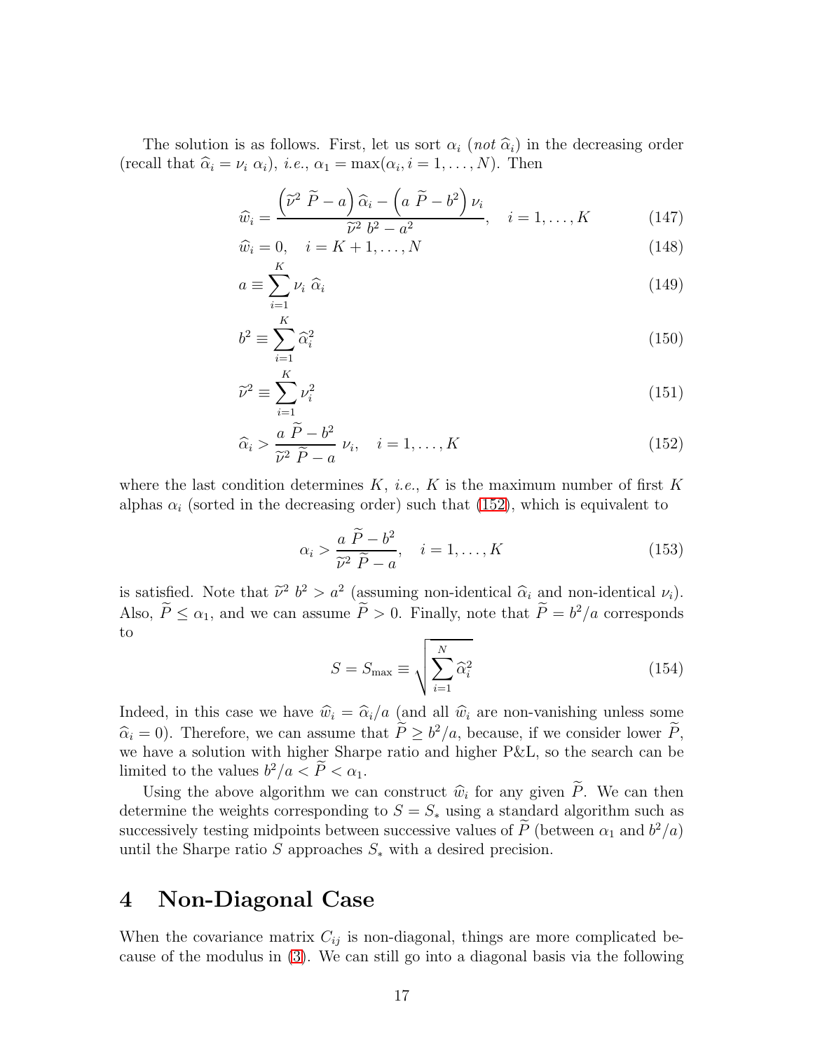The solution is as follows. First, let us sort $\alpha_i$ (*not* $\widehat{\alpha}_i$) in the decreasing order (recall that $\widehat{\alpha}_i = \nu_i\ \alpha_i$), *i.e.*, $\alpha_1 = \max(\alpha_i, i = 1, \dots, N)$. Then

$$\widehat{w}_i = \frac{\left(\widetilde{\nu}^2\ \widetilde{P} - a\right)\widehat{\alpha}_i - \left(a\ \widetilde{P} - b^2\right)\nu_i}{\widetilde{\nu}^2\ b^2 - a^2}, \quad i = 1, \dots, K \tag{147}$$

$$\widehat{w}_i = 0, \quad i = K+1, \dots, N \tag{148}$$

$$a \equiv \sum_{i=1}^{K} \nu_i\ \widehat{\alpha}_i \tag{149}$$

$$b^2 \equiv \sum_{i=1}^{K} \widehat{\alpha}_i^2 \tag{150}$$

$$\widetilde{\nu}^2 \equiv \sum_{i=1}^{K} \nu_i^2 \tag{151}$$

$$\widehat{\alpha}_i > \frac{a\ \widetilde{P} - b^2}{\widetilde{\nu}^2\ \widetilde{P} - a}\ \nu_i, \quad i = 1, \dots, K \tag{152}$$

where the last condition determines $K$, *i.e.*, $K$ is the maximum number of first $K$ alphas $\alpha_i$ (sorted in the decreasing order) such that (152), which is equivalent to

$$\alpha_i > \frac{a\ \widetilde{P} - b^2}{\widetilde{\nu}^2\ \widetilde{P} - a}, \quad i = 1, \dots, K \tag{153}$$

is satisfied. Note that $\widetilde{\nu}^2\ b^2 > a^2$ (assuming non-identical $\widehat{\alpha}_i$ and non-identical $\nu_i$). Also, $\widetilde{P} \leq \alpha_1$, and we can assume $\widetilde{P} > 0$. Finally, note that $\widetilde{P} = b^2/a$ corresponds to

$$S = S_{\max} \equiv \sqrt{\sum_{i=1}^{N} \widehat{\alpha}_i^2} \tag{154}$$

Indeed, in this case we have $\widehat{w}_i = \widehat{\alpha}_i/a$ (and all $\widehat{w}_i$ are non-vanishing unless some $\widehat{\alpha}_i = 0$). Therefore, we can assume that $\widetilde{P} \geq b^2/a$, because, if we consider lower $\widetilde{P}$, we have a solution with higher Sharpe ratio and higher P&L, so the search can be limited to the values $b^2/a < \widetilde{P} < \alpha_1$.

Using the above algorithm we can construct $\widehat{w}_i$ for any given $\widetilde{P}$. We can then determine the weights corresponding to $S = S_*$ using a standard algorithm such as successively testing midpoints between successive values of $\widetilde{P}$ (between $\alpha_1$ and $b^2/a$) until the Sharpe ratio $S$ approaches $S_*$ with a desired precision.

# 4 Non-Diagonal Case

When the covariance matrix $C_{ij}$ is non-diagonal, things are more complicated because of the modulus in (3). We can still go into a diagonal basis via the following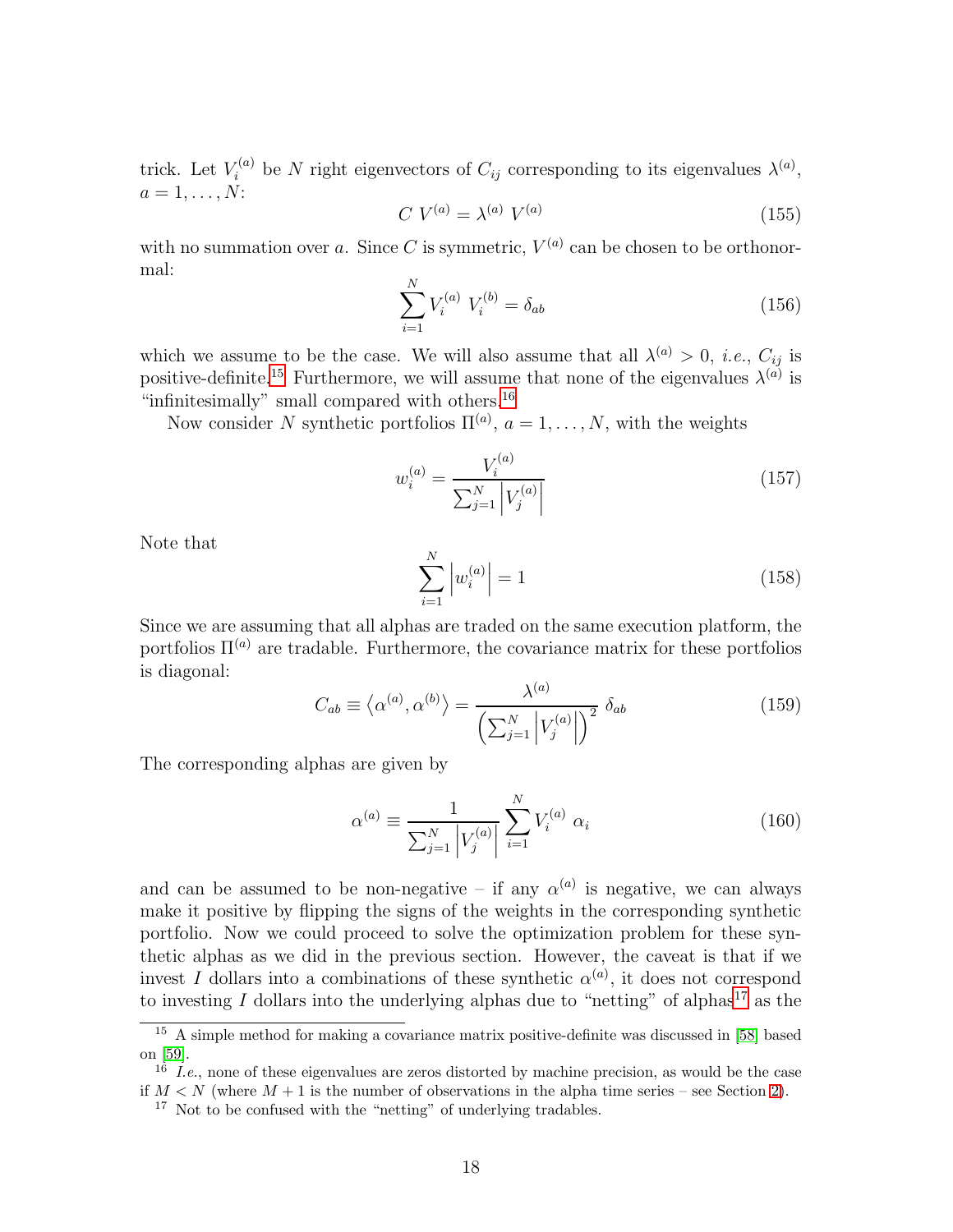trick. Let $V_i^{(a)}$ be $N$ right eigenvectors of $C_{ij}$ corresponding to its eigenvalues $\lambda^{(a)}$, $a = 1, \dots, N$:

$$C \ V^{(a)} = \lambda^{(a)} \ V^{(a)} \tag{155}$$

with no summation over $a$. Since $C$ is symmetric, $V^{(a)}$ can be chosen to be orthonormal:

$$\sum_{i=1}^{N} V_i^{(a)} \ V_i^{(b)} = \delta_{ab} \tag{156}$$

which we assume to be the case. We will also assume that all $\lambda^{(a)} > 0$, *i.e.*, $C_{ij}$ is positive-definite.[15] Furthermore, we will assume that none of the eigenvalues $\lambda^{(a)}$ is "infinitesimally" small compared with others.[16]

Now consider $N$ synthetic portfolios $\Pi^{(a)}$, $a = 1, \dots, N$, with the weights

$$w_i^{(a)} = \frac{V_i^{(a)}}{\sum_{j=1}^{N} \left| V_j^{(a)} \right|} \tag{157}$$

Note that

$$\sum_{i=1}^{N} \left| w_i^{(a)} \right| = 1 \tag{158}$$

Since we are assuming that all alphas are traded on the same execution platform, the portfolios $\Pi^{(a)}$ are tradable. Furthermore, the covariance matrix for these portfolios is diagonal:

$$C_{ab} \equiv \left\langle \alpha^{(a)}, \alpha^{(b)} \right\rangle = \frac{\lambda^{(a)}}{\left( \sum_{j=1}^{N} \left| V_j^{(a)} \right| \right)^2} \ \delta_{ab} \tag{159}$$

The corresponding alphas are given by

$$\alpha^{(a)} \equiv \frac{1}{\sum_{j=1}^{N} \left| V_j^{(a)} \right|} \sum_{i=1}^{N} V_i^{(a)} \ \alpha_i \tag{160}$$

and can be assumed to be non-negative – if any $\alpha^{(a)}$ is negative, we can always make it positive by flipping the signs of the weights in the corresponding synthetic portfolio. Now we could proceed to solve the optimization problem for these synthetic alphas as we did in the previous section. However, the caveat is that if we invest $I$ dollars into a combinations of these synthetic $\alpha^{(a)}$, it does not correspond to investing $I$ dollars into the underlying alphas due to "netting" of alphas[17] as the

---

[15] A simple method for making a covariance matrix positive-definite was discussed in [58] based on [59].

[16] *I.e.*, none of these eigenvalues are zeros distorted by machine precision, as would be the case if $M < N$ (where $M + 1$ is the number of observations in the alpha time series – see Section 2).

[17] Not to be confused with the "netting" of underlying tradables.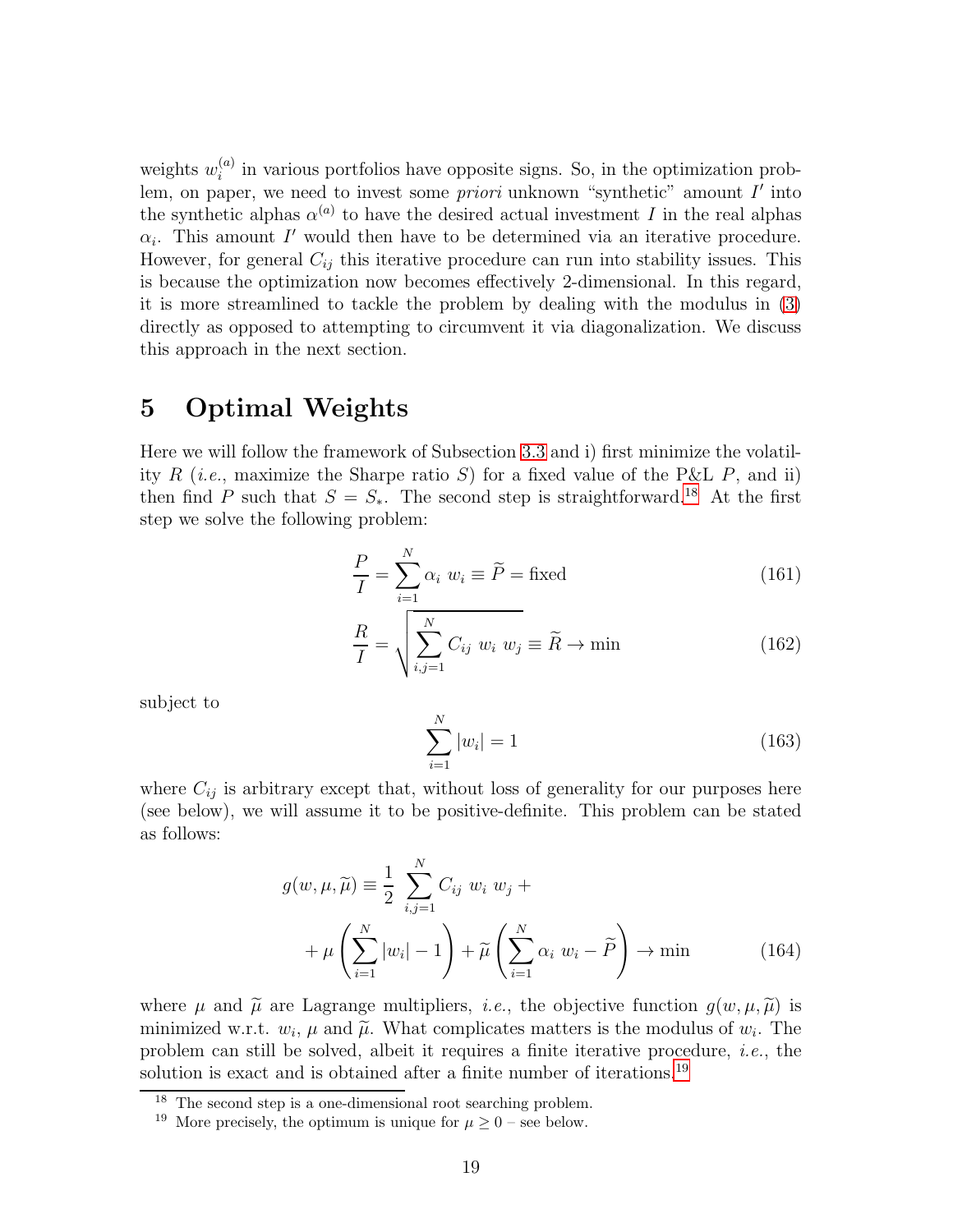weights $w_i^{(a)}$ in various portfolios have opposite signs. So, in the optimization problem, on paper, we need to invest some *priori* unknown "synthetic" amount $I'$ into the synthetic alphas $\alpha^{(a)}$ to have the desired actual investment $I$ in the real alphas $\alpha_i$. This amount $I'$ would then have to be determined via an iterative procedure. However, for general $C_{ij}$ this iterative procedure can run into stability issues. This is because the optimization now becomes effectively 2-dimensional. In this regard, it is more streamlined to tackle the problem by dealing with the modulus in (3) directly as opposed to attempting to circumvent it via diagonalization. We discuss this approach in the next section.

# 5 Optimal Weights

Here we will follow the framework of Subsection 3.3 and i) first minimize the volatility $R$ (*i.e.*, maximize the Sharpe ratio $S$) for a fixed value of the P&L $P$, and ii) then find $P$ such that $S = S_*$. The second step is straightforward.[18] At the first step we solve the following problem:

$$\frac{P}{I} = \sum_{i=1}^{N} \alpha_i \ w_i \equiv \widetilde{P} = \text{fixed} \tag{161}$$

$$\frac{R}{I} = \sqrt{\sum_{i,j=1}^{N} C_{ij} \ w_i \ w_j} \equiv \widetilde{R} \to \min \tag{162}$$

subject to

$$\sum_{i=1}^{N} |w_i| = 1 \tag{163}$$

where $C_{ij}$ is arbitrary except that, without loss of generality for our purposes here (see below), we will assume it to be positive-definite. This problem can be stated as follows:

$$g(w, \mu, \widetilde{\mu}) \equiv \frac{1}{2} \sum_{i,j=1}^{N} C_{ij} \ w_i \ w_j + \\ + \mu \left( \sum_{i=1}^{N} |w_i| - 1 \right) + \widetilde{\mu} \left( \sum_{i=1}^{N} \alpha_i \ w_i - \widetilde{P} \right) \to \min \tag{164}$$

where $\mu$ and $\widetilde{\mu}$ are Lagrange multipliers, *i.e.*, the objective function $g(w, \mu, \widetilde{\mu})$ is minimized w.r.t. $w_i$, $\mu$ and $\widetilde{\mu}$. What complicates matters is the modulus of $w_i$. The problem can still be solved, albeit it requires a finite iterative procedure, *i.e.*, the solution is exact and is obtained after a finite number of iterations.[19]

[18] The second step is a one-dimensional root searching problem.

[19] More precisely, the optimum is unique for $\mu \geq 0$ – see below.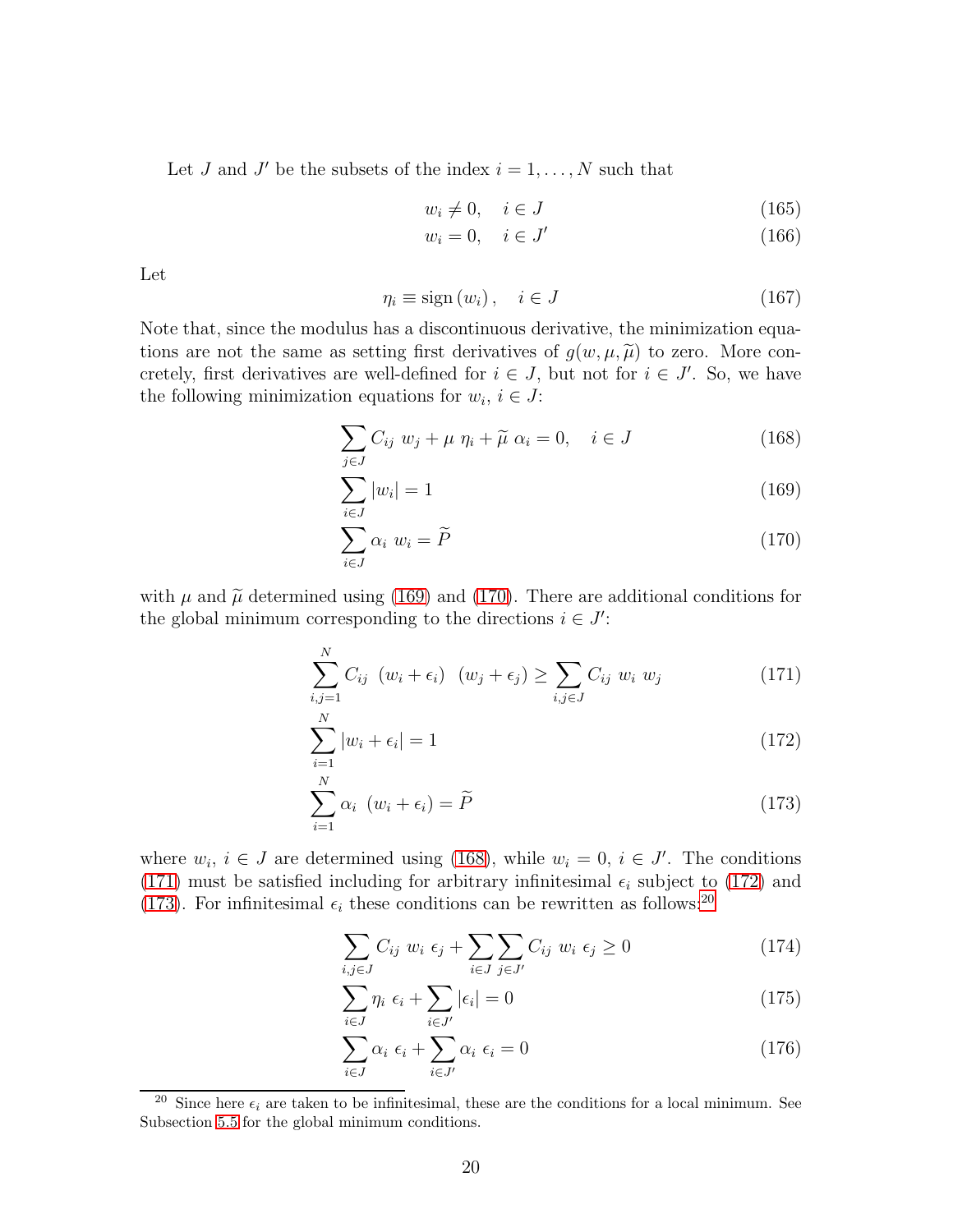Let $J$ and $J'$ be the subsets of the index $i = 1, \ldots, N$ such that

$$w_i \neq 0, \quad i \in J \tag{165}$$

$$w_i = 0, \quad i \in J' \tag{166}$$

Let

$$\eta_i \equiv \text{sign}\left(w_i\right), \quad i \in J \tag{167}$$

Note that, since the modulus has a discontinuous derivative, the minimization equations are not the same as setting first derivatives of $g(w, \mu, \widetilde{\mu})$ to zero. More concretely, first derivatives are well-defined for $i \in J$, but not for $i \in J'$. So, we have the following minimization equations for $w_i$, $i \in J$:

$$\sum_{j \in J} C_{ij} \ w_j + \mu \ \eta_i + \widetilde{\mu} \ \alpha_i = 0, \quad i \in J \tag{168}$$

$$\sum_{i \in J} |w_i| = 1 \tag{169}$$

$$\sum_{i \in J} \alpha_i \ w_i = \widetilde{P} \tag{170}$$

with $\mu$ and $\widetilde{\mu}$ determined using (169) and (170). There are additional conditions for the global minimum corresponding to the directions $i \in J'$:

$$\sum_{i,j=1}^{N} C_{ij} \ (w_i + \epsilon_i) \ (w_j + \epsilon_j) \geq \sum_{i,j \in J} C_{ij} \ w_i \ w_j \tag{171}$$

$$\sum_{i=1}^{N} |w_i + \epsilon_i| = 1 \tag{172}$$

$$\sum_{i=1}^{N} \alpha_i \ (w_i + \epsilon_i) = \widetilde{P} \tag{173}$$

where $w_i$, $i \in J$ are determined using (168), while $w_i = 0$, $i \in J'$. The conditions (171) must be satisfied including for arbitrary infinitesimal $\epsilon_i$ subject to (172) and (173). For infinitesimal $\epsilon_i$ these conditions can be rewritten as follows:[20]

$$\sum_{i,j \in J} C_{ij} \ w_i \ \epsilon_j + \sum_{i \in J} \sum_{j \in J'} C_{ij} \ w_i \ \epsilon_j \geq 0 \tag{174}$$

$$\sum_{i \in J} \eta_i \ \epsilon_i + \sum_{i \in J'} |\epsilon_i| = 0 \tag{175}$$

$$\sum_{i \in J} \alpha_i \ \epsilon_i + \sum_{i \in J'} \alpha_i \ \epsilon_i = 0 \tag{176}$$

[20] Since here $\epsilon_i$ are taken to be infinitesimal, these are the conditions for a local minimum. See Subsection 5.5 for the global minimum conditions.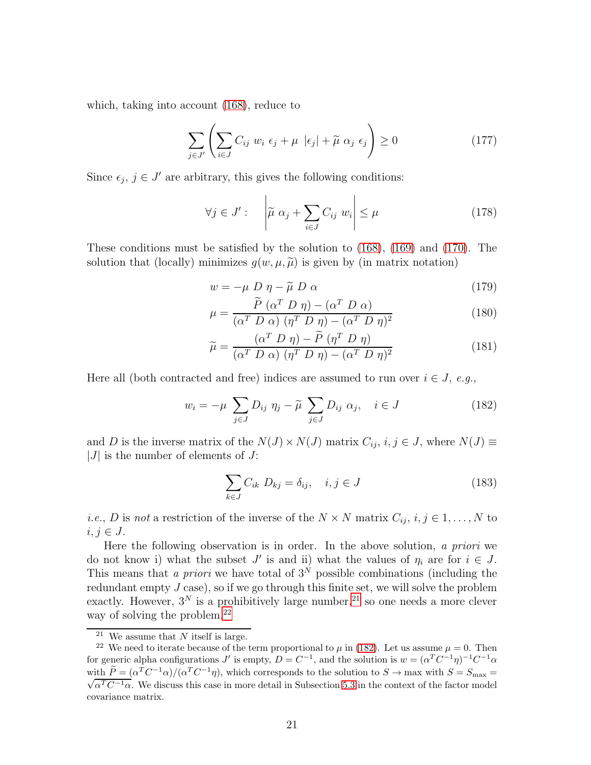which, taking into account (168), reduce to

$$\sum_{j \in J'} \left( \sum_{i \in J} C_{ij} \ w_i \ \epsilon_j + \mu \ |\epsilon_j| + \widetilde{\mu} \ \alpha_j \ \epsilon_j \right) \geq 0 \tag{177}$$

Since $\epsilon_j$, $j \in J'$ are arbitrary, this gives the following conditions:

$$\forall j \in J' : \quad \left| \widetilde{\mu} \ \alpha_j + \sum_{i \in J} C_{ij} \ w_i \right| \leq \mu \tag{178}$$

These conditions must be satisfied by the solution to (168), (169) and (170). The solution that (locally) minimizes $g(w, \mu, \widetilde{\mu})$ is given by (in matrix notation)

$$w = -\mu \ D \ \eta - \widetilde{\mu} \ D \ \alpha \tag{179}$$

$$\mu = \frac{\widetilde{P} \ (\alpha^T \ D \ \eta) - (\alpha^T \ D \ \alpha)}{(\alpha^T \ D \ \alpha) \ (\eta^T \ D \ \eta) - (\alpha^T \ D \ \eta)^2} \tag{180}$$

$$\widetilde{\mu} = \frac{(\alpha^T \ D \ \eta) - \widetilde{P} \ (\eta^T \ D \ \eta)}{(\alpha^T \ D \ \alpha) \ (\eta^T \ D \ \eta) - (\alpha^T \ D \ \eta)^2} \tag{181}$$

Here all (both contracted and free) indices are assumed to run over $i \in J$, *e.g.*,

$$w_i = -\mu \sum_{j \in J} D_{ij} \ \eta_j - \widetilde{\mu} \sum_{j \in J} D_{ij} \ \alpha_j, \quad i \in J \tag{182}$$

and $D$ is the inverse matrix of the $N(J) \times N(J)$ matrix $C_{ij}$, $i, j \in J$, where $N(J) \equiv |J|$ is the number of elements of $J$:

$$\sum_{k \in J} C_{ik} \ D_{kj} = \delta_{ij}, \quad i, j \in J \tag{183}$$

*i.e.*, $D$ is *not* a restriction of the inverse of the $N \times N$ matrix $C_{ij}$, $i, j \in 1, \dots, N$ to $i, j \in J$.

Here the following observation is in order. In the above solution, *a priori* we do not know i) what the subset $J'$ is and ii) what the values of $\eta_i$ are for $i \in J$. This means that *a priori* we have total of $3^N$ possible combinations (including the redundant empty $J$ case), so if we go through this finite set, we will solve the problem exactly. However, $3^N$ is a prohibitively large number,[21] so one needs a more clever way of solving the problem.[22]

---

[21] We assume that $N$ itself is large.

[22] We need to iterate because of the term proportional to $\mu$ in (182). Let us assume $\mu = 0$. Then for generic alpha configurations $J'$ is empty, $D = C^{-1}$, and the solution is $w = (\alpha^T C^{-1} \eta)^{-1} C^{-1} \alpha$ with $\widetilde{P} = (\alpha^T C^{-1} \alpha)/(\alpha^T C^{-1} \eta)$, which corresponds to the solution to $S \to \max$ with $S = S_{\max} = \sqrt{\alpha^T C^{-1} \alpha}$. We discuss this case in more detail in Subsection 5.3 in the context of the factor model covariance matrix.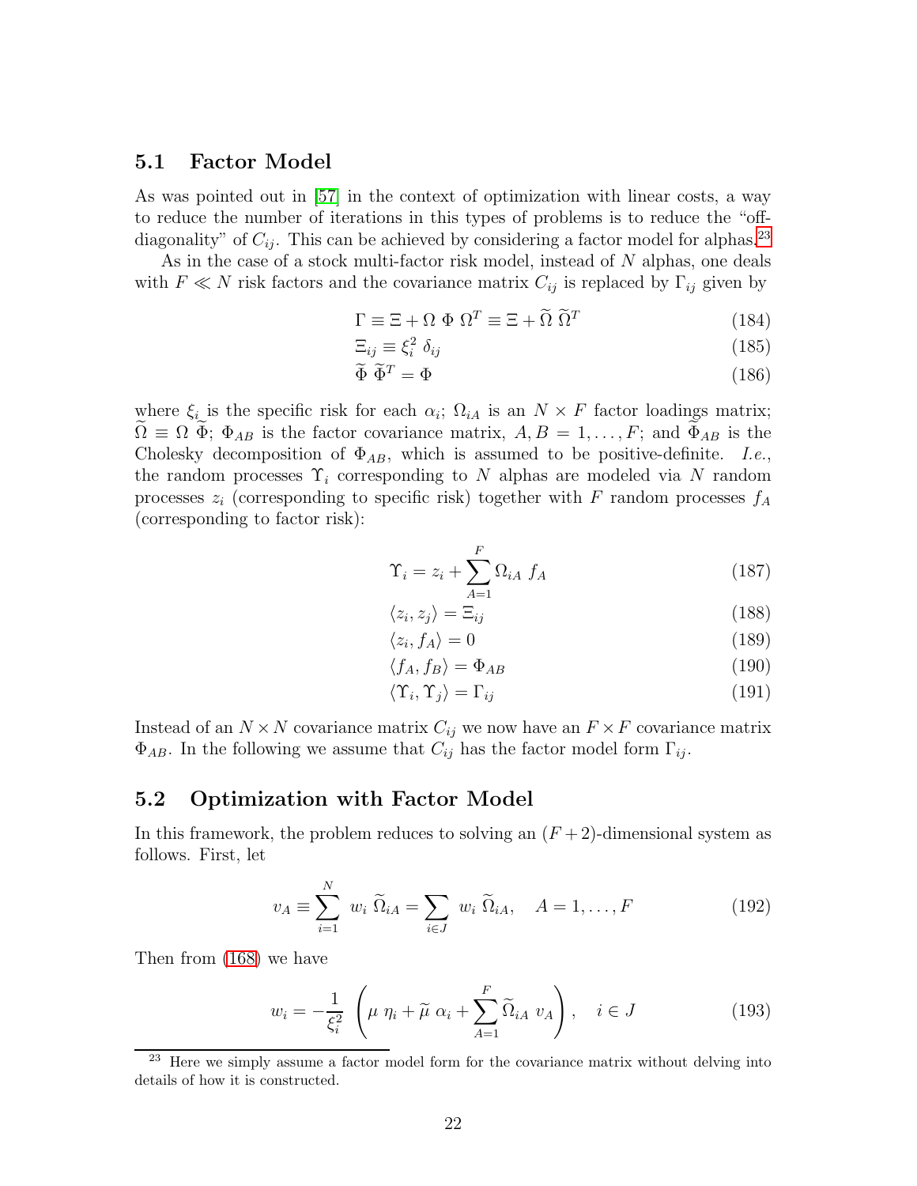## 5.1 Factor Model

As was pointed out in [57] in the context of optimization with linear costs, a way to reduce the number of iterations in this types of problems is to reduce the "off-diagonality" of $C_{ij}$. This can be achieved by considering a factor model for alphas.[23]

As in the case of a stock multi-factor risk model, instead of $N$ alphas, one deals with $F \ll N$ risk factors and the covariance matrix $C_{ij}$ is replaced by $\Gamma_{ij}$ given by

$$\Gamma \equiv \Xi + \Omega \; \Phi \; \Omega^T \equiv \Xi + \widetilde{\Omega} \; \widetilde{\Omega}^T \tag{184}$$

$$\Xi_{ij} \equiv \xi_i^2 \; \delta_{ij} \tag{185}$$

$$\widetilde{\Phi} \; \widetilde{\Phi}^T = \Phi \tag{186}$$

where $\xi_i$ is the specific risk for each $\alpha_i$; $\Omega_{iA}$ is an $N \times F$ factor loadings matrix; $\widetilde{\Omega} \equiv \Omega \; \widetilde{\Phi}$; $\Phi_{AB}$ is the factor covariance matrix, $A, B = 1, \dots, F$; and $\widetilde{\Phi}_{AB}$ is the Cholesky decomposition of $\Phi_{AB}$, which is assumed to be positive-definite. *I.e.*, the random processes $\Upsilon_i$ corresponding to $N$ alphas are modeled via $N$ random processes $z_i$ (corresponding to specific risk) together with $F$ random processes $f_A$ (corresponding to factor risk):

$$\Upsilon_i = z_i + \sum_{A=1}^{F} \Omega_{iA} \; f_A \tag{187}$$

$$\langle z_i, z_j \rangle = \Xi_{ij} \tag{188}$$

$$\langle z_i, f_A \rangle = 0 \tag{189}$$

$$\langle f_A, f_B \rangle = \Phi_{AB} \tag{190}$$

$$\langle \Upsilon_i, \Upsilon_j \rangle = \Gamma_{ij} \tag{191}$$

Instead of an $N \times N$ covariance matrix $C_{ij}$ we now have an $F \times F$ covariance matrix $\Phi_{AB}$. In the following we assume that $C_{ij}$ has the factor model form $\Gamma_{ij}$.

## 5.2 Optimization with Factor Model

In this framework, the problem reduces to solving an $(F + 2)$-dimensional system as follows. First, let

$$v_A \equiv \sum_{i=1}^{N} \; w_i \; \widetilde{\Omega}_{iA} = \sum_{i \in J} \; w_i \; \widetilde{\Omega}_{iA}, \quad A = 1, \dots, F \tag{192}$$

Then from (168) we have

$$w_i = -\frac{1}{\xi_i^2} \left( \mu \; \eta_i + \widetilde{\mu} \; \alpha_i + \sum_{A=1}^{F} \widetilde{\Omega}_{iA} \; v_A \right), \quad i \in J \tag{193}$$

[23] Here we simply assume a factor model form for the covariance matrix without delving into details of how it is constructed.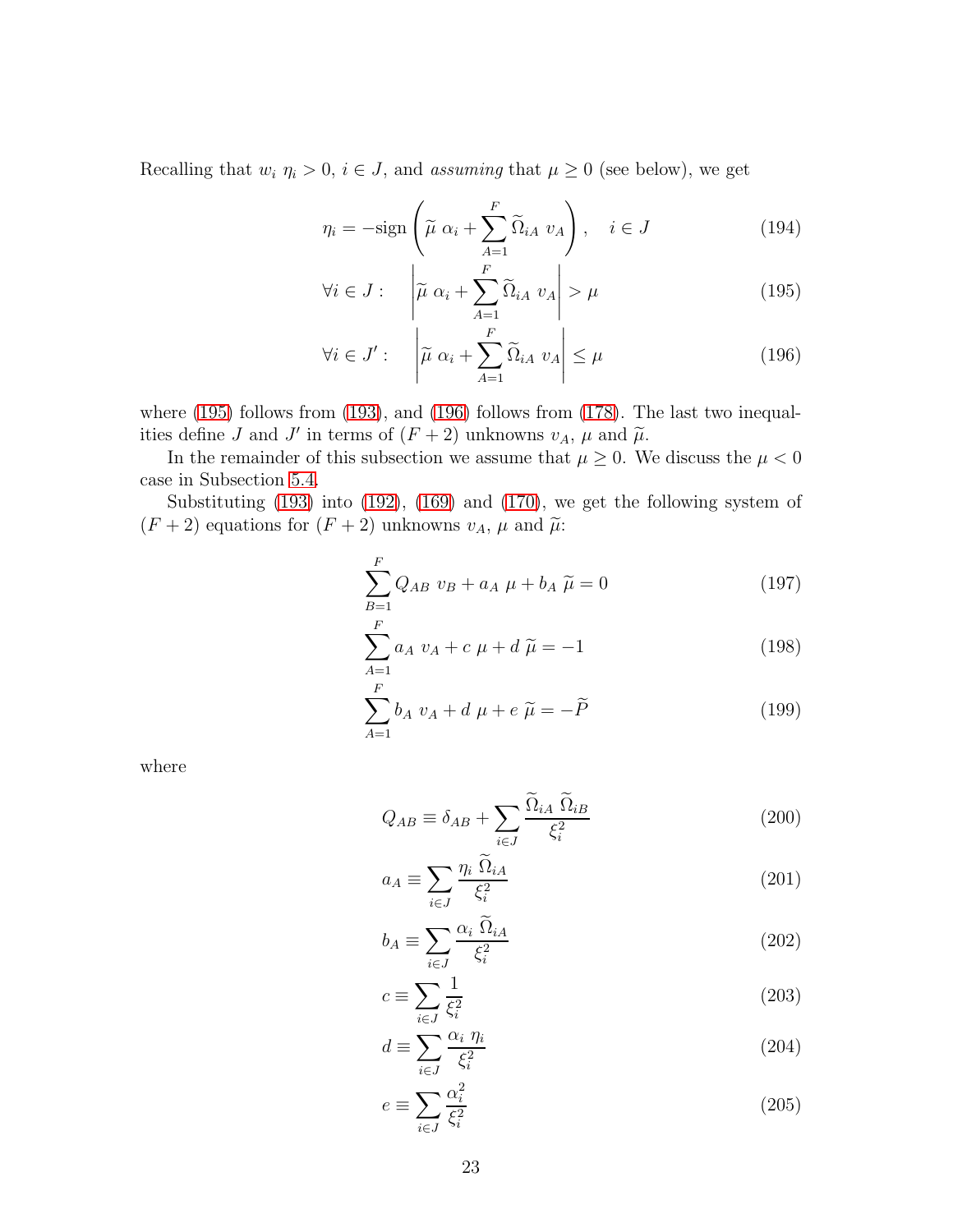Recalling that $w_i\ \eta_i > 0$, $i \in J$, and *assuming* that $\mu \geq 0$ (see below), we get

$$\eta_i = -\text{sign}\left(\widetilde{\mu}\ \alpha_i + \sum_{A=1}^{F} \widetilde{\Omega}_{iA}\ v_A\right), \quad i \in J \tag{194}$$

$$\forall i \in J: \quad \left|\widetilde{\mu}\ \alpha_i + \sum_{A=1}^{F} \widetilde{\Omega}_{iA}\ v_A\right| > \mu \tag{195}$$

$$\forall i \in J': \quad \left|\widetilde{\mu}\ \alpha_i + \sum_{A=1}^{F} \widetilde{\Omega}_{iA}\ v_A\right| \leq \mu \tag{196}$$

where (195) follows from (193), and (196) follows from (178). The last two inequalities define $J$ and $J'$ in terms of $(F+2)$ unknowns $v_A$, $\mu$ and $\widetilde{\mu}$.

In the remainder of this subsection we assume that $\mu \geq 0$. We discuss the $\mu < 0$ case in Subsection 5.4.

Substituting (193) into (192), (169) and (170), we get the following system of $(F+2)$ equations for $(F+2)$ unknowns $v_A$, $\mu$ and $\widetilde{\mu}$:

$$\sum_{B=1}^{F} Q_{AB}\ v_B + a_A\ \mu + b_A\ \widetilde{\mu} = 0 \tag{197}$$

$$\sum_{A=1}^{F} a_A\ v_A + c\ \mu + d\ \widetilde{\mu} = -1 \tag{198}$$

$$\sum_{A=1}^{F} b_A\ v_A + d\ \mu + e\ \widetilde{\mu} = -\widetilde{P} \tag{199}$$

where

$$Q_{AB} \equiv \delta_{AB} + \sum_{i \in J} \frac{\widetilde{\Omega}_{iA}\ \widetilde{\Omega}_{iB}}{\xi_i^2} \tag{200}$$

$$a_A \equiv \sum_{i \in J} \frac{\eta_i\ \widetilde{\Omega}_{iA}}{\xi_i^2} \tag{201}$$

$$b_A \equiv \sum_{i \in J} \frac{\alpha_i\ \widetilde{\Omega}_{iA}}{\xi_i^2} \tag{202}$$

$$c \equiv \sum_{i \in J} \frac{1}{\xi_i^2} \tag{203}$$

$$d \equiv \sum_{i \in J} \frac{\alpha_i\ \eta_i}{\xi_i^2} \tag{204}$$

$$e \equiv \sum_{i \in J} \frac{\alpha_i^2}{\xi_i^2} \tag{205}$$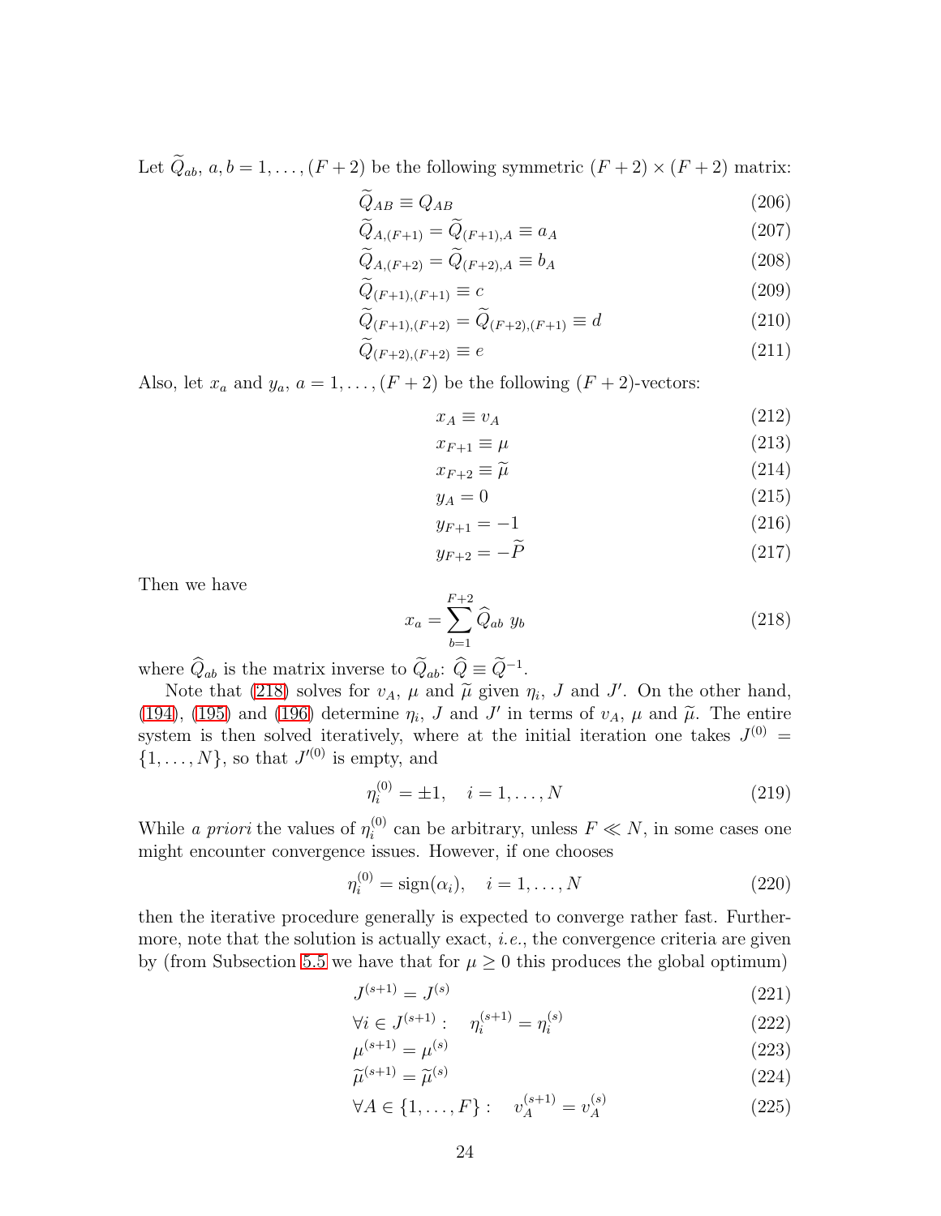Let $\widetilde{Q}_{ab}$, $a, b = 1, \dots, (F+2)$ be the following symmetric $(F+2) \times (F+2)$ matrix:

$$\widetilde{Q}_{AB} \equiv Q_{AB} \tag{206}$$

$$\widetilde{Q}_{A,(F+1)} = \widetilde{Q}_{(F+1),A} \equiv a_A \tag{207}$$

$$\widetilde{Q}_{A,(F+2)} = \widetilde{Q}_{(F+2),A} \equiv b_A \tag{208}$$

$$\widetilde{Q}_{(F+1),(F+1)} \equiv c \tag{209}$$

$$\widetilde{Q}_{(F+1),(F+2)} = \widetilde{Q}_{(F+2),(F+1)} \equiv d \tag{210}$$

$$\widetilde{Q}_{(F+2),(F+2)} \equiv e \tag{211}$$

Also, let $x_a$ and $y_a$, $a = 1, \dots, (F+2)$ be the following $(F+2)$-vectors:

$$x_A \equiv v_A \tag{212}$$

$$x_{F+1} \equiv \mu \tag{213}$$

$$x_{F+2} \equiv \widetilde{\mu} \tag{214}$$

$$y_A = 0 \tag{215}$$

$$y_{F+1} = -1 \tag{216}$$

$$y_{F+2} = -\widetilde{P} \tag{217}$$

Then we have

$$x_a = \sum_{b=1}^{F+2} \widehat{Q}_{ab}\, y_b \tag{218}$$

where $\widehat{Q}_{ab}$ is the matrix inverse to $\widetilde{Q}_{ab}$: $\widehat{Q} \equiv \widetilde{Q}^{-1}$.

Note that (218) solves for $v_A$, $\mu$ and $\widetilde{\mu}$ given $\eta_i$, $J$ and $J'$. On the other hand, (194), (195) and (196) determine $\eta_i$, $J$ and $J'$ in terms of $v_A$, $\mu$ and $\widetilde{\mu}$. The entire system is then solved iteratively, where at the initial iteration one takes $J^{(0)} = \{1, \dots, N\}$, so that $J'^{(0)}$ is empty, and

$$\eta_i^{(0)} = \pm 1, \quad i = 1, \dots, N \tag{219}$$

While *a priori* the values of $\eta_i^{(0)}$ can be arbitrary, unless $F \ll N$, in some cases one might encounter convergence issues. However, if one chooses

$$\eta_i^{(0)} = \mathrm{sign}(\alpha_i), \quad i = 1, \dots, N \tag{220}$$

then the iterative procedure generally is expected to converge rather fast. Furthermore, note that the solution is actually exact, *i.e.*, the convergence criteria are given by (from Subsection 5.5 we have that for $\mu \geq 0$ this produces the global optimum)

$$J^{(s+1)} = J^{(s)} \tag{221}$$

$$\forall i \in J^{(s+1)}: \quad \eta_i^{(s+1)} = \eta_i^{(s)} \tag{222}$$

$$\mu^{(s+1)} = \mu^{(s)} \tag{223}$$

$$\widetilde{\mu}^{(s+1)} = \widetilde{\mu}^{(s)} \tag{224}$$

$$\forall A \in \{1, \dots, F\}: \quad v_A^{(s+1)} = v_A^{(s)} \tag{225}$$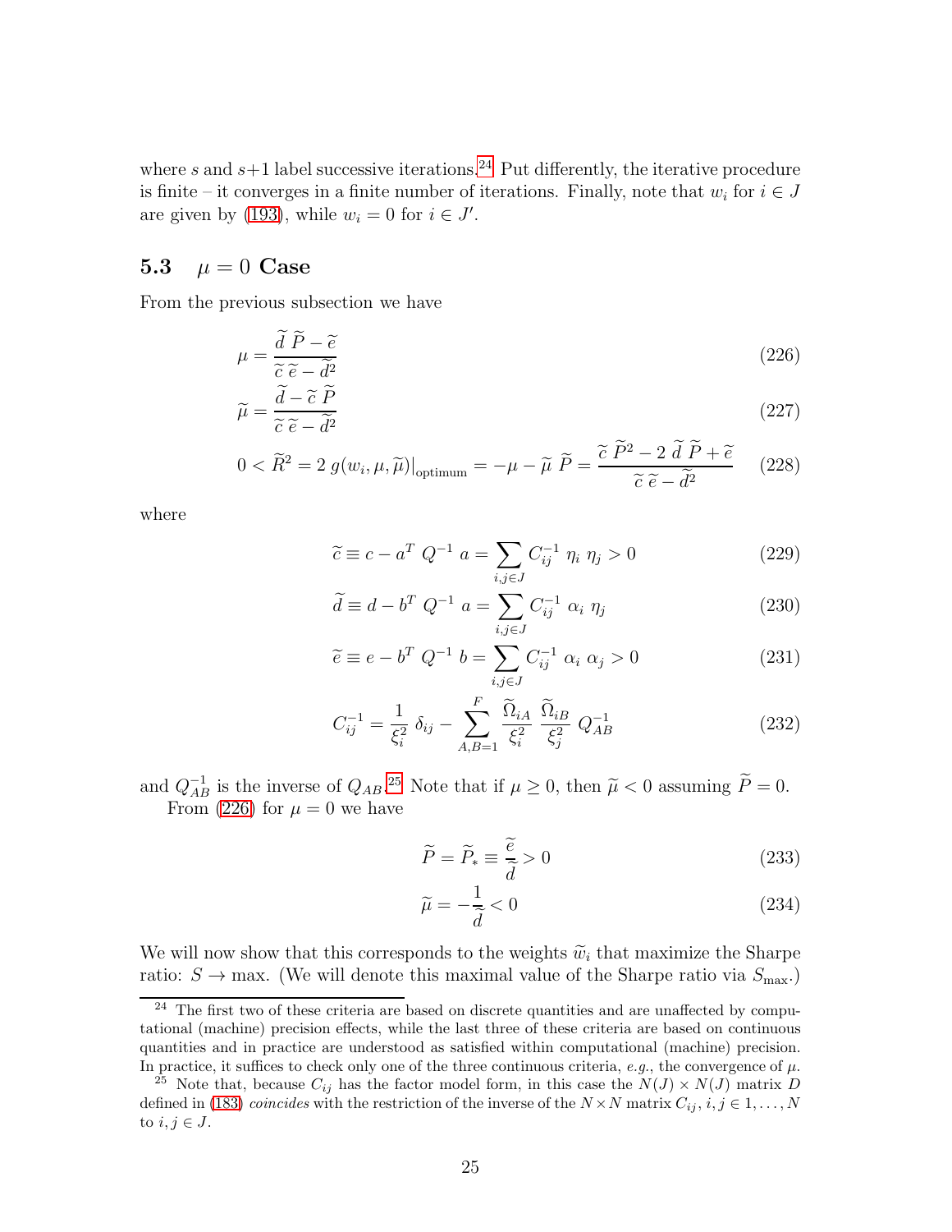where $s$ and $s+1$ label successive iterations.[24] Put differently, the iterative procedure is finite – it converges in a finite number of iterations. Finally, note that $w_i$ for $i \in J$ are given by (193), while $w_i = 0$ for $i \in J'$.

### 5.3 $\mu = 0$ Case

From the previous subsection we have

$$\mu = \frac{\widetilde{d}\ \widetilde{P} - \widetilde{e}}{\widetilde{c}\ \widetilde{e} - \widetilde{d}^2} \tag{226}$$

$$\widetilde{\mu} = \frac{\widetilde{d} - \widetilde{c}\ \widetilde{P}}{\widetilde{c}\ \widetilde{e} - \widetilde{d}^2} \tag{227}$$

$$0 < \widetilde{R}^2 = 2\ g(w_i, \mu, \widetilde{\mu})\big|_{\text{optimum}} = -\mu - \widetilde{\mu}\ \widetilde{P} = \frac{\widetilde{c}\ \widetilde{P}^2 - 2\ \widetilde{d}\ \widetilde{P} + \widetilde{e}}{\widetilde{c}\ \widetilde{e} - \widetilde{d}^2} \tag{228}$$

where

$$\widetilde{c} \equiv c - a^T\ Q^{-1}\ a = \sum_{i,j \in J} C^{-1}_{ij}\ \eta_i\ \eta_j > 0 \tag{229}$$

$$\widetilde{d} \equiv d - b^T\ Q^{-1}\ a = \sum_{i,j \in J} C^{-1}_{ij}\ \alpha_i\ \eta_j \tag{230}$$

$$\widetilde{e} \equiv e - b^T\ Q^{-1}\ b = \sum_{i,j \in J} C^{-1}_{ij}\ \alpha_i\ \alpha_j > 0 \tag{231}$$

$$C^{-1}_{ij} = \frac{1}{\xi_i^2}\ \delta_{ij} - \sum_{A,B=1}^{F} \frac{\widetilde{\Omega}_{iA}}{\xi_i^2}\ \frac{\widetilde{\Omega}_{iB}}{\xi_j^2}\ Q^{-1}_{AB} \tag{232}$$

and $Q^{-1}_{AB}$ is the inverse of $Q_{AB}$.[25] Note that if $\mu \geq 0$, then $\widetilde{\mu} < 0$ assuming $\widetilde{P} = 0$.

From (226) for $\mu = 0$ we have

$$\widetilde{P} = \widetilde{P}_* \equiv \frac{\widetilde{e}}{\widetilde{d}} > 0 \tag{233}$$

$$\widetilde{\mu} = -\frac{1}{\widetilde{d}} < 0 \tag{234}$$

We will now show that this corresponds to the weights $\widetilde{w}_i$ that maximize the Sharpe ratio: $S \rightarrow \max$. (We will denote this maximal value of the Sharpe ratio via $S_{\max}$.)

---

[24] The first two of these criteria are based on discrete quantities and are unaffected by computational (machine) precision effects, while the last three of these criteria are based on continuous quantities and in practice are understood as satisfied within computational (machine) precision. In practice, it suffices to check only one of the three continuous criteria, *e.g.*, the convergence of $\mu$.

[25] Note that, because $C_{ij}$ has the factor model form, in this case the $N(J) \times N(J)$ matrix $D$ defined in (183) *coincides* with the restriction of the inverse of the $N \times N$ matrix $C_{ij}$, $i, j \in 1, \dots, N$ to $i, j \in J$.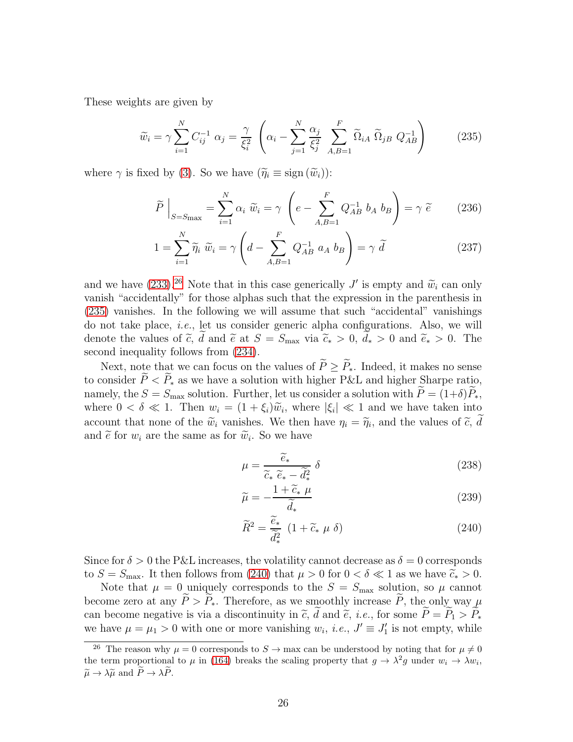These weights are given by

$$\widetilde{w}_i = \gamma \sum_{i=1}^{N} C^{-1}_{ij} \ \alpha_j = \frac{\gamma}{\xi_i^2} \ \left( \alpha_i - \sum_{j=1}^{N} \frac{\alpha_j}{\xi_j^2} \sum_{A,B=1}^{F} \widetilde{\Omega}_{iA} \ \widetilde{\Omega}_{jB} \ Q^{-1}_{AB} \right) \tag{235}$$

where $\gamma$ is fixed by (3). So we have ($\widetilde{\eta}_i \equiv \text{sign}(\widetilde{w}_i)$):

$$\widetilde{P} \Big|_{S=S_{\max}} = \sum_{i=1}^{N} \alpha_i \ \widetilde{w}_i = \gamma \ \left( e - \sum_{A,B=1}^{F} Q^{-1}_{AB} \ b_A \ b_B \right) = \gamma \ \widetilde{e} \tag{236}$$

$$1 = \sum_{i=1}^{N} \widetilde{\eta}_i \ \widetilde{w}_i = \gamma \left( d - \sum_{A,B=1}^{F} Q^{-1}_{AB} \ a_A \ b_B \right) = \gamma \ \widetilde{d} \tag{237}$$

and we have (233).[26] Note that in this case generically $J'$ is empty and $\widetilde{w}_i$ can only vanish "accidentally" for those alphas such that the expression in the parenthesis in (235) vanishes. In the following we will assume that such "accidental" vanishings do not take place, *i.e.*, let us consider generic alpha configurations. Also, we will denote the values of $\widetilde{c}$, $\widetilde{d}$ and $\widetilde{e}$ at $S = S_{\max}$ via $\widetilde{c}_* > 0$, $\widetilde{d}_* > 0$ and $\widetilde{e}_* > 0$. The second inequality follows from (234).

Next, note that we can focus on the values of $\widetilde{P} \geq \widetilde{P}_*$. Indeed, it makes no sense to consider $\widetilde{P} < \widetilde{P}_*$ as we have a solution with higher P&L and higher Sharpe ratio, namely, the $S = S_{\max}$ solution. Further, let us consider a solution with $\widetilde{P} = (1+\delta)\widetilde{P}_*$, where $0 < \delta \ll 1$. Then $w_i = (1 + \xi_i)\widetilde{w}_i$, where $|\xi_i| \ll 1$ and we have taken into account that none of the $\widetilde{w}_i$ vanishes. We then have $\eta_i = \widetilde{\eta}_i$, and the values of $\widetilde{c}$, $\widetilde{d}$ and $\widetilde{e}$ for $w_i$ are the same as for $\widetilde{w}_i$. So we have

$$\mu = \frac{\widetilde{e}_*}{\widetilde{c}_* \ \widetilde{e}_* - \widetilde{d}_*^2} \ \delta \tag{238}$$

$$\widetilde{\mu} = -\frac{1 + \widetilde{c}_* \ \mu}{\widetilde{d}_*} \tag{239}$$

$$\widetilde{R}^2 = \frac{\widetilde{e}_*}{\widetilde{d}_*^2} \ (1 + \widetilde{c}_* \ \mu \ \delta) \tag{240}$$

Since for $\delta > 0$ the P&L increases, the volatility cannot decrease as $\delta = 0$ corresponds to $S = S_{\max}$. It then follows from (240) that $\mu > 0$ for $0 < \delta \ll 1$ as we have $\widetilde{c}_* > 0$.

Note that $\mu = 0$ uniquely corresponds to the $S = S_{\max}$ solution, so $\mu$ cannot become zero at any $\widetilde{P} > \widetilde{P}_*$. Therefore, as we smoothly increase $\widetilde{P}$, the only way $\mu$ can become negative is via a discontinuity in $\widetilde{c}$, $\widetilde{d}$ and $\widetilde{e}$, *i.e.*, for some $\widetilde{P} = \widetilde{P}_1 > \widetilde{P}_*$ we have $\mu = \mu_1 > 0$ with one or more vanishing $w_i$, *i.e.*, $J' \equiv J'_1$ is not empty, while

---

[26] The reason why $\mu = 0$ corresponds to $S \to \max$ can be understood by noting that for $\mu \neq 0$ the term proportional to $\mu$ in (164) breaks the scaling property that $g \to \lambda^2 g$ under $w_i \to \lambda w_i$, $\widetilde{\mu} \to \lambda \widetilde{\mu}$ and $\widetilde{P} \to \lambda \widetilde{P}$.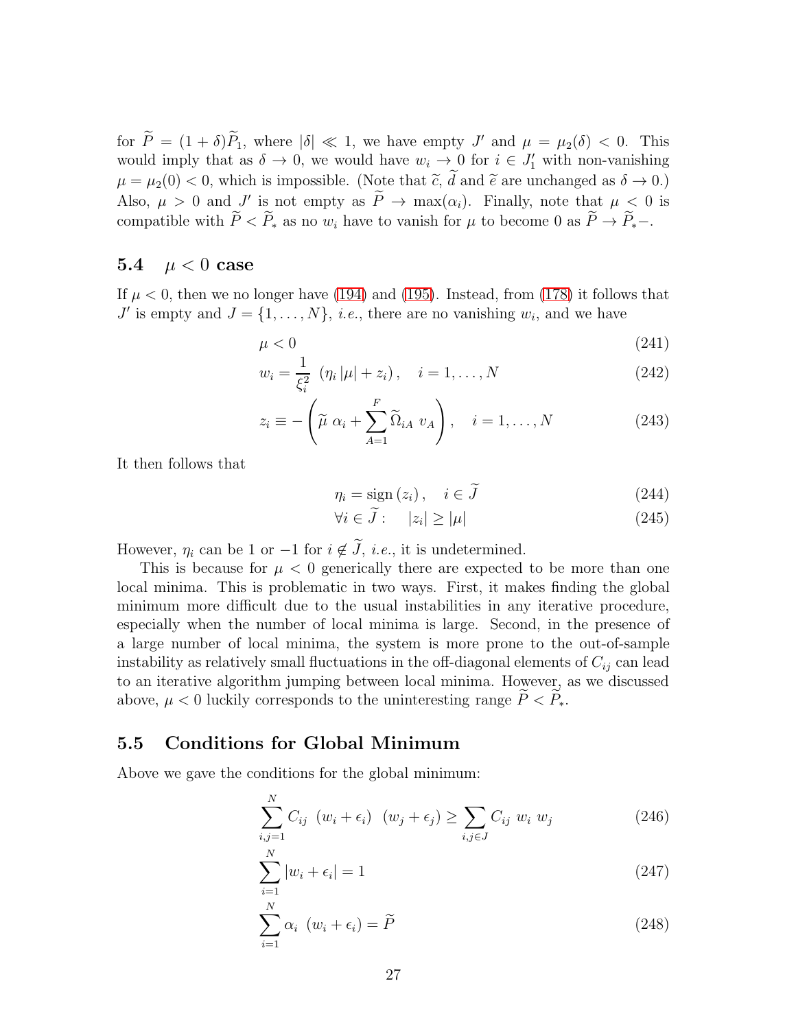for $\widetilde{P} = (1+\delta)\widetilde{P}_1$, where $|\delta| \ll 1$, we have empty $J'$ and $\mu = \mu_2(\delta) < 0$. This would imply that as $\delta \to 0$, we would have $w_i \to 0$ for $i \in J'_1$ with non-vanishing $\mu = \mu_2(0) < 0$, which is impossible. (Note that $\widetilde{c}$, $\widetilde{d}$ and $\widetilde{e}$ are unchanged as $\delta \to 0$.) Also, $\mu > 0$ and $J'$ is not empty as $\widetilde{P} \to \max(\alpha_i)$. Finally, note that $\mu < 0$ is compatible with $\widetilde{P} < \widetilde{P}_*$ as no $w_i$ have to vanish for $\mu$ to become 0 as $\widetilde{P} \to \widetilde{P}_*-$.

## 5.4 $\mu < 0$ case

If $\mu < 0$, then we no longer have (194) and (195). Instead, from (178) it follows that $J'$ is empty and $J = \{1, \dots, N\}$, *i.e.*, there are no vanishing $w_i$, and we have

$$\mu < 0 \tag{241}$$

$$w_i = \frac{1}{\xi_i^2}\ (\eta_i\,|\mu| + z_i)\,, \quad i = 1, \dots, N \tag{242}$$

$$z_i \equiv -\left(\widetilde{\mu}\ \alpha_i + \sum_{A=1}^{F} \widetilde{\Omega}_{iA}\ v_A\right), \quad i = 1, \dots, N \tag{243}$$

It then follows that

$$\eta_i = \text{sign}\,(z_i)\,, \quad i \in \widetilde{J} \tag{244}$$

$$\forall i \in \widetilde{J}: \quad |z_i| \geq |\mu| \tag{245}$$

However, $\eta_i$ can be 1 or $-1$ for $i \notin \widetilde{J}$, *i.e.*, it is undetermined.

This is because for $\mu < 0$ generically there are expected to be more than one local minima. This is problematic in two ways. First, it makes finding the global minimum more difficult due to the usual instabilities in any iterative procedure, especially when the number of local minima is large. Second, in the presence of a large number of local minima, the system is more prone to the out-of-sample instability as relatively small fluctuations in the off-diagonal elements of $C_{ij}$ can lead to an iterative algorithm jumping between local minima. However, as we discussed above, $\mu < 0$ luckily corresponds to the uninteresting range $\widetilde{P} < \widetilde{P}_*$.

## 5.5 Conditions for Global Minimum

Above we gave the conditions for the global minimum:

$$\sum_{i,j=1}^{N} C_{ij}\ (w_i + \epsilon_i)\ (w_j + \epsilon_j) \geq \sum_{i,j \in J} C_{ij}\ w_i\ w_j \tag{246}$$

$$\sum_{i=1}^{N} |w_i + \epsilon_i| = 1 \tag{247}$$

$$\sum_{i=1}^{N} \alpha_i\ (w_i + \epsilon_i) = \widetilde{P} \tag{248}$$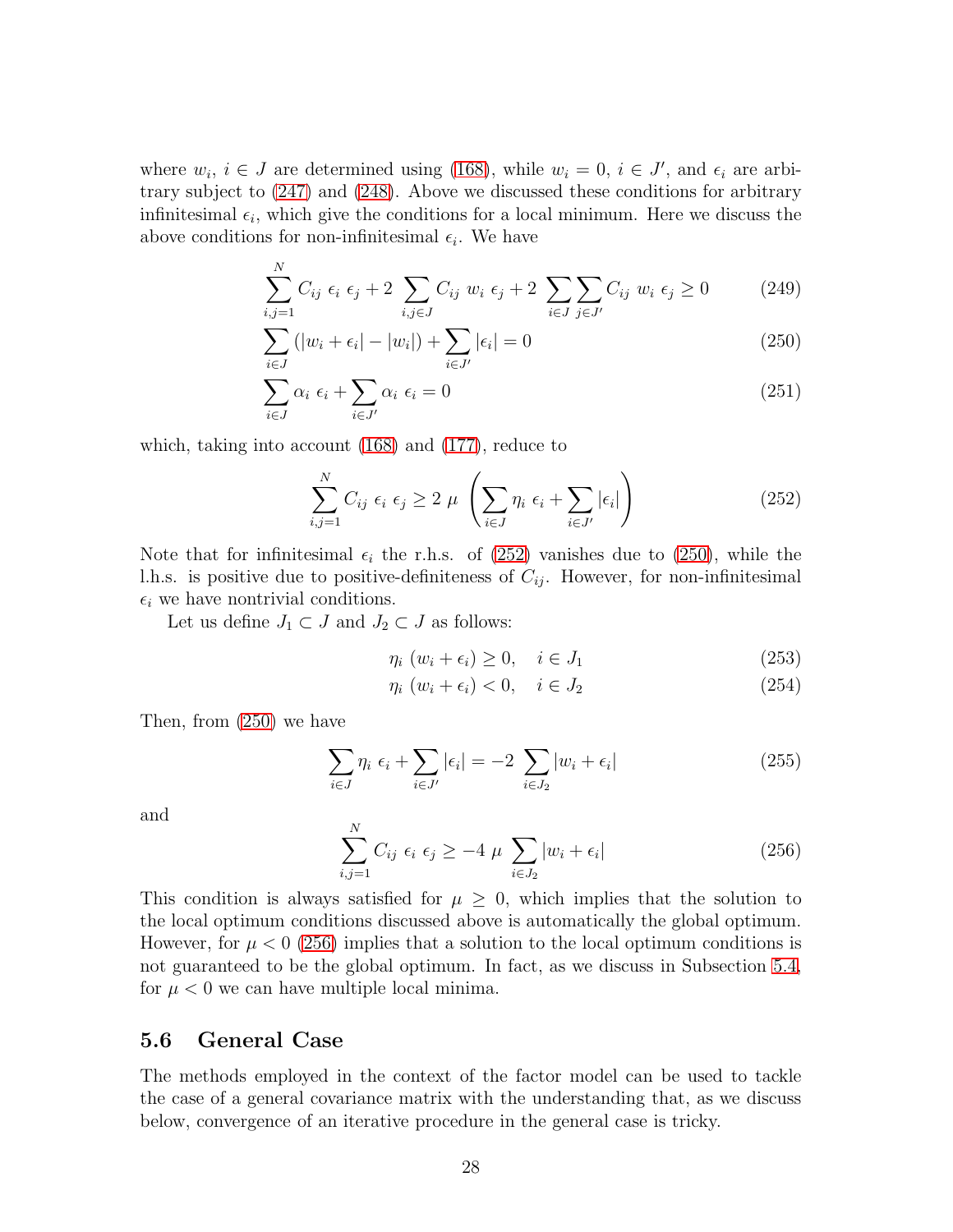where $w_i$, $i \in J$ are determined using (168), while $w_i = 0$, $i \in J'$, and $\epsilon_i$ are arbitrary subject to (247) and (248). Above we discussed these conditions for arbitrary infinitesimal $\epsilon_i$, which give the conditions for a local minimum. Here we discuss the above conditions for non-infinitesimal $\epsilon_i$. We have

$$\sum_{i,j=1}^{N} C_{ij}\ \epsilon_i\ \epsilon_j + 2\ \sum_{i,j \in J} C_{ij}\ w_i\ \epsilon_j + 2\ \sum_{i \in J} \sum_{j \in J'} C_{ij}\ w_i\ \epsilon_j \geq 0 \tag{249}$$

$$\sum_{i \in J} \left(|w_i + \epsilon_i| - |w_i|\right) + \sum_{i \in J'} |\epsilon_i| = 0 \tag{250}$$

$$\sum_{i \in J} \alpha_i\ \epsilon_i + \sum_{i \in J'} \alpha_i\ \epsilon_i = 0 \tag{251}$$

which, taking into account (168) and (177), reduce to

$$\sum_{i,j=1}^{N} C_{ij}\ \epsilon_i\ \epsilon_j \geq 2\ \mu\ \left(\sum_{i \in J} \eta_i\ \epsilon_i + \sum_{i \in J'} |\epsilon_i|\right) \tag{252}$$

Note that for infinitesimal $\epsilon_i$ the r.h.s. of (252) vanishes due to (250), while the l.h.s. is positive due to positive-definiteness of $C_{ij}$. However, for non-infinitesimal $\epsilon_i$ we have nontrivial conditions.

Let us define $J_1 \subset J$ and $J_2 \subset J$ as follows:

$$\eta_i\ (w_i + \epsilon_i) \geq 0, \quad i \in J_1 \tag{253}$$

$$\eta_i\ (w_i + \epsilon_i) < 0, \quad i \in J_2 \tag{254}$$

Then, from (250) we have

$$\sum_{i \in J} \eta_i\ \epsilon_i + \sum_{i \in J'} |\epsilon_i| = -2\ \sum_{i \in J_2} |w_i + \epsilon_i| \tag{255}$$

and

$$\sum_{i,j=1}^{N} C_{ij}\ \epsilon_i\ \epsilon_j \geq -4\ \mu\ \sum_{i \in J_2} |w_i + \epsilon_i| \tag{256}$$

This condition is always satisfied for $\mu \geq 0$, which implies that the solution to the local optimum conditions discussed above is automatically the global optimum. However, for $\mu < 0$ (256) implies that a solution to the local optimum conditions is not guaranteed to be the global optimum. In fact, as we discuss in Subsection 5.4, for $\mu < 0$ we can have multiple local minima.

### 5.6 General Case

The methods employed in the context of the factor model can be used to tackle the case of a general covariance matrix with the understanding that, as we discuss below, convergence of an iterative procedure in the general case is tricky.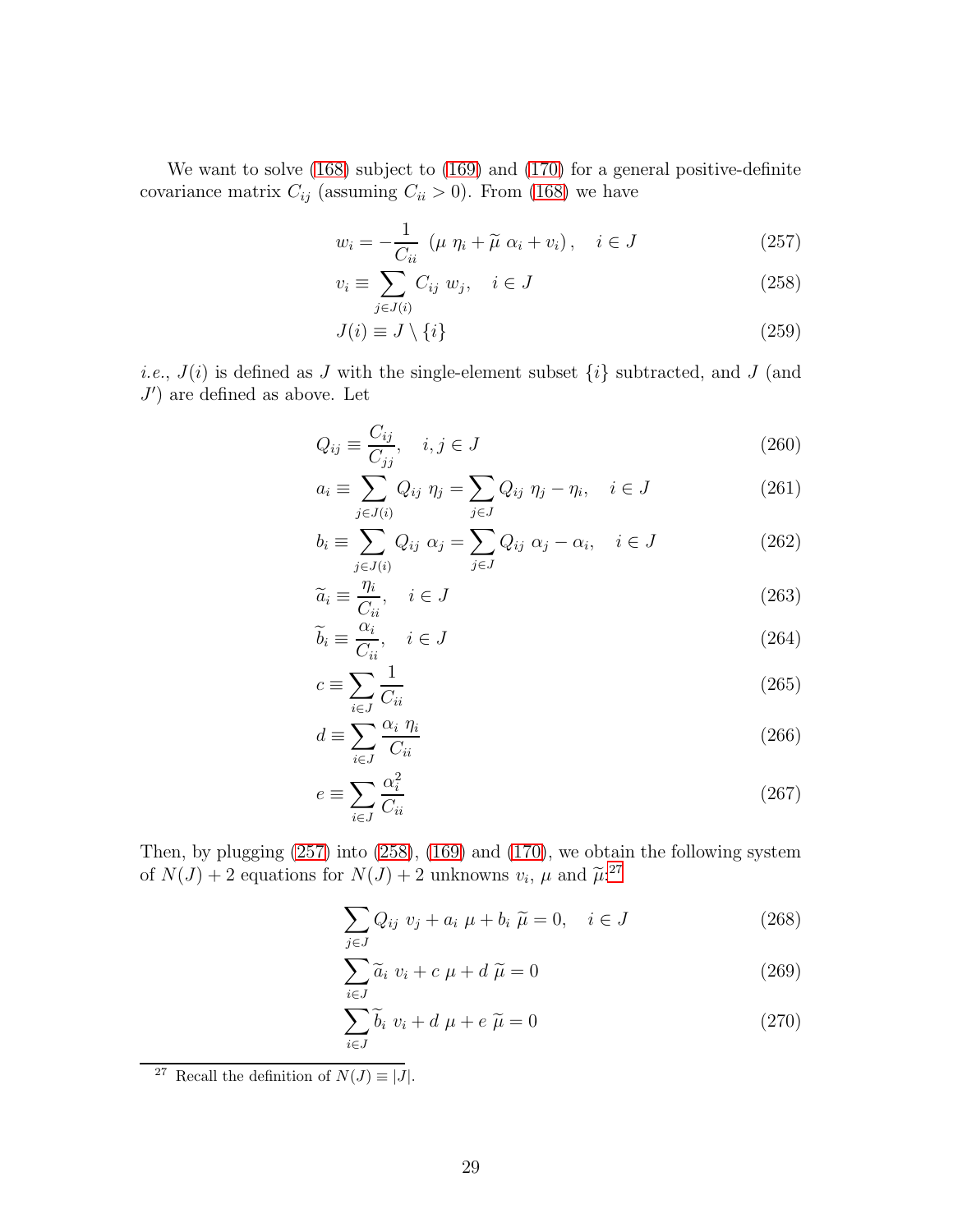We want to solve (168) subject to (169) and (170) for a general positive-definite covariance matrix $C_{ij}$ (assuming $C_{ii} > 0$). From (168) we have

$$w_i = -\frac{1}{C_{ii}}\,\left(\mu\,\eta_i + \widetilde{\mu}\,\alpha_i + v_i\right), \quad i \in J \tag{257}$$

$$v_i \equiv \sum_{j \in J(i)} C_{ij}\,w_j, \quad i \in J \tag{258}$$

$$J(i) \equiv J \setminus \{i\} \tag{259}$$

*i.e.*, $J(i)$ is defined as $J$ with the single-element subset $\{i\}$ subtracted, and $J$ (and $J'$) are defined as above. Let

$$Q_{ij} \equiv \frac{C_{ij}}{C_{jj}}, \quad i, j \in J \tag{260}$$

$$a_i \equiv \sum_{j \in J(i)} Q_{ij}\,\eta_j = \sum_{j \in J} Q_{ij}\,\eta_j - \eta_i, \quad i \in J \tag{261}$$

$$b_i \equiv \sum_{j \in J(i)} Q_{ij}\,\alpha_j = \sum_{j \in J} Q_{ij}\,\alpha_j - \alpha_i, \quad i \in J \tag{262}$$

$$\widetilde{a}_i \equiv \frac{\eta_i}{C_{ii}}, \quad i \in J \tag{263}$$

$$\widetilde{b}_i \equiv \frac{\alpha_i}{C_{ii}}, \quad i \in J \tag{264}$$

$$c \equiv \sum_{i \in J} \frac{1}{C_{ii}} \tag{265}$$

$$d \equiv \sum_{i \in J} \frac{\alpha_i\,\eta_i}{C_{ii}} \tag{266}$$

$$e \equiv \sum_{i \in J} \frac{\alpha_i^2}{C_{ii}} \tag{267}$$

Then, by plugging (257) into (258), (169) and (170), we obtain the following system of $N(J) + 2$ equations for $N(J) + 2$ unknowns $v_i$, $\mu$ and $\widetilde{\mu}$:[27]

$$\sum_{j \in J} Q_{ij}\,v_j + a_i\,\mu + b_i\,\widetilde{\mu} = 0, \quad i \in J \tag{268}$$

$$\sum_{i \in J} \widetilde{a}_i\,v_i + c\,\mu + d\,\widetilde{\mu} = 0 \tag{269}$$

$$\sum_{i \in J} \widetilde{b}_i\,v_i + d\,\mu + e\,\widetilde{\mu} = 0 \tag{270}$$

---

[27] Recall the definition of $N(J) \equiv |J|$.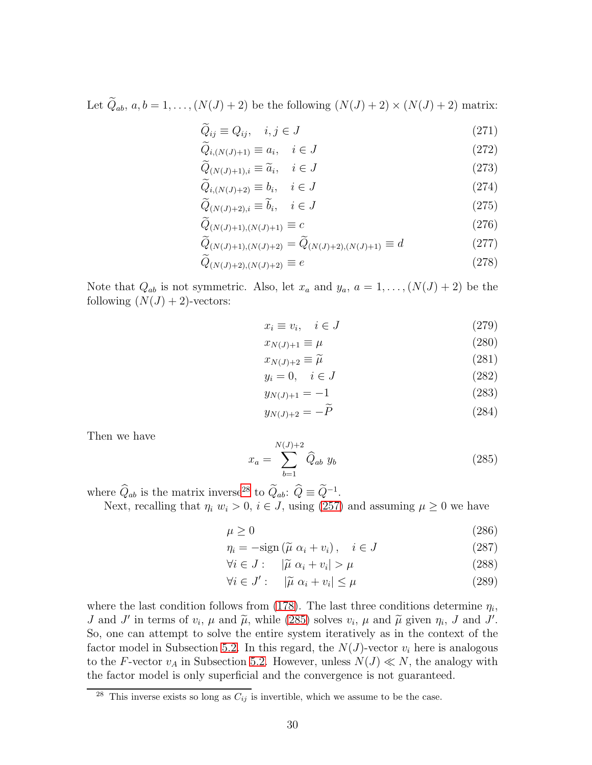Let $\widetilde{Q}_{ab}$, $a, b = 1, \dots, (N(J)+2)$ be the following $(N(J)+2) \times (N(J)+2)$ matrix:

$$\widetilde{Q}_{ij} \equiv Q_{ij}, \quad i, j \in J \tag{271}$$

$$\widetilde{Q}_{i,(N(J)+1)} \equiv a_i, \quad i \in J \tag{272}$$

$$\widetilde{Q}_{(N(J)+1),i} \equiv \widetilde{a}_i, \quad i \in J \tag{273}$$

$$\widetilde{Q}_{i,(N(J)+2)} \equiv b_i, \quad i \in J \tag{274}$$

$$\widetilde{Q}_{(N(J)+2),i} \equiv \widetilde{b}_i, \quad i \in J \tag{275}$$

$$\widetilde{Q}_{(N(J)+1),(N(J)+1)} \equiv c \tag{276}$$

$$\widetilde{Q}_{(N(J)+1),(N(J)+2)} = \widetilde{Q}_{(N(J)+2),(N(J)+1)} \equiv d \tag{277}$$

$$\widetilde{Q}_{(N(J)+2),(N(J)+2)} \equiv e \tag{278}$$

Note that $Q_{ab}$ is not symmetric. Also, let $x_a$ and $y_a$, $a = 1, \dots, (N(J)+2)$ be the following $(N(J)+2)$-vectors:

$$x_i \equiv v_i, \quad i \in J \tag{279}$$

$$x_{N(J)+1} \equiv \mu \tag{280}$$

$$x_{N(J)+2} \equiv \widetilde{\mu} \tag{281}$$

$$y_i = 0, \quad i \in J \tag{282}$$

$$y_{N(J)+1} = -1 \tag{283}$$

$$y_{N(J)+2} = -\widetilde{P} \tag{284}$$

Then we have

$$x_a = \sum_{b=1}^{N(J)+2} \widehat{Q}_{ab} \ y_b \tag{285}$$

where $\widehat{Q}_{ab}$ is the matrix inverse[28] to $\widetilde{Q}_{ab}$: $\widehat{Q} \equiv \widetilde{Q}^{-1}$.

Next, recalling that $\eta_i \ w_i > 0$, $i \in J$, using (257) and assuming $\mu \geq 0$ we have

$$\mu \geq 0 \tag{286}$$

$$\eta_i = -\text{sign}\left(\widetilde{\mu} \ \alpha_i + v_i\right), \quad i \in J \tag{287}$$

$$\forall i \in J: \quad |\widetilde{\mu} \ \alpha_i + v_i| > \mu \tag{288}$$

$$\forall i \in J': \quad |\widetilde{\mu} \ \alpha_i + v_i| \leq \mu \tag{289}$$

where the last condition follows from (178). The last three conditions determine $\eta_i$, $J$ and $J'$ in terms of $v_i$, $\mu$ and $\widetilde{\mu}$, while (285) solves $v_i$, $\mu$ and $\widetilde{\mu}$ given $\eta_i$, $J$ and $J'$. So, one can attempt to solve the entire system iteratively as in the context of the factor model in Subsection 5.2. In this regard, the $N(J)$-vector $v_i$ here is analogous to the $F$-vector $v_A$ in Subsection 5.2. However, unless $N(J) \ll N$, the analogy with the factor model is only superficial and the convergence is not guaranteed.

[28] This inverse exists so long as $C_{ij}$ is invertible, which we assume to be the case.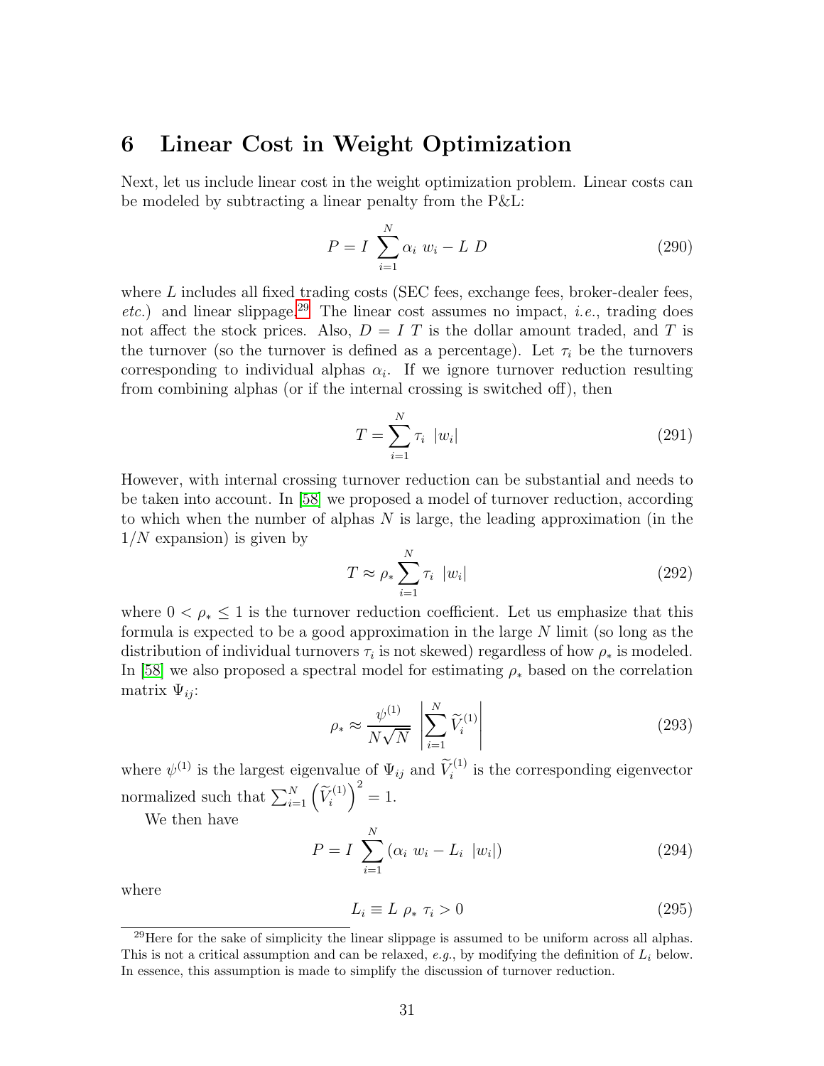# 6 Linear Cost in Weight Optimization

Next, let us include linear cost in the weight optimization problem. Linear costs can be modeled by subtracting a linear penalty from the P&L:

$$P = I \sum_{i=1}^{N} \alpha_i \; w_i - L \; D \tag{290}$$

where $L$ includes all fixed trading costs (SEC fees, exchange fees, broker-dealer fees, *etc.*) and linear slippage.[29] The linear cost assumes no impact, *i.e.*, trading does not affect the stock prices. Also, $D = I \; T$ is the dollar amount traded, and $T$ is the turnover (so the turnover is defined as a percentage). Let $\tau_i$ be the turnovers corresponding to individual alphas $\alpha_i$. If we ignore turnover reduction resulting from combining alphas (or if the internal crossing is switched off), then

$$T = \sum_{i=1}^{N} \tau_i \; |w_i| \tag{291}$$

However, with internal crossing turnover reduction can be substantial and needs to be taken into account. In [58] we proposed a model of turnover reduction, according to which when the number of alphas $N$ is large, the leading approximation (in the $1/N$ expansion) is given by

$$T \approx \rho_* \sum_{i=1}^{N} \tau_i \; |w_i| \tag{292}$$

where $0 < \rho_* \leq 1$ is the turnover reduction coefficient. Let us emphasize that this formula is expected to be a good approximation in the large $N$ limit (so long as the distribution of individual turnovers $\tau_i$ is not skewed) regardless of how $\rho_*$ is modeled. In [58] we also proposed a spectral model for estimating $\rho_*$ based on the correlation matrix $\Psi_{ij}$:

$$\rho_* \approx \frac{\psi^{(1)}}{N\sqrt{N}} \left| \sum_{i=1}^{N} \widetilde{V}_i^{(1)} \right| \tag{293}$$

where $\psi^{(1)}$ is the largest eigenvalue of $\Psi_{ij}$ and $\widetilde{V}_i^{(1)}$ is the corresponding eigenvector normalized such that $\sum_{i=1}^{N} \left(\widetilde{V}_i^{(1)}\right)^2 = 1$.

We then have

$$P = I \sum_{i=1}^{N} \left(\alpha_i \; w_i - L_i \; |w_i|\right) \tag{294}$$

where

$$L_i \equiv L \; \rho_* \; \tau_i > 0 \tag{295}$$

[29] Here for the sake of simplicity the linear slippage is assumed to be uniform across all alphas. This is not a critical assumption and can be relaxed, *e.g.*, by modifying the definition of $L_i$ below. In essence, this assumption is made to simplify the discussion of turnover reduction.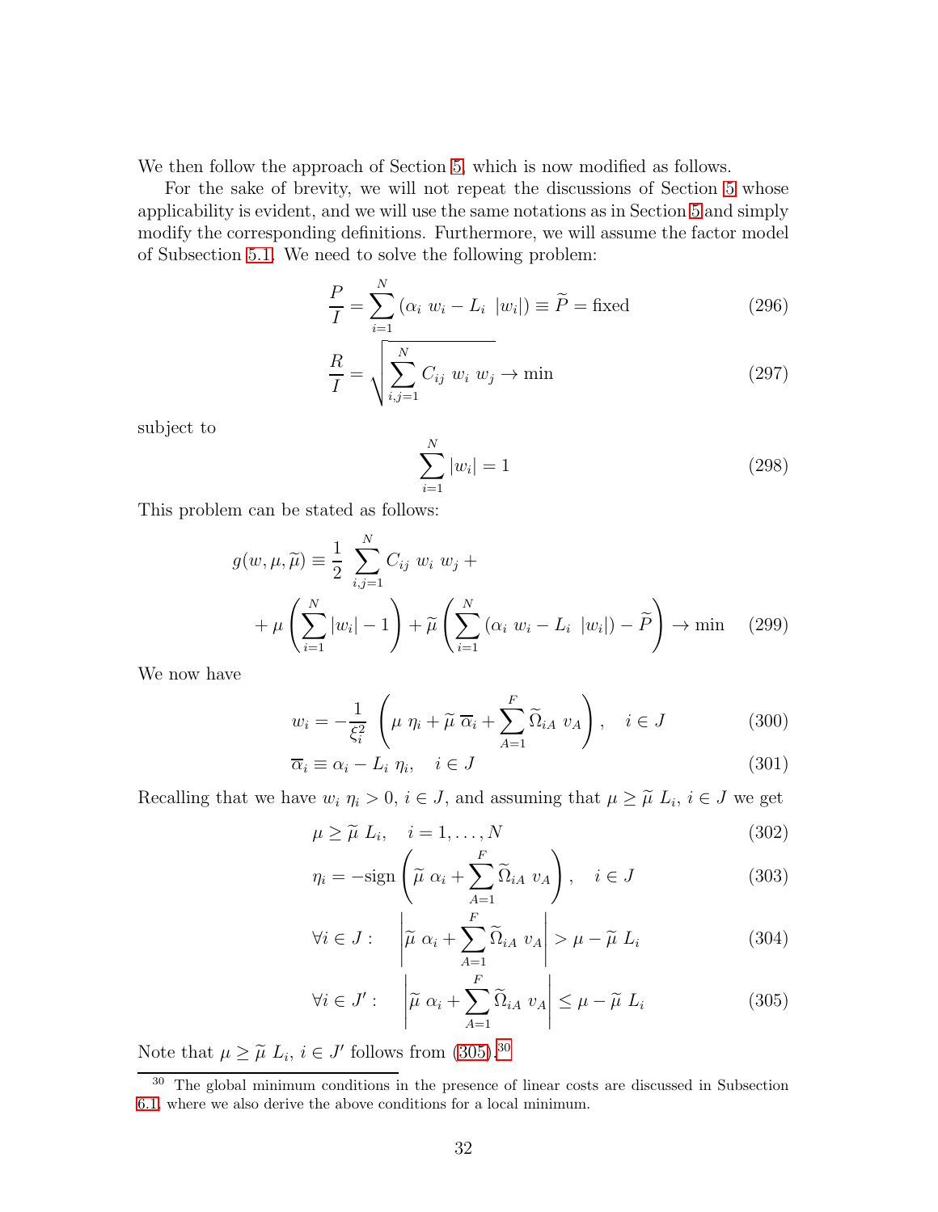We then follow the approach of Section 5, which is now modified as follows.

For the sake of brevity, we will not repeat the discussions of Section 5 whose applicability is evident, and we will use the same notations as in Section 5 and simply modify the corresponding definitions. Furthermore, we will assume the factor model of Subsection 5.1. We need to solve the following problem:

$$\frac{P}{I} = \sum_{i=1}^{N} \left(\alpha_i \; w_i - L_i \; |w_i|\right) \equiv \widetilde{P} = \text{fixed} \tag{296}$$

$$\frac{R}{I} = \sqrt{\sum_{i,j=1}^{N} C_{ij} \; w_i \; w_j} \rightarrow \text{min} \tag{297}$$

subject to

$$\sum_{i=1}^{N} |w_i| = 1 \tag{298}$$

This problem can be stated as follows:

$$g(w, \mu, \widetilde{\mu}) \equiv \frac{1}{2} \sum_{i,j=1}^{N} C_{ij} \; w_i \; w_j + \\ + \mu \left(\sum_{i=1}^{N} |w_i| - 1\right) + \widetilde{\mu} \left(\sum_{i=1}^{N} \left(\alpha_i \; w_i - L_i \; |w_i|\right) - \widetilde{P}\right) \rightarrow \text{min} \tag{299}$$

We now have

$$w_i = -\frac{1}{\xi_i^2} \left(\mu \; \eta_i + \widetilde{\mu} \; \overline{\alpha}_i + \sum_{A=1}^{F} \widetilde{\Omega}_{iA} \; v_A\right), \quad i \in J \tag{300}$$

$$\overline{\alpha}_i \equiv \alpha_i - L_i \; \eta_i, \quad i \in J \tag{301}$$

Recalling that we have $w_i \; \eta_i > 0$, $i \in J$, and assuming that $\mu \geq \widetilde{\mu} \; L_i$, $i \in J$ we get

$$\mu \geq \widetilde{\mu} \; L_i, \quad i = 1, \ldots, N \tag{302}$$

$$\eta_i = -\text{sign}\left(\widetilde{\mu} \; \alpha_i + \sum_{A=1}^{F} \widetilde{\Omega}_{iA} \; v_A\right), \quad i \in J \tag{303}$$

$$\forall i \in J: \quad \left|\widetilde{\mu} \; \alpha_i + \sum_{A=1}^{F} \widetilde{\Omega}_{iA} \; v_A\right| > \mu - \widetilde{\mu} \; L_i \tag{304}$$

$$\forall i \in J': \quad \left|\widetilde{\mu} \; \alpha_i + \sum_{A=1}^{F} \widetilde{\Omega}_{iA} \; v_A\right| \leq \mu - \widetilde{\mu} \; L_i \tag{305}$$

Note that $\mu \geq \widetilde{\mu} \; L_i$, $i \in J'$ follows from (305).[30]

[30] The global minimum conditions in the presence of linear costs are discussed in Subsection 6.1, where we also derive the above conditions for a local minimum.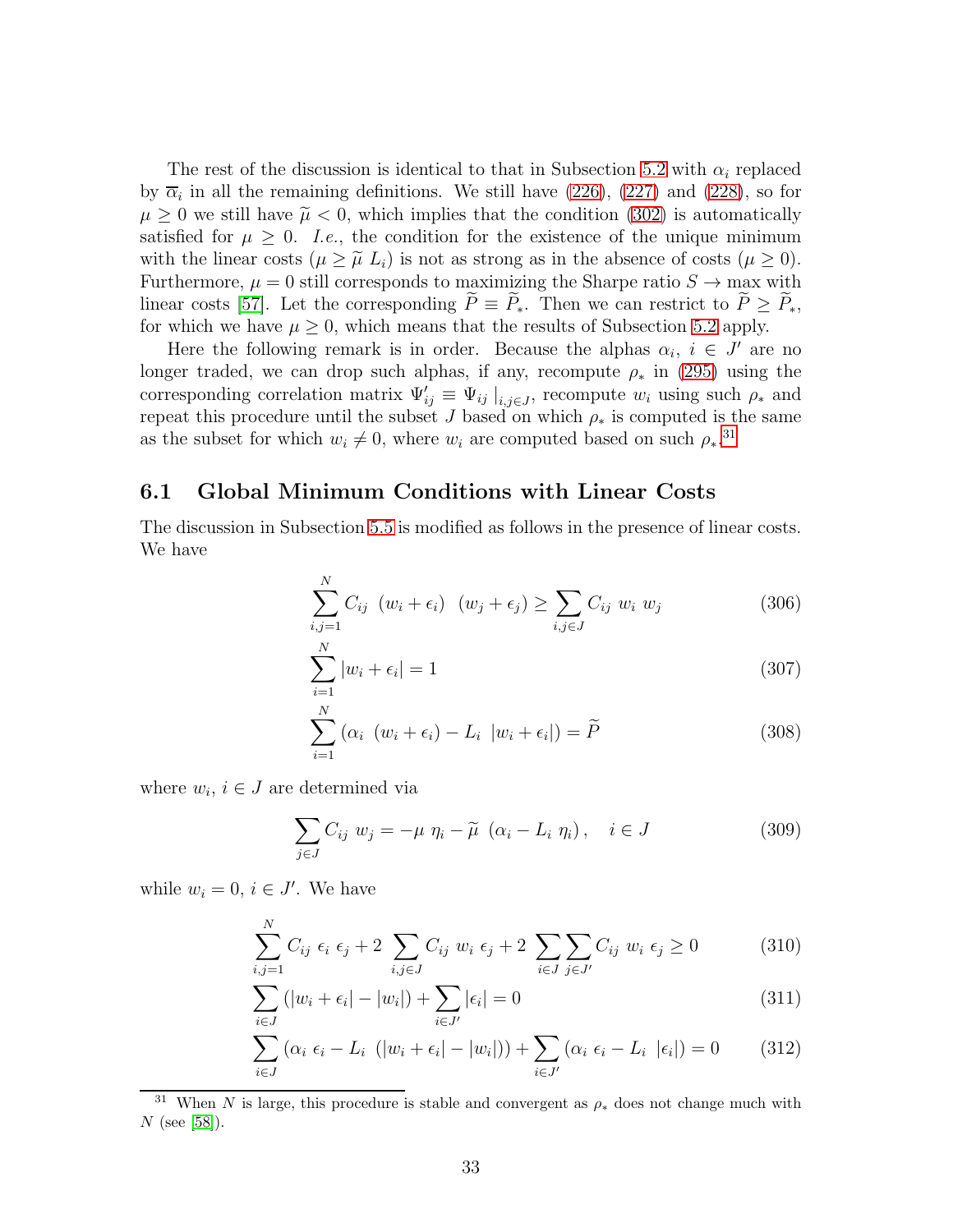The rest of the discussion is identical to that in Subsection 5.2 with $\alpha_i$ replaced by $\overline{\alpha}_i$ in all the remaining definitions. We still have (226), (227) and (228), so for $\mu \geq 0$ we still have $\widetilde{\mu} < 0$, which implies that the condition (302) is automatically satisfied for $\mu \geq 0$. *I.e.*, the condition for the existence of the unique minimum with the linear costs ($\mu \geq \widetilde{\mu}\ L_i$) is not as strong as in the absence of costs ($\mu \geq 0$). Furthermore, $\mu = 0$ still corresponds to maximizing the Sharpe ratio $S \rightarrow \max$ with linear costs [57]. Let the corresponding $\widetilde{P} \equiv \widetilde{P}_*$. Then we can restrict to $\widetilde{P} \geq \widetilde{P}_*$, for which we have $\mu \geq 0$, which means that the results of Subsection 5.2 apply.

Here the following remark is in order. Because the alphas $\alpha_i$, $i \in J'$ are no longer traded, we can drop such alphas, if any, recompute $\rho_*$ in (295) using the corresponding correlation matrix $\Psi'_{ij} \equiv \Psi_{ij}\mid_{i,j \in J}$, recompute $w_i$ using such $\rho_*$ and repeat this procedure until the subset $J$ based on which $\rho_*$ is computed is the same as the subset for which $w_i \neq 0$, where $w_i$ are computed based on such $\rho_*$.[31]

## 6.1 Global Minimum Conditions with Linear Costs

The discussion in Subsection 5.5 is modified as follows in the presence of linear costs. We have

$$\sum_{i,j=1}^{N} C_{ij}\ (w_i + \epsilon_i)\ (w_j + \epsilon_j) \geq \sum_{i,j \in J} C_{ij}\ w_i\ w_j \tag{306}$$

$$\sum_{i=1}^{N} |w_i + \epsilon_i| = 1 \tag{307}$$

$$\sum_{i=1}^{N} \left(\alpha_i\ (w_i + \epsilon_i) - L_i\ |w_i + \epsilon_i|\right) = \widetilde{P} \tag{308}$$

where $w_i$, $i \in J$ are determined via

$$\sum_{j \in J} C_{ij}\ w_j = -\mu\ \eta_i - \widetilde{\mu}\ \left(\alpha_i - L_i\ \eta_i\right), \quad i \in J \tag{309}$$

while $w_i = 0$, $i \in J'$. We have

$$\sum_{i,j=1}^{N} C_{ij}\ \epsilon_i\ \epsilon_j + 2 \sum_{i,j \in J} C_{ij}\ w_i\ \epsilon_j + 2 \sum_{i \in J} \sum_{j \in J'} C_{ij}\ w_i\ \epsilon_j \geq 0 \tag{310}$$

$$\sum_{i \in J} \left(|w_i + \epsilon_i| - |w_i|\right) + \sum_{i \in J'} |\epsilon_i| = 0 \tag{311}$$

$$\sum_{i \in J} \left(\alpha_i\ \epsilon_i - L_i\ \left(|w_i + \epsilon_i| - |w_i|\right)\right) + \sum_{i \in J'} \left(\alpha_i\ \epsilon_i - L_i\ |\epsilon_i|\right) = 0 \tag{312}$$

---

[31] When $N$ is large, this procedure is stable and convergent as $\rho_*$ does not change much with $N$ (see [58]).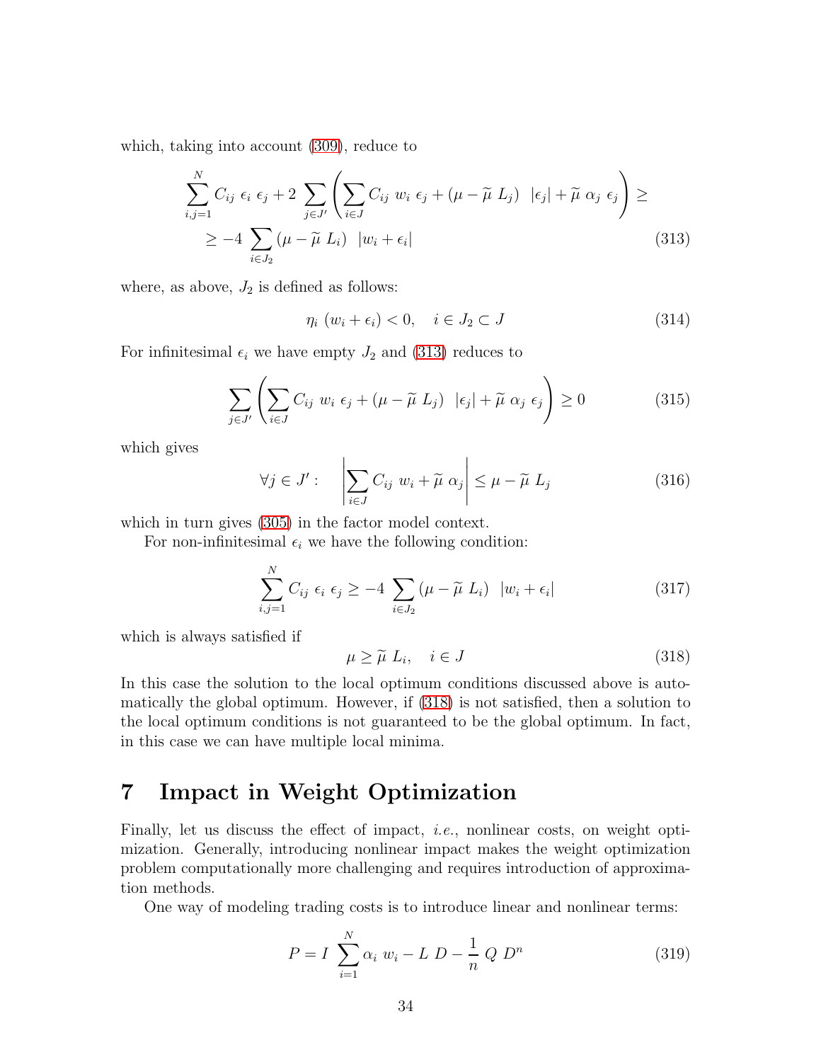which, taking into account (309), reduce to

$$\sum_{i,j=1}^{N} C_{ij}\ \epsilon_i\ \epsilon_j + 2\ \sum_{j \in J'} \left( \sum_{i \in J} C_{ij}\ w_i\ \epsilon_j + (\mu - \widetilde{\mu}\ L_j)\ \ |\epsilon_j| + \widetilde{\mu}\ \alpha_j\ \epsilon_j \right) \geq$$
$$\geq -4\ \sum_{i \in J_2} (\mu - \widetilde{\mu}\ L_i)\ \ |w_i + \epsilon_i| \tag{313}$$

where, as above, $J_2$ is defined as follows:

$$\eta_i\ (w_i + \epsilon_i) < 0, \quad i \in J_2 \subset J \tag{314}$$

For infinitesimal $\epsilon_i$ we have empty $J_2$ and (313) reduces to

$$\sum_{j \in J'} \left( \sum_{i \in J} C_{ij}\ w_i\ \epsilon_j + (\mu - \widetilde{\mu}\ L_j)\ \ |\epsilon_j| + \widetilde{\mu}\ \alpha_j\ \epsilon_j \right) \geq 0 \tag{315}$$

which gives

$$\forall j \in J' : \quad \left| \sum_{i \in J} C_{ij}\ w_i + \widetilde{\mu}\ \alpha_j \right| \leq \mu - \widetilde{\mu}\ L_j \tag{316}$$

which in turn gives (305) in the factor model context.

For non-infinitesimal $\epsilon_i$ we have the following condition:

$$\sum_{i,j=1}^{N} C_{ij}\ \epsilon_i\ \epsilon_j \geq -4\ \sum_{i \in J_2} (\mu - \widetilde{\mu}\ L_i)\ \ |w_i + \epsilon_i| \tag{317}$$

which is always satisfied if

$$\mu \geq \widetilde{\mu}\ L_i, \quad i \in J \tag{318}$$

In this case the solution to the local optimum conditions discussed above is automatically the global optimum. However, if (318) is not satisfied, then a solution to the local optimum conditions is not guaranteed to be the global optimum. In fact, in this case we can have multiple local minima.

# 7 Impact in Weight Optimization

Finally, let us discuss the effect of impact, *i.e.*, nonlinear costs, on weight optimization. Generally, introducing nonlinear impact makes the weight optimization problem computationally more challenging and requires introduction of approximation methods.

One way of modeling trading costs is to introduce linear and nonlinear terms:

$$P = I\ \sum_{i=1}^{N} \alpha_i\ w_i - L\ D - \frac{1}{n}\ Q\ D^n \tag{319}$$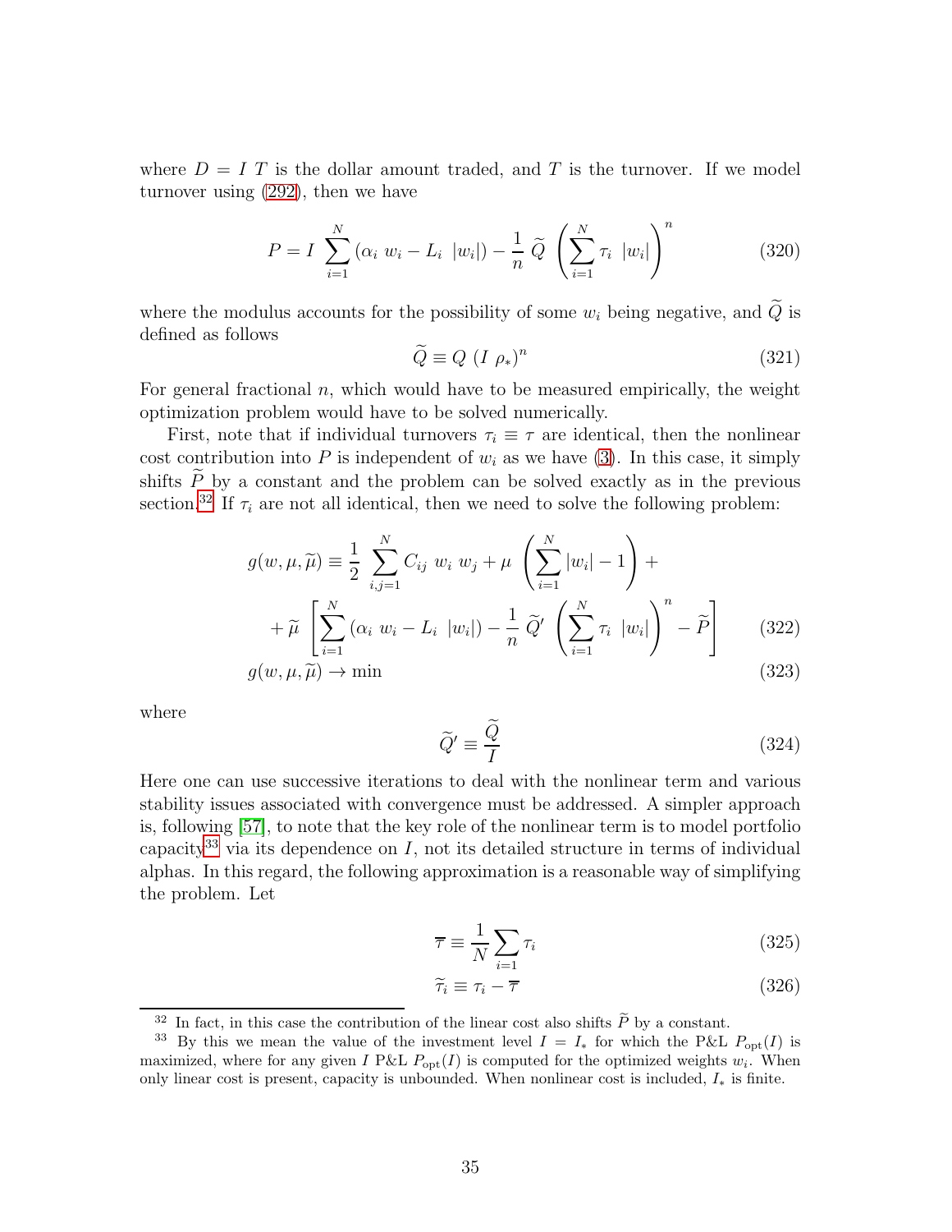where $D = I\ T$ is the dollar amount traded, and $T$ is the turnover. If we model turnover using (292), then we have

$$P = I \sum_{i=1}^{N} \left(\alpha_i\ w_i - L_i\ |w_i|\right) - \frac{1}{n}\ \widetilde{Q}\ \left(\sum_{i=1}^{N} \tau_i\ |w_i|\right)^n \tag{320}$$

where the modulus accounts for the possibility of some $w_i$ being negative, and $\widetilde{Q}$ is defined as follows

$$\widetilde{Q} \equiv Q\ (I\ \rho_*)^n \tag{321}$$

For general fractional $n$, which would have to be measured empirically, the weight optimization problem would have to be solved numerically.

First, note that if individual turnovers $\tau_i \equiv \tau$ are identical, then the nonlinear cost contribution into $P$ is independent of $w_i$ as we have (3). In this case, it simply shifts $\widetilde{P}$ by a constant and the problem can be solved exactly as in the previous section.[32] If $\tau_i$ are not all identical, then we need to solve the following problem:

$$\begin{aligned} g(w, \mu, \widetilde{\mu}) \equiv & \frac{1}{2} \sum_{i,j=1}^{N} C_{ij}\ w_i\ w_j + \mu\ \left(\sum_{i=1}^{N} |w_i| - 1\right) + \\ & + \widetilde{\mu}\ \left[\sum_{i=1}^{N} \left(\alpha_i\ w_i - L_i\ |w_i|\right) - \frac{1}{n}\ \widetilde{Q}'\ \left(\sum_{i=1}^{N} \tau_i\ |w_i|\right)^n - \widetilde{P}\right] \end{aligned} \tag{322}$$

$$g(w, \mu, \widetilde{\mu}) \rightarrow \min \tag{323}$$

where

$$\widetilde{Q}' \equiv \frac{\widetilde{Q}}{I} \tag{324}$$

Here one can use successive iterations to deal with the nonlinear term and various stability issues associated with convergence must be addressed. A simpler approach is, following [57], to note that the key role of the nonlinear term is to model portfolio capacity[33] via its dependence on $I$, not its detailed structure in terms of individual alphas. In this regard, the following approximation is a reasonable way of simplifying the problem. Let

$$\overline{\tau} \equiv \frac{1}{N} \sum_{i=1} \tau_i \tag{325}$$

$$\widetilde{\tau}_i \equiv \tau_i - \overline{\tau} \tag{326}$$

[32] In fact, in this case the contribution of the linear cost also shifts $\widetilde{P}$ by a constant.

[33] By this we mean the value of the investment level $I = I_*$ for which the P&L $P_{\rm opt}(I)$ is maximized, where for any given $I$ P&L $P_{\rm opt}(I)$ is computed for the optimized weights $w_i$. When only linear cost is present, capacity is unbounded. When nonlinear cost is included, $I_*$ is finite.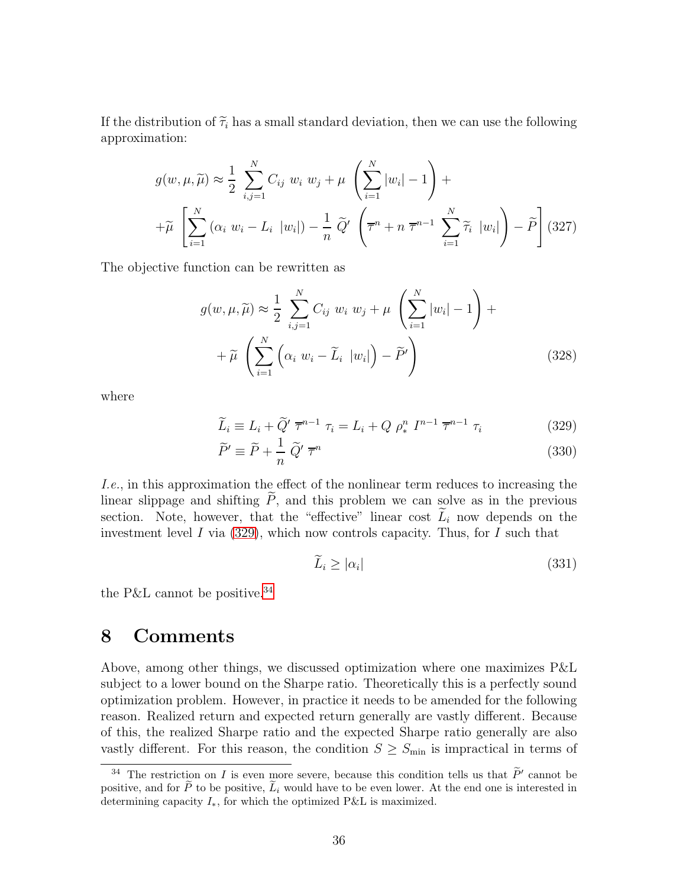If the distribution of $\widetilde{\tau}_i$ has a small standard deviation, then we can use the following approximation:

$$
\begin{aligned}
g(w,\mu,\widetilde{\mu}) \approx & \frac{1}{2} \sum_{i,j=1}^{N} C_{ij}\; w_i\; w_j + \mu \left(\sum_{i=1}^{N} |w_i| - 1\right) + \\
& + \widetilde{\mu} \left[\sum_{i=1}^{N} \left(\alpha_i\; w_i - L_i\; |w_i|\right) - \frac{1}{n}\; \widetilde{Q}' \left(\overline{\tau}^n + n\; \overline{\tau}^{n-1} \sum_{i=1}^{N} \widetilde{\tau}_i\; |w_i|\right) - \widetilde{P}\right]
\end{aligned} \tag{327}
$$

The objective function can be rewritten as

$$
\begin{aligned}
g(w,\mu,\widetilde{\mu}) \approx & \frac{1}{2} \sum_{i,j=1}^{N} C_{ij}\; w_i\; w_j + \mu \left(\sum_{i=1}^{N} |w_i| - 1\right) + \\
& + \widetilde{\mu} \left(\sum_{i=1}^{N} \left(\alpha_i\; w_i - \widetilde{L}_i\; |w_i|\right) - \widetilde{P}'\right)
\end{aligned} \tag{328}
$$

where

$$
\widetilde{L}_i \equiv L_i + \widetilde{Q}'\; \overline{\tau}^{n-1}\; \tau_i = L_i + Q\; \rho_*^n\; I^{n-1}\; \overline{\tau}^{n-1}\; \tau_i \tag{329}
$$

$$
\widetilde{P}' \equiv \widetilde{P} + \frac{1}{n}\; \widetilde{Q}'\; \overline{\tau}^n \tag{330}
$$

*I.e.*, in this approximation the effect of the nonlinear term reduces to increasing the linear slippage and shifting $\widetilde{P}$, and this problem we can solve as in the previous section. Note, however, that the "effective" linear cost $\widetilde{L}_i$ now depends on the investment level $I$ via (329), which now controls capacity. Thus, for $I$ such that

$$
\widetilde{L}_i \geq |\alpha_i| \tag{331}
$$

the P&L cannot be positive.[34]

# 8 Comments

Above, among other things, we discussed optimization where one maximizes P&L subject to a lower bound on the Sharpe ratio. Theoretically this is a perfectly sound optimization problem. However, in practice it needs to be amended for the following reason. Realized return and expected return generally are vastly different. Because of this, the realized Sharpe ratio and the expected Sharpe ratio generally are also vastly different. For this reason, the condition $S \geq S_{\min}$ is impractical in terms of

[34] The restriction on $I$ is even more severe, because this condition tells us that $\widetilde{P}'$ cannot be positive, and for $\widetilde{P}$ to be positive, $\widetilde{L}_i$ would have to be even lower. At the end one is interested in determining capacity $I_*$, for which the optimized P&L is maximized.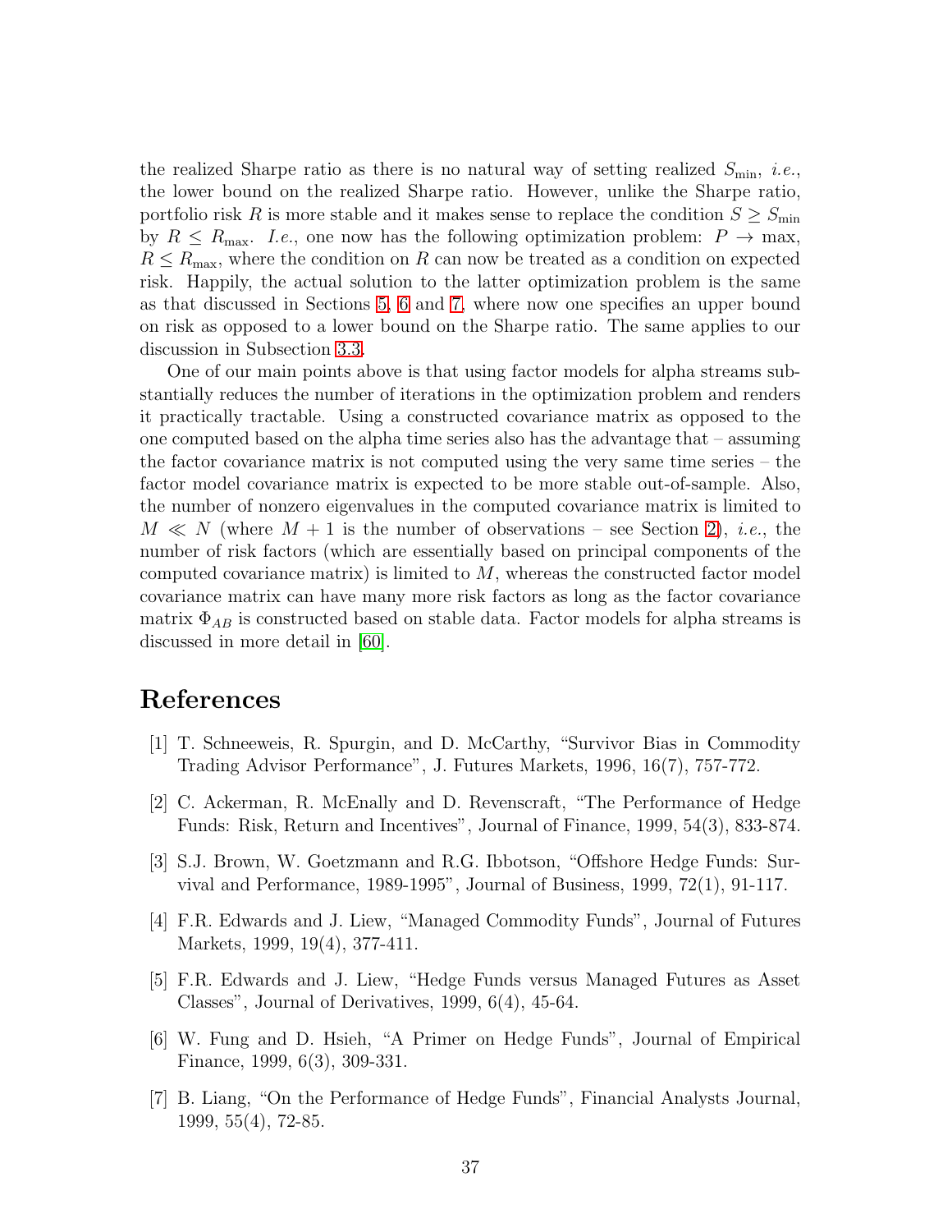the realized Sharpe ratio as there is no natural way of setting realized $S_{\min}$, *i.e.*, the lower bound on the realized Sharpe ratio. However, unlike the Sharpe ratio, portfolio risk $R$ is more stable and it makes sense to replace the condition $S \geq S_{\min}$ by $R \leq R_{\max}$. *I.e.*, one now has the following optimization problem: $P \rightarrow \max$, $R \leq R_{\max}$, where the condition on $R$ can now be treated as a condition on expected risk. Happily, the actual solution to the latter optimization problem is the same as that discussed in Sections 5, 6 and 7, where now one specifies an upper bound on risk as opposed to a lower bound on the Sharpe ratio. The same applies to our discussion in Subsection 3.3.

One of our main points above is that using factor models for alpha streams substantially reduces the number of iterations in the optimization problem and renders it practically tractable. Using a constructed covariance matrix as opposed to the one computed based on the alpha time series also has the advantage that – assuming the factor covariance matrix is not computed using the very same time series – the factor model covariance matrix is expected to be more stable out-of-sample. Also, the number of nonzero eigenvalues in the computed covariance matrix is limited to $M \ll N$ (where $M + 1$ is the number of observations – see Section 2), *i.e.*, the number of risk factors (which are essentially based on principal components of the computed covariance matrix) is limited to $M$, whereas the constructed factor model covariance matrix can have many more risk factors as long as the factor covariance matrix $\Phi_{AB}$ is constructed based on stable data. Factor models for alpha streams is discussed in more detail in [60].

# References

[1] T. Schneeweis, R. Spurgin, and D. McCarthy, "Survivor Bias in Commodity Trading Advisor Performance", J. Futures Markets, 1996, 16(7), 757-772.

[2] C. Ackerman, R. McEnally and D. Revenscraft, "The Performance of Hedge Funds: Risk, Return and Incentives", Journal of Finance, 1999, 54(3), 833-874.

[3] S.J. Brown, W. Goetzmann and R.G. Ibbotson, "Offshore Hedge Funds: Survival and Performance, 1989-1995", Journal of Business, 1999, 72(1), 91-117.

[4] F.R. Edwards and J. Liew, "Managed Commodity Funds", Journal of Futures Markets, 1999, 19(4), 377-411.

[5] F.R. Edwards and J. Liew, "Hedge Funds versus Managed Futures as Asset Classes", Journal of Derivatives, 1999, 6(4), 45-64.

[6] W. Fung and D. Hsieh, "A Primer on Hedge Funds", Journal of Empirical Finance, 1999, 6(3), 309-331.

[7] B. Liang, "On the Performance of Hedge Funds", Financial Analysts Journal, 1999, 55(4), 72-85.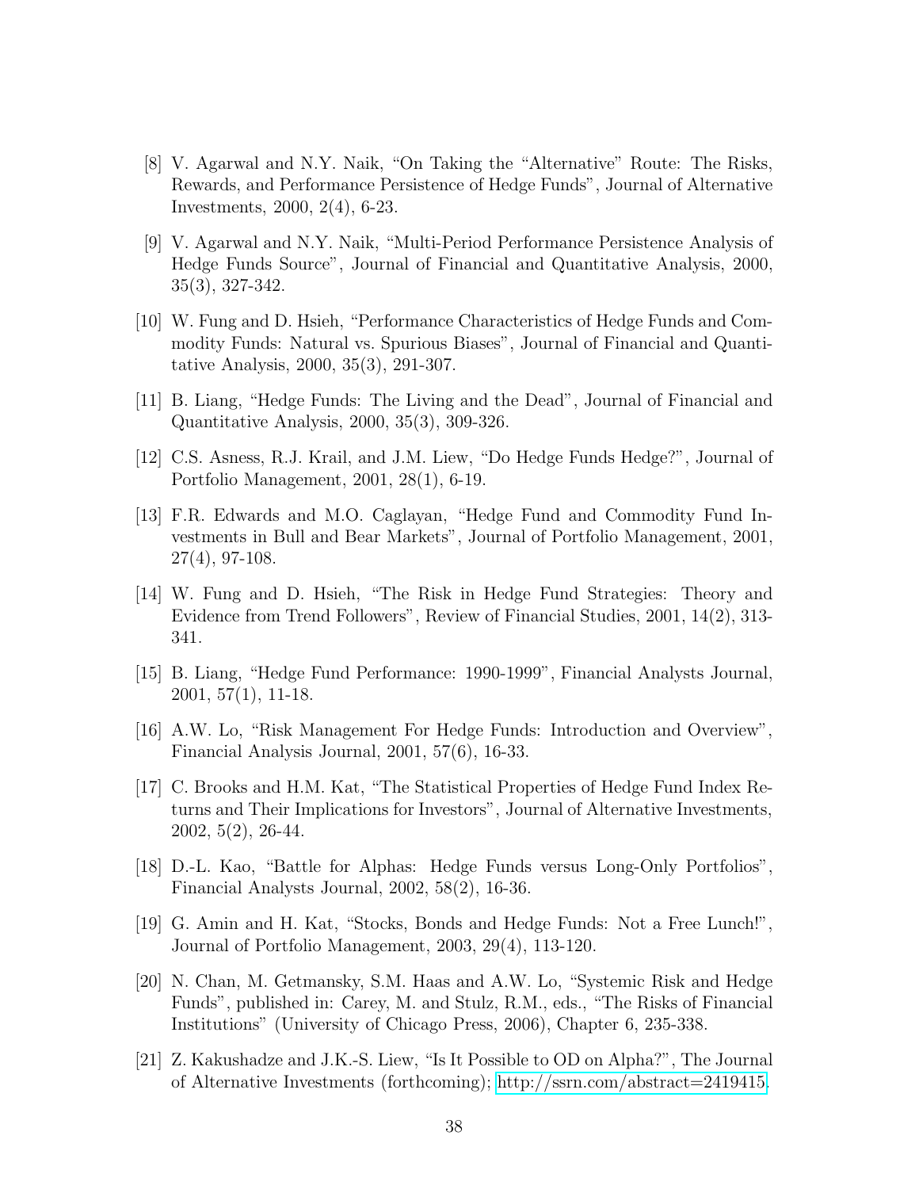[8] V. Agarwal and N.Y. Naik, "On Taking the "Alternative" Route: The Risks, Rewards, and Performance Persistence of Hedge Funds", Journal of Alternative Investments, 2000, 2(4), 6-23.

[9] V. Agarwal and N.Y. Naik, "Multi-Period Performance Persistence Analysis of Hedge Funds Source", Journal of Financial and Quantitative Analysis, 2000, 35(3), 327-342.

[10] W. Fung and D. Hsieh, "Performance Characteristics of Hedge Funds and Commodity Funds: Natural vs. Spurious Biases", Journal of Financial and Quantitative Analysis, 2000, 35(3), 291-307.

[11] B. Liang, "Hedge Funds: The Living and the Dead", Journal of Financial and Quantitative Analysis, 2000, 35(3), 309-326.

[12] C.S. Asness, R.J. Krail, and J.M. Liew, "Do Hedge Funds Hedge?", Journal of Portfolio Management, 2001, 28(1), 6-19.

[13] F.R. Edwards and M.O. Caglayan, "Hedge Fund and Commodity Fund Investments in Bull and Bear Markets", Journal of Portfolio Management, 2001, 27(4), 97-108.

[14] W. Fung and D. Hsieh, "The Risk in Hedge Fund Strategies: Theory and Evidence from Trend Followers", Review of Financial Studies, 2001, 14(2), 313-341.

[15] B. Liang, "Hedge Fund Performance: 1990-1999", Financial Analysts Journal, 2001, 57(1), 11-18.

[16] A.W. Lo, "Risk Management For Hedge Funds: Introduction and Overview", Financial Analysis Journal, 2001, 57(6), 16-33.

[17] C. Brooks and H.M. Kat, "The Statistical Properties of Hedge Fund Index Returns and Their Implications for Investors", Journal of Alternative Investments, 2002, 5(2), 26-44.

[18] D.-L. Kao, "Battle for Alphas: Hedge Funds versus Long-Only Portfolios", Financial Analysts Journal, 2002, 58(2), 16-36.

[19] G. Amin and H. Kat, "Stocks, Bonds and Hedge Funds: Not a Free Lunch!", Journal of Portfolio Management, 2003, 29(4), 113-120.

[20] N. Chan, M. Getmansky, S.M. Haas and A.W. Lo, "Systemic Risk and Hedge Funds", published in: Carey, M. and Stulz, R.M., eds., "The Risks of Financial Institutions" (University of Chicago Press, 2006), Chapter 6, 235-338.

[21] Z. Kakushadze and J.K.-S. Liew, "Is It Possible to OD on Alpha?", The Journal of Alternative Investments (forthcoming); http://ssrn.com/abstract=2419415.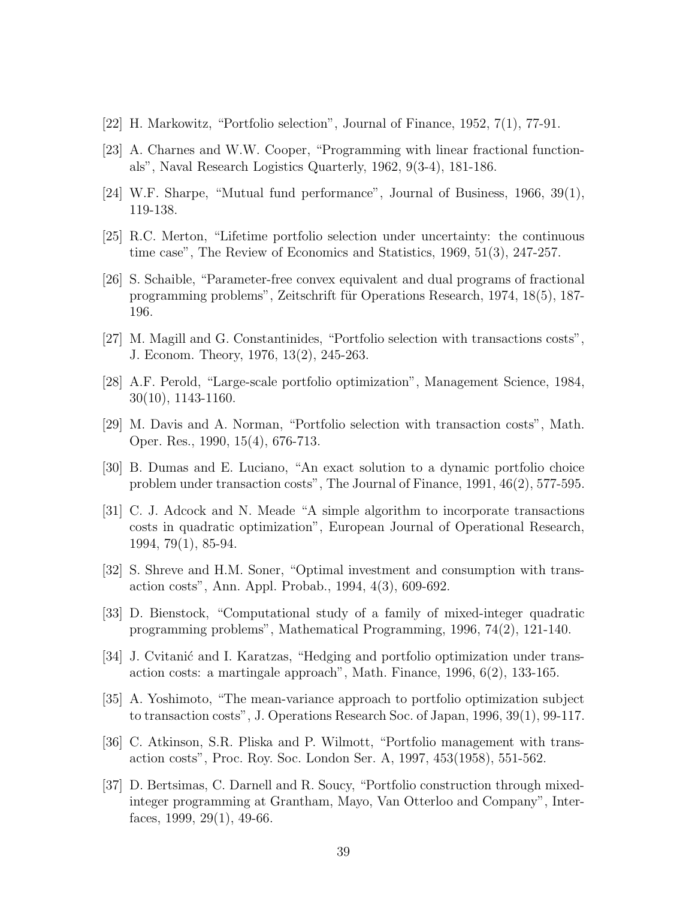[22] H. Markowitz, “Portfolio selection”, Journal of Finance, 1952, 7(1), 77-91.

[23] A. Charnes and W.W. Cooper, “Programming with linear fractional functionals”, Naval Research Logistics Quarterly, 1962, 9(3-4), 181-186.

[24] W.F. Sharpe, “Mutual fund performance”, Journal of Business, 1966, 39(1), 119-138.

[25] R.C. Merton, “Lifetime portfolio selection under uncertainty: the continuous time case”, The Review of Economics and Statistics, 1969, 51(3), 247-257.

[26] S. Schaible, “Parameter-free convex equivalent and dual programs of fractional programming problems”, Zeitschrift für Operations Research, 1974, 18(5), 187-196.

[27] M. Magill and G. Constantinides, “Portfolio selection with transactions costs”, J. Econom. Theory, 1976, 13(2), 245-263.

[28] A.F. Perold, “Large-scale portfolio optimization”, Management Science, 1984, 30(10), 1143-1160.

[29] M. Davis and A. Norman, “Portfolio selection with transaction costs”, Math. Oper. Res., 1990, 15(4), 676-713.

[30] B. Dumas and E. Luciano, “An exact solution to a dynamic portfolio choice problem under transaction costs”, The Journal of Finance, 1991, 46(2), 577-595.

[31] C. J. Adcock and N. Meade “A simple algorithm to incorporate transactions costs in quadratic optimization”, European Journal of Operational Research, 1994, 79(1), 85-94.

[32] S. Shreve and H.M. Soner, “Optimal investment and consumption with transaction costs”, Ann. Appl. Probab., 1994, 4(3), 609-692.

[33] D. Bienstock, “Computational study of a family of mixed-integer quadratic programming problems”, Mathematical Programming, 1996, 74(2), 121-140.

[34] J. Cvitanić and I. Karatzas, “Hedging and portfolio optimization under transaction costs: a martingale approach”, Math. Finance, 1996, 6(2), 133-165.

[35] A. Yoshimoto, “The mean-variance approach to portfolio optimization subject to transaction costs”, J. Operations Research Soc. of Japan, 1996, 39(1), 99-117.

[36] C. Atkinson, S.R. Pliska and P. Wilmott, “Portfolio management with transaction costs”, Proc. Roy. Soc. London Ser. A, 1997, 453(1958), 551-562.

[37] D. Bertsimas, C. Darnell and R. Soucy, “Portfolio construction through mixed-integer programming at Grantham, Mayo, Van Otterloo and Company”, Interfaces, 1999, 29(1), 49-66.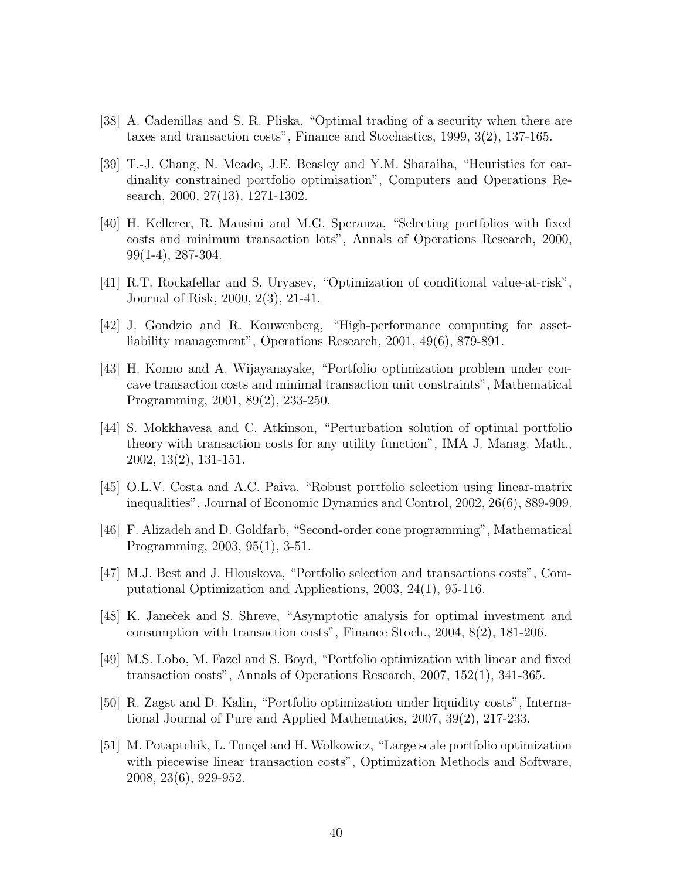[38] A. Cadenillas and S. R. Pliska, "Optimal trading of a security when there are taxes and transaction costs", Finance and Stochastics, 1999, 3(2), 137-165.

[39] T.-J. Chang, N. Meade, J.E. Beasley and Y.M. Sharaiha, "Heuristics for cardinality constrained portfolio optimisation", Computers and Operations Research, 2000, 27(13), 1271-1302.

[40] H. Kellerer, R. Mansini and M.G. Speranza, "Selecting portfolios with fixed costs and minimum transaction lots", Annals of Operations Research, 2000, 99(1-4), 287-304.

[41] R.T. Rockafellar and S. Uryasev, "Optimization of conditional value-at-risk", Journal of Risk, 2000, 2(3), 21-41.

[42] J. Gondzio and R. Kouwenberg, "High-performance computing for asset-liability management", Operations Research, 2001, 49(6), 879-891.

[43] H. Konno and A. Wijayanayake, "Portfolio optimization problem under concave transaction costs and minimal transaction unit constraints", Mathematical Programming, 2001, 89(2), 233-250.

[44] S. Mokkhavesa and C. Atkinson, "Perturbation solution of optimal portfolio theory with transaction costs for any utility function", IMA J. Manag. Math., 2002, 13(2), 131-151.

[45] O.L.V. Costa and A.C. Paiva, "Robust portfolio selection using linear-matrix inequalities", Journal of Economic Dynamics and Control, 2002, 26(6), 889-909.

[46] F. Alizadeh and D. Goldfarb, "Second-order cone programming", Mathematical Programming, 2003, 95(1), 3-51.

[47] M.J. Best and J. Hlouskova, "Portfolio selection and transactions costs", Computational Optimization and Applications, 2003, 24(1), 95-116.

[48] K. Janeček and S. Shreve, "Asymptotic analysis for optimal investment and consumption with transaction costs", Finance Stoch., 2004, 8(2), 181-206.

[49] M.S. Lobo, M. Fazel and S. Boyd, "Portfolio optimization with linear and fixed transaction costs", Annals of Operations Research, 2007, 152(1), 341-365.

[50] R. Zagst and D. Kalin, "Portfolio optimization under liquidity costs", International Journal of Pure and Applied Mathematics, 2007, 39(2), 217-233.

[51] M. Potaptchik, L. Tunçel and H. Wolkowicz, "Large scale portfolio optimization with piecewise linear transaction costs", Optimization Methods and Software, 2008, 23(6), 929-952.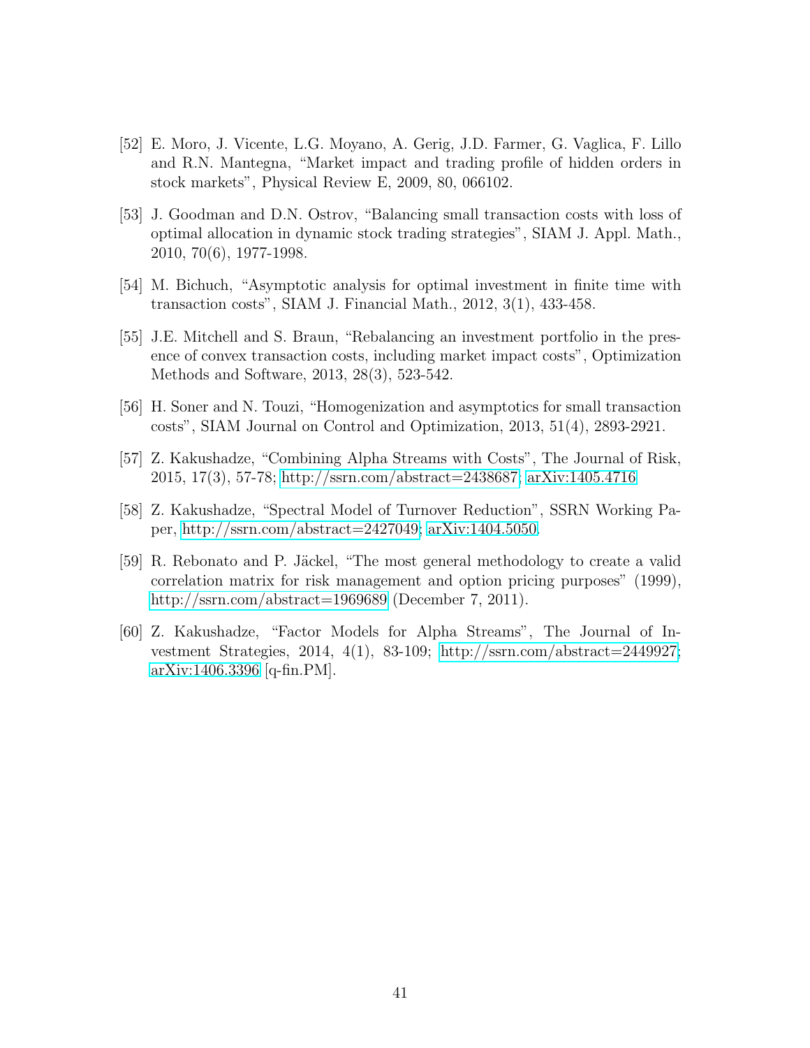[52] E. Moro, J. Vicente, L.G. Moyano, A. Gerig, J.D. Farmer, G. Vaglica, F. Lillo and R.N. Mantegna, "Market impact and trading profile of hidden orders in stock markets", Physical Review E, 2009, 80, 066102.

[53] J. Goodman and D.N. Ostrov, "Balancing small transaction costs with loss of optimal allocation in dynamic stock trading strategies", SIAM J. Appl. Math., 2010, 70(6), 1977-1998.

[54] M. Bichuch, "Asymptotic analysis for optimal investment in finite time with transaction costs", SIAM J. Financial Math., 2012, 3(1), 433-458.

[55] J.E. Mitchell and S. Braun, "Rebalancing an investment portfolio in the presence of convex transaction costs, including market impact costs", Optimization Methods and Software, 2013, 28(3), 523-542.

[56] H. Soner and N. Touzi, "Homogenization and asymptotics for small transaction costs", SIAM Journal on Control and Optimization, 2013, 51(4), 2893-2921.

[57] Z. Kakushadze, "Combining Alpha Streams with Costs", The Journal of Risk, 2015, 17(3), 57-78; http://ssrn.com/abstract=2438687; arXiv:1405.4716.

[58] Z. Kakushadze, "Spectral Model of Turnover Reduction", SSRN Working Paper, http://ssrn.com/abstract=2427049; arXiv:1404.5050.

[59] R. Rebonato and P. Jäckel, "The most general methodology to create a valid correlation matrix for risk management and option pricing purposes" (1999), http://ssrn.com/abstract=1969689 (December 7, 2011).

[60] Z. Kakushadze, "Factor Models for Alpha Streams", The Journal of Investment Strategies, 2014, 4(1), 83-109; http://ssrn.com/abstract=2449927; arXiv:1406.3396 [q-fin.PM].